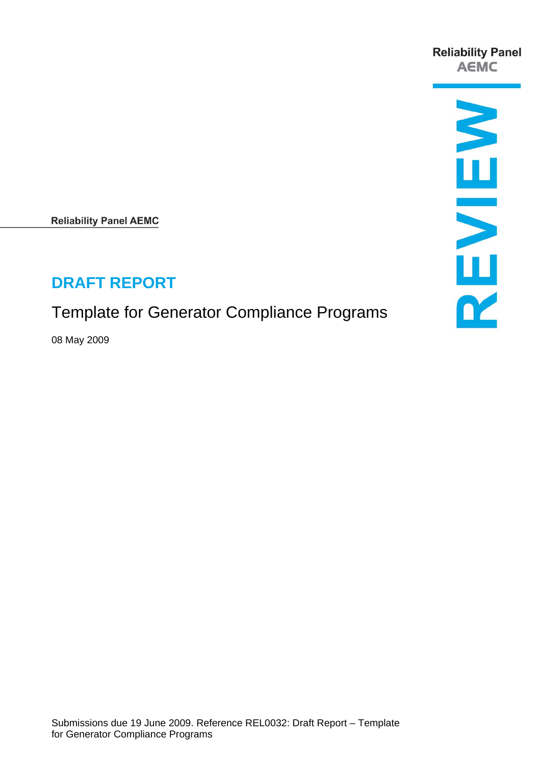Reliability Panel
AEMC

REVIEW

Reliability Panel AEMC

# DRAFT REPORT

## Template for Generator Compliance Programs

08 May 2009

Submissions due 19 June 2009. Reference REL0032: Draft Report – Template for Generator Compliance Programs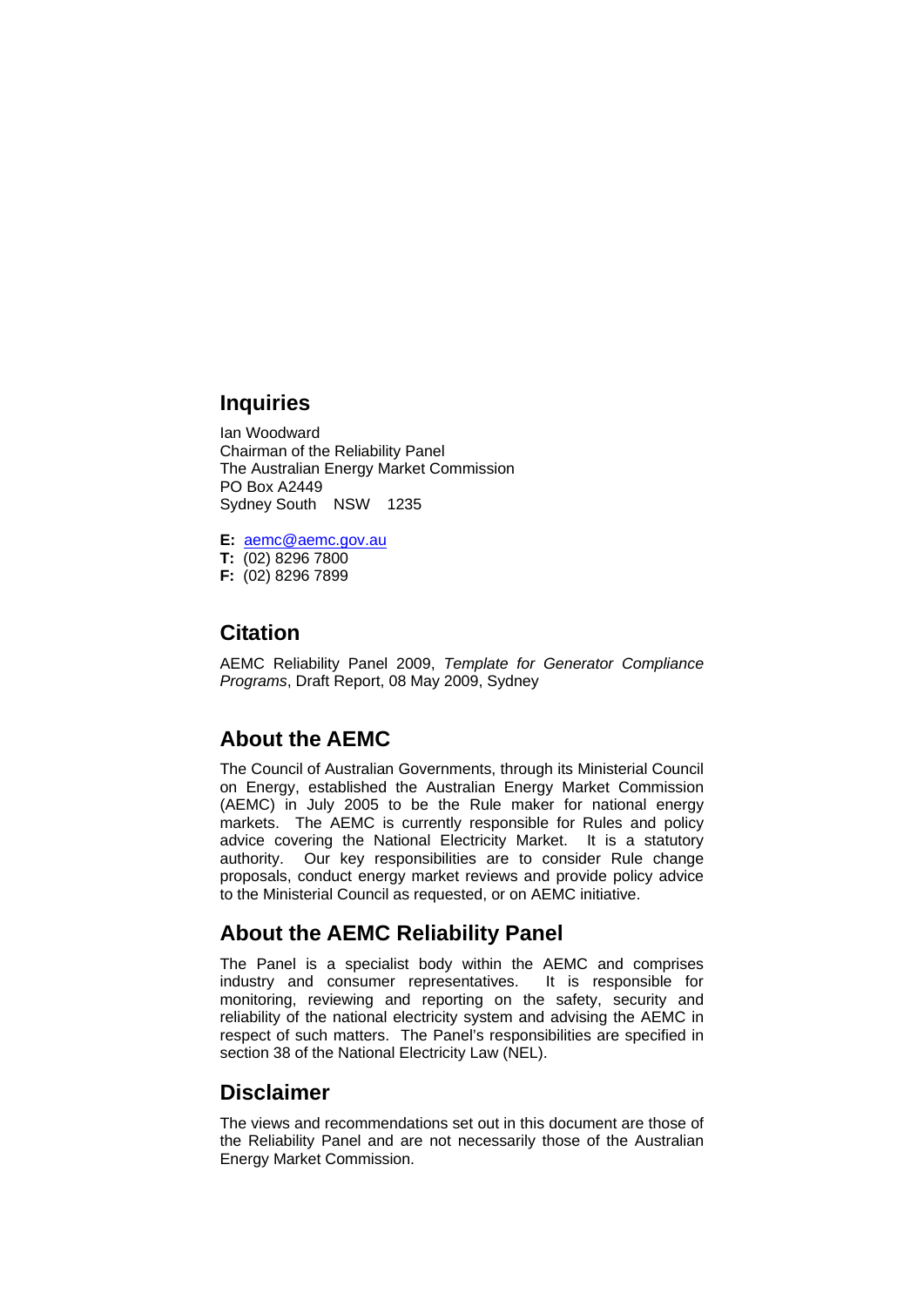## Inquiries

Ian Woodward
Chairman of the Reliability Panel
The Australian Energy Market Commission
PO Box A2449
Sydney South NSW 1235

**E:** aemc@aemc.gov.au
**T:** (02) 8296 7800
**F:** (02) 8296 7899

## Citation

AEMC Reliability Panel 2009, *Template for Generator Compliance Programs*, Draft Report, 08 May 2009, Sydney

## About the AEMC

The Council of Australian Governments, through its Ministerial Council on Energy, established the Australian Energy Market Commission (AEMC) in July 2005 to be the Rule maker for national energy markets. The AEMC is currently responsible for Rules and policy advice covering the National Electricity Market. It is a statutory authority. Our key responsibilities are to consider Rule change proposals, conduct energy market reviews and provide policy advice to the Ministerial Council as requested, or on AEMC initiative.

## About the AEMC Reliability Panel

The Panel is a specialist body within the AEMC and comprises industry and consumer representatives. It is responsible for monitoring, reviewing and reporting on the safety, security and reliability of the national electricity system and advising the AEMC in respect of such matters. The Panel's responsibilities are specified in section 38 of the National Electricity Law (NEL).

## Disclaimer

The views and recommendations set out in this document are those of the Reliability Panel and are not necessarily those of the Australian Energy Market Commission.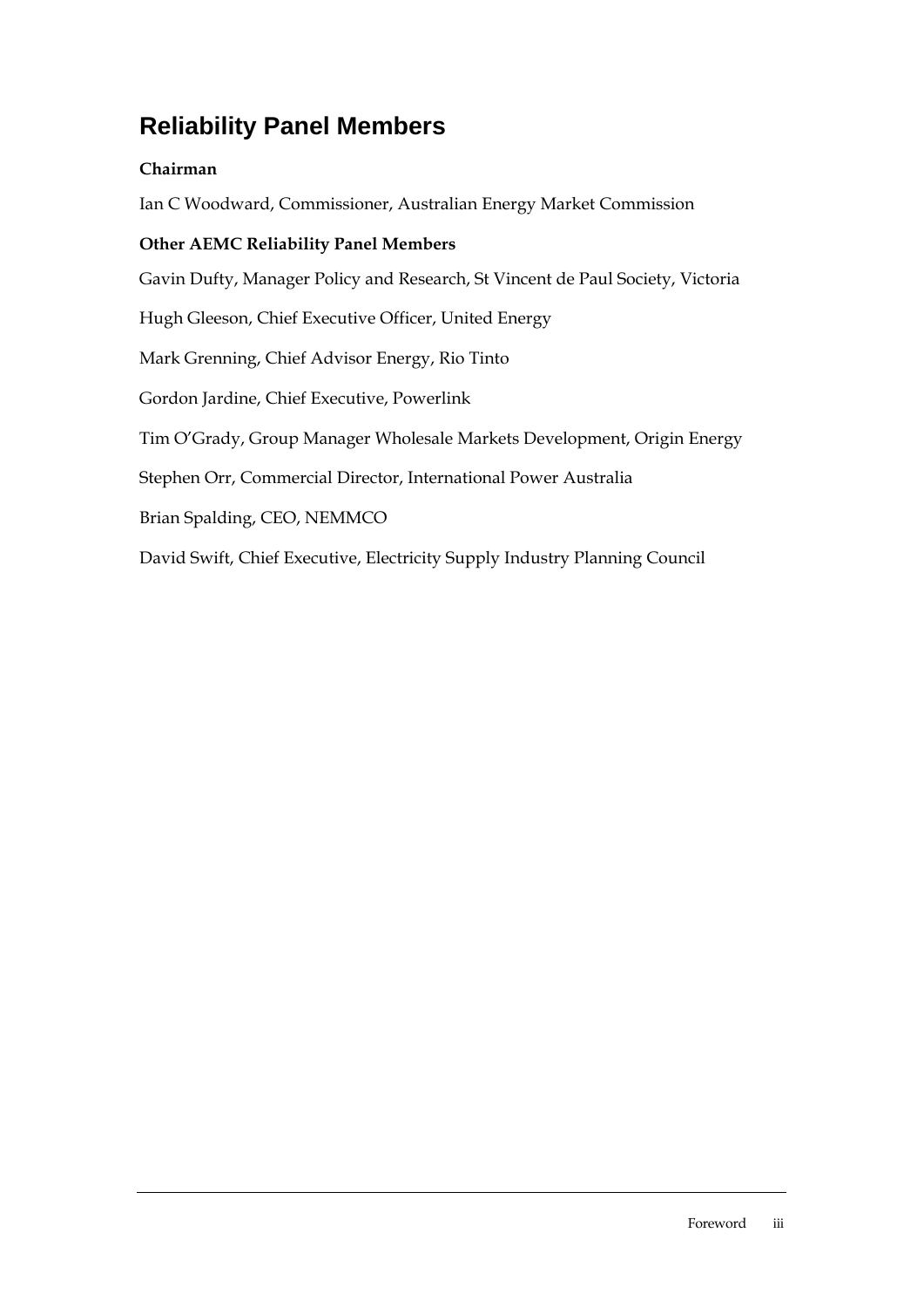## Reliability Panel Members

**Chairman**

Ian C Woodward, Commissioner, Australian Energy Market Commission

**Other AEMC Reliability Panel Members**

Gavin Dufty, Manager Policy and Research, St Vincent de Paul Society, Victoria

Hugh Gleeson, Chief Executive Officer, United Energy

Mark Grenning, Chief Advisor Energy, Rio Tinto

Gordon Jardine, Chief Executive, Powerlink

Tim O'Grady, Group Manager Wholesale Markets Development, Origin Energy

Stephen Orr, Commercial Director, International Power Australia

Brian Spalding, CEO, NEMMCO

David Swift, Chief Executive, Electricity Supply Industry Planning Council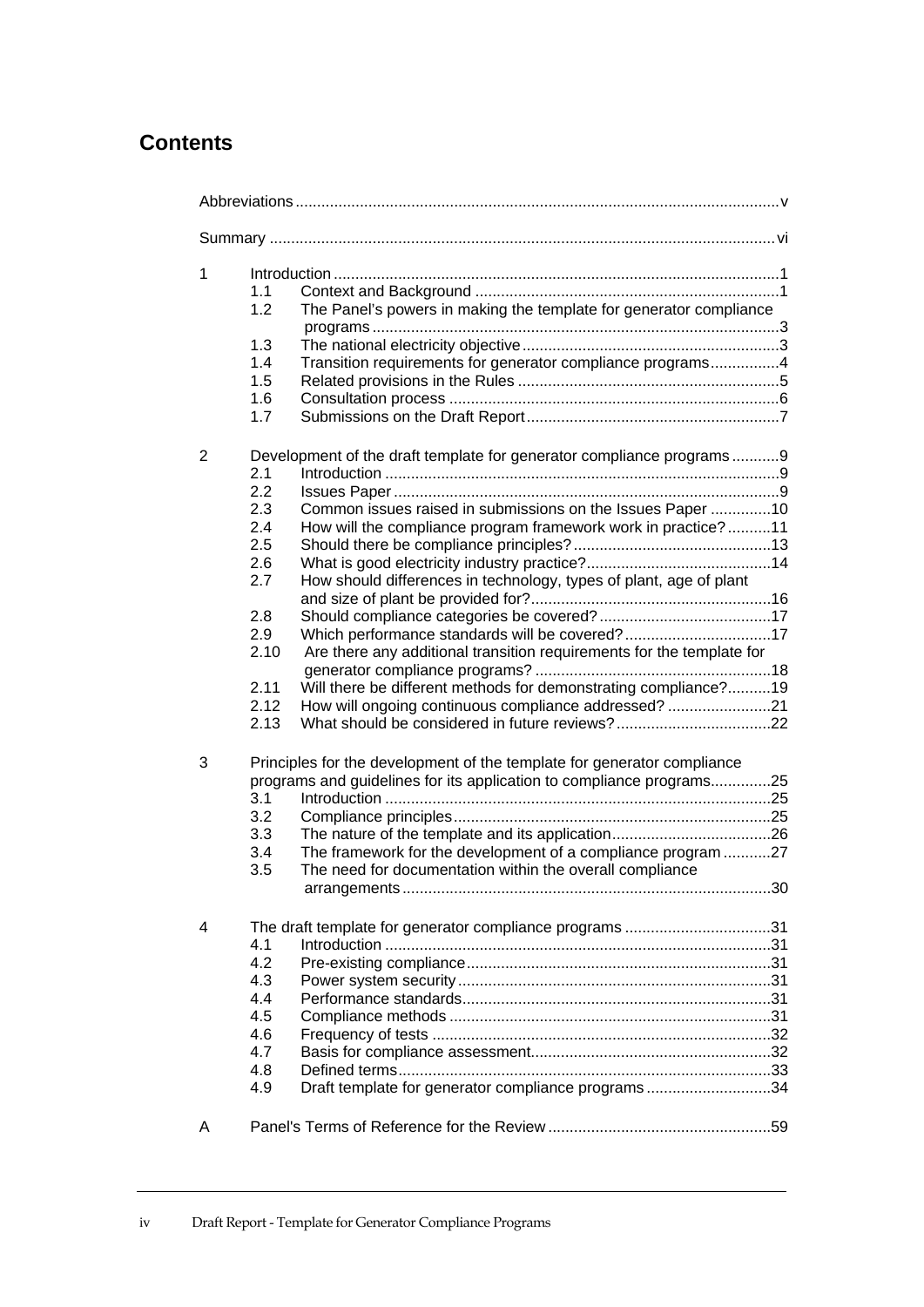# Contents

Abbreviations ..... v

Summary ..... vi

1 Introduction ..... 1
- 1.1 Context and Background ..... 1
- 1.2 The Panel's powers in making the template for generator compliance programs ..... 3
- 1.3 The national electricity objective ..... 3
- 1.4 Transition requirements for generator compliance programs ..... 4
- 1.5 Related provisions in the Rules ..... 5
- 1.6 Consultation process ..... 6
- 1.7 Submissions on the Draft Report ..... 7

2 Development of the draft template for generator compliance programs ..... 9
- 2.1 Introduction ..... 9
- 2.2 Issues Paper ..... 9
- 2.3 Common issues raised in submissions on the Issues Paper ..... 10
- 2.4 How will the compliance program framework work in practice? ..... 11
- 2.5 Should there be compliance principles? ..... 13
- 2.6 What is good electricity industry practice? ..... 14
- 2.7 How should differences in technology, types of plant, age of plant and size of plant be provided for? ..... 16
- 2.8 Should compliance categories be covered? ..... 17
- 2.9 Which performance standards will be covered? ..... 17
- 2.10 Are there any additional transition requirements for the template for generator compliance programs? ..... 18
- 2.11 Will there be different methods for demonstrating compliance? ..... 19
- 2.12 How will ongoing continuous compliance addressed? ..... 21
- 2.13 What should be considered in future reviews? ..... 22

3 Principles for the development of the template for generator compliance programs and guidelines for its application to compliance programs ..... 25
- 3.1 Introduction ..... 25
- 3.2 Compliance principles ..... 25
- 3.3 The nature of the template and its application ..... 26
- 3.4 The framework for the development of a compliance program ..... 27
- 3.5 The need for documentation within the overall compliance arrangements ..... 30

4 The draft template for generator compliance programs ..... 31
- 4.1 Introduction ..... 31
- 4.2 Pre-existing compliance ..... 31
- 4.3 Power system security ..... 31
- 4.4 Performance standards ..... 31
- 4.5 Compliance methods ..... 31
- 4.6 Frequency of tests ..... 32
- 4.7 Basis for compliance assessment ..... 32
- 4.8 Defined terms ..... 33
- 4.9 Draft template for generator compliance programs ..... 34

A Panel's Terms of Reference for the Review ..... 59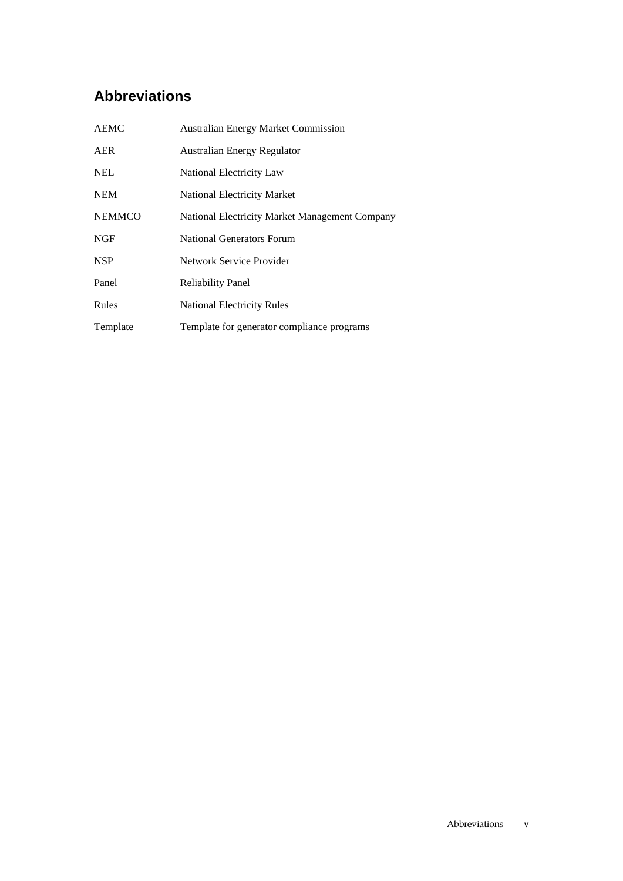## Abbreviations

| | |
|---|---|
| AEMC | Australian Energy Market Commission |
| AER | Australian Energy Regulator |
| NEL | National Electricity Law |
| NEM | National Electricity Market |
| NEMMCO | National Electricity Market Management Company |
| NGF | National Generators Forum |
| NSP | Network Service Provider |
| Panel | Reliability Panel |
| Rules | National Electricity Rules |
| Template | Template for generator compliance programs |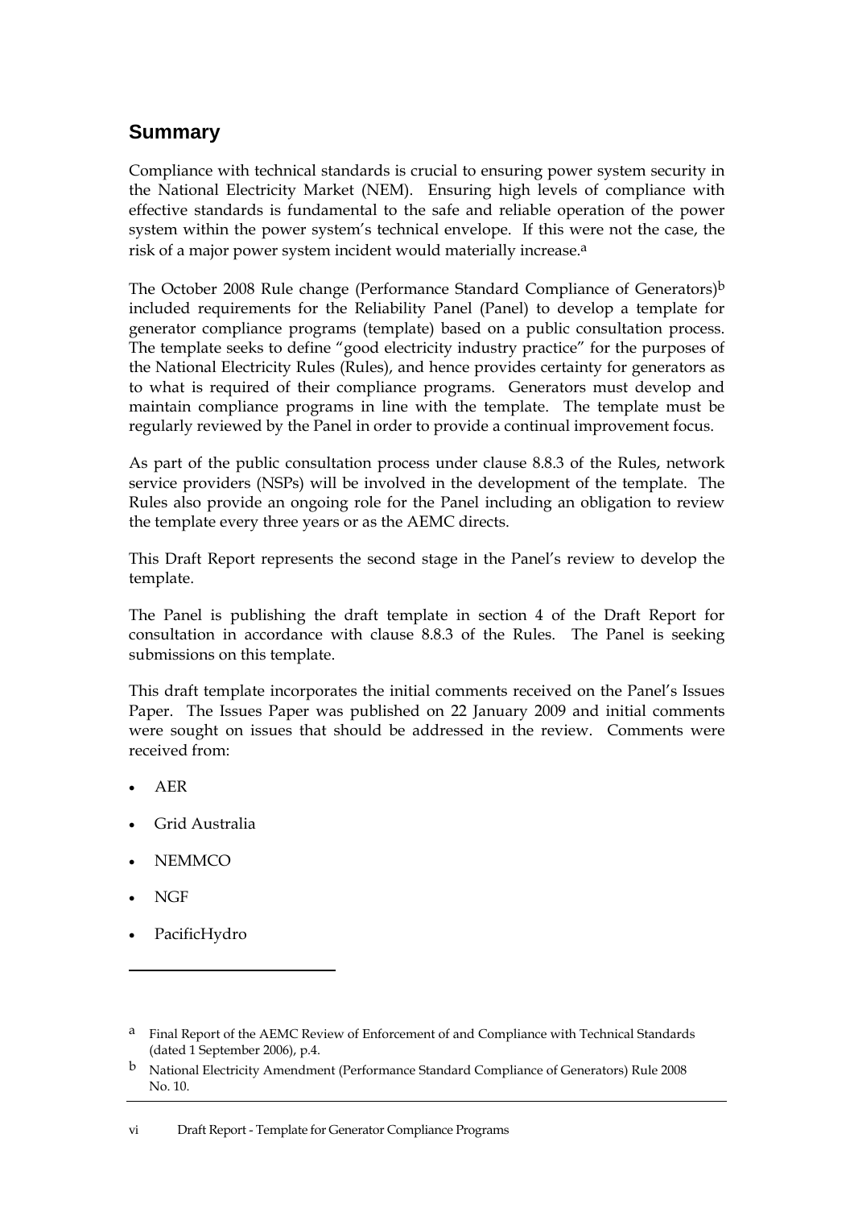## Summary

Compliance with technical standards is crucial to ensuring power system security in the National Electricity Market (NEM). Ensuring high levels of compliance with effective standards is fundamental to the safe and reliable operation of the power system within the power system's technical envelope. If this were not the case, the risk of a major power system incident would materially increase.[a]

The October 2008 Rule change (Performance Standard Compliance of Generators)[b] included requirements for the Reliability Panel (Panel) to develop a template for generator compliance programs (template) based on a public consultation process. The template seeks to define "good electricity industry practice" for the purposes of the National Electricity Rules (Rules), and hence provides certainty for generators as to what is required of their compliance programs. Generators must develop and maintain compliance programs in line with the template. The template must be regularly reviewed by the Panel in order to provide a continual improvement focus.

As part of the public consultation process under clause 8.8.3 of the Rules, network service providers (NSPs) will be involved in the development of the template. The Rules also provide an ongoing role for the Panel including an obligation to review the template every three years or as the AEMC directs.

This Draft Report represents the second stage in the Panel's review to develop the template.

The Panel is publishing the draft template in section 4 of the Draft Report for consultation in accordance with clause 8.8.3 of the Rules. The Panel is seeking submissions on this template.

This draft template incorporates the initial comments received on the Panel's Issues Paper. The Issues Paper was published on 22 January 2009 and initial comments were sought on issues that should be addressed in the review. Comments were received from:

- AER
- Grid Australia
- NEMMCO
- NGF
- PacificHydro

---

[a] Final Report of the AEMC Review of Enforcement of and Compliance with Technical Standards (dated 1 September 2006), p.4.

[b] National Electricity Amendment (Performance Standard Compliance of Generators) Rule 2008 No. 10.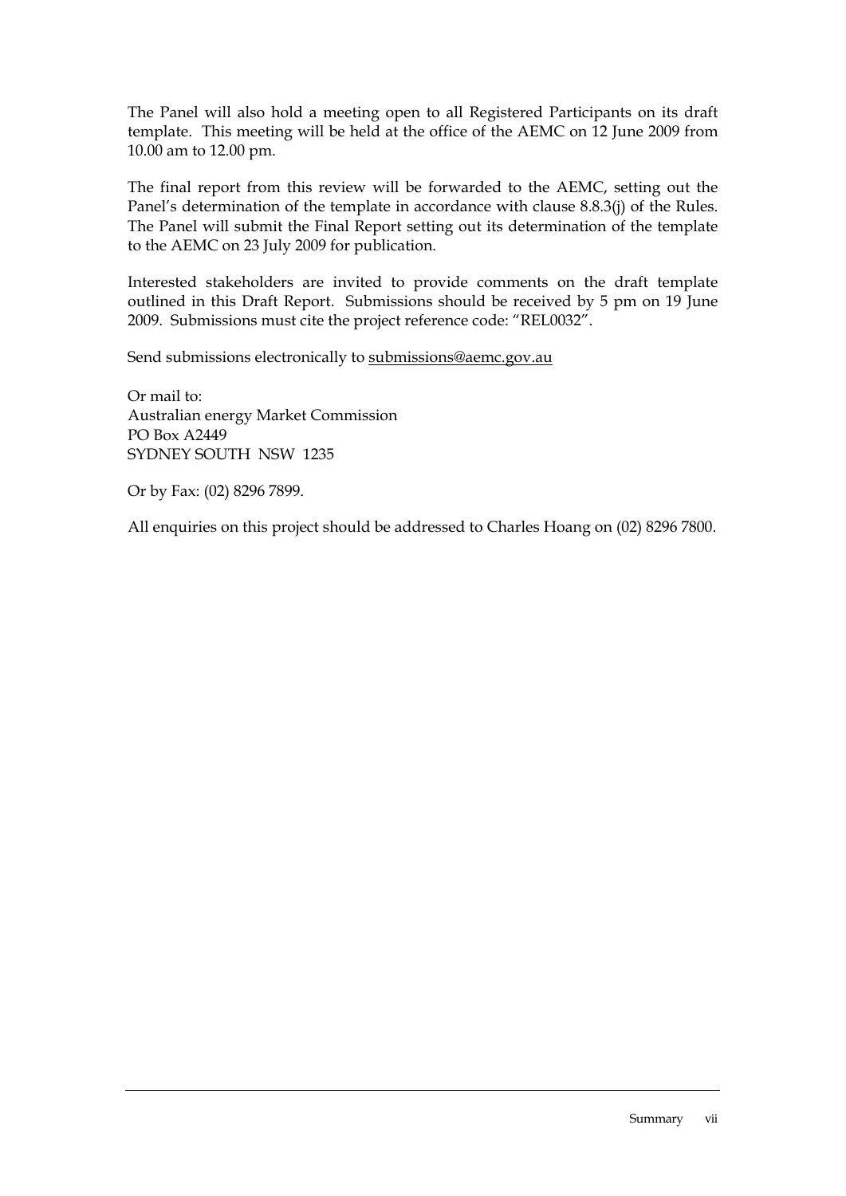The Panel will also hold a meeting open to all Registered Participants on its draft template. This meeting will be held at the office of the AEMC on 12 June 2009 from 10.00 am to 12.00 pm.

The final report from this review will be forwarded to the AEMC, setting out the Panel's determination of the template in accordance with clause 8.8.3(j) of the Rules. The Panel will submit the Final Report setting out its determination of the template to the AEMC on 23 July 2009 for publication.

Interested stakeholders are invited to provide comments on the draft template outlined in this Draft Report. Submissions should be received by 5 pm on 19 June 2009. Submissions must cite the project reference code: "REL0032".

Send submissions electronically to submissions@aemc.gov.au

Or mail to:
Australian energy Market Commission
PO Box A2449
SYDNEY SOUTH NSW 1235

Or by Fax: (02) 8296 7899.

All enquiries on this project should be addressed to Charles Hoang on (02) 8296 7800.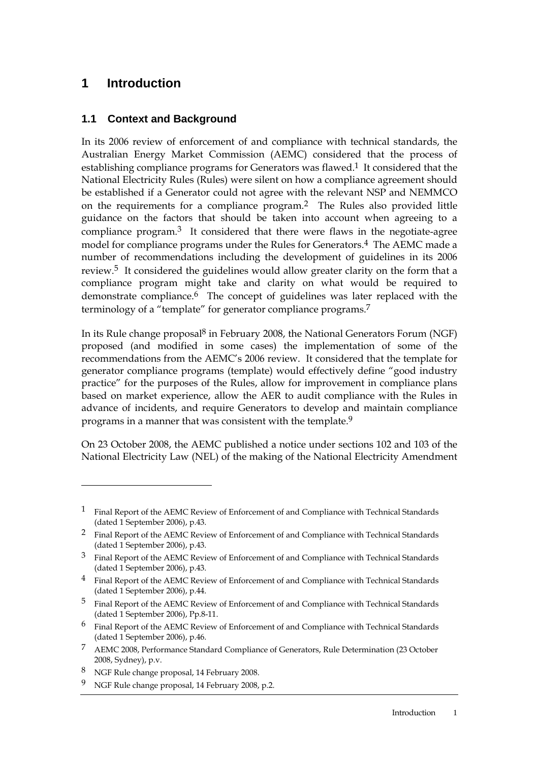# 1 Introduction

## 1.1 Context and Background

In its 2006 review of enforcement of and compliance with technical standards, the Australian Energy Market Commission (AEMC) considered that the process of establishing compliance programs for Generators was flawed.[1] It considered that the National Electricity Rules (Rules) were silent on how a compliance agreement should be established if a Generator could not agree with the relevant NSP and NEMMCO on the requirements for a compliance program.[2] The Rules also provided little guidance on the factors that should be taken into account when agreeing to a compliance program.[3] It considered that there were flaws in the negotiate-agree model for compliance programs under the Rules for Generators.[4] The AEMC made a number of recommendations including the development of guidelines in its 2006 review.[5] It considered the guidelines would allow greater clarity on the form that a compliance program might take and clarity on what would be required to demonstrate compliance.[6] The concept of guidelines was later replaced with the terminology of a "template" for generator compliance programs.[7]

In its Rule change proposal[8] in February 2008, the National Generators Forum (NGF) proposed (and modified in some cases) the implementation of some of the recommendations from the AEMC's 2006 review. It considered that the template for generator compliance programs (template) would effectively define "good industry practice" for the purposes of the Rules, allow for improvement in compliance plans based on market experience, allow the AER to audit compliance with the Rules in advance of incidents, and require Generators to develop and maintain compliance programs in a manner that was consistent with the template.[9]

On 23 October 2008, the AEMC published a notice under sections 102 and 103 of the National Electricity Law (NEL) of the making of the National Electricity Amendment

---

[1] Final Report of the AEMC Review of Enforcement of and Compliance with Technical Standards (dated 1 September 2006), p.43.

[2] Final Report of the AEMC Review of Enforcement of and Compliance with Technical Standards (dated 1 September 2006), p.43.

[3] Final Report of the AEMC Review of Enforcement of and Compliance with Technical Standards (dated 1 September 2006), p.43.

[4] Final Report of the AEMC Review of Enforcement of and Compliance with Technical Standards (dated 1 September 2006), p.44.

[5] Final Report of the AEMC Review of Enforcement of and Compliance with Technical Standards (dated 1 September 2006), Pp.8-11.

[6] Final Report of the AEMC Review of Enforcement of and Compliance with Technical Standards (dated 1 September 2006), p.46.

[7] AEMC 2008, Performance Standard Compliance of Generators, Rule Determination (23 October 2008, Sydney), p.v.

[8] NGF Rule change proposal, 14 February 2008.

[9] NGF Rule change proposal, 14 February 2008, p.2.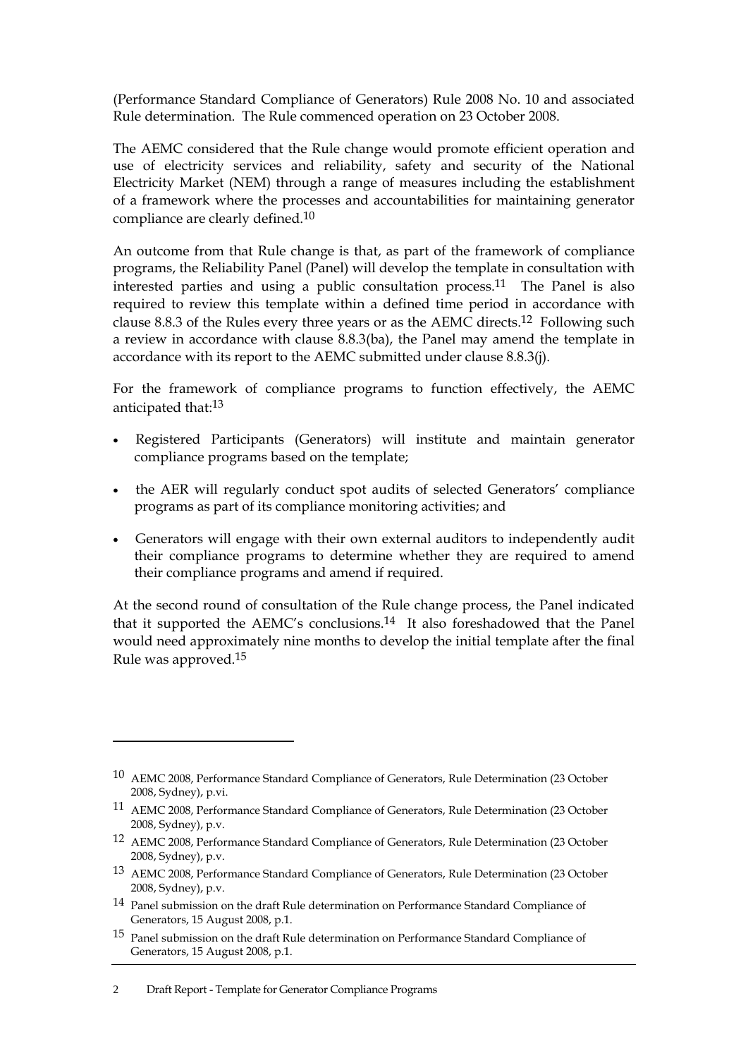(Performance Standard Compliance of Generators) Rule 2008 No. 10 and associated Rule determination. The Rule commenced operation on 23 October 2008.

The AEMC considered that the Rule change would promote efficient operation and use of electricity services and reliability, safety and security of the National Electricity Market (NEM) through a range of measures including the establishment of a framework where the processes and accountabilities for maintaining generator compliance are clearly defined.[10]

An outcome from that Rule change is that, as part of the framework of compliance programs, the Reliability Panel (Panel) will develop the template in consultation with interested parties and using a public consultation process.[11] The Panel is also required to review this template within a defined time period in accordance with clause 8.8.3 of the Rules every three years or as the AEMC directs.[12] Following such a review in accordance with clause 8.8.3(ba), the Panel may amend the template in accordance with its report to the AEMC submitted under clause 8.8.3(j).

For the framework of compliance programs to function effectively, the AEMC anticipated that:[13]

- Registered Participants (Generators) will institute and maintain generator compliance programs based on the template;
- the AER will regularly conduct spot audits of selected Generators' compliance programs as part of its compliance monitoring activities; and
- Generators will engage with their own external auditors to independently audit their compliance programs to determine whether they are required to amend their compliance programs and amend if required.

At the second round of consultation of the Rule change process, the Panel indicated that it supported the AEMC's conclusions.[14] It also foreshadowed that the Panel would need approximately nine months to develop the initial template after the final Rule was approved.[15]

---

[10] AEMC 2008, Performance Standard Compliance of Generators, Rule Determination (23 October 2008, Sydney), p.vi.

[11] AEMC 2008, Performance Standard Compliance of Generators, Rule Determination (23 October 2008, Sydney), p.v.

[12] AEMC 2008, Performance Standard Compliance of Generators, Rule Determination (23 October 2008, Sydney), p.v.

[13] AEMC 2008, Performance Standard Compliance of Generators, Rule Determination (23 October 2008, Sydney), p.v.

[14] Panel submission on the draft Rule determination on Performance Standard Compliance of Generators, 15 August 2008, p.1.

[15] Panel submission on the draft Rule determination on Performance Standard Compliance of Generators, 15 August 2008, p.1.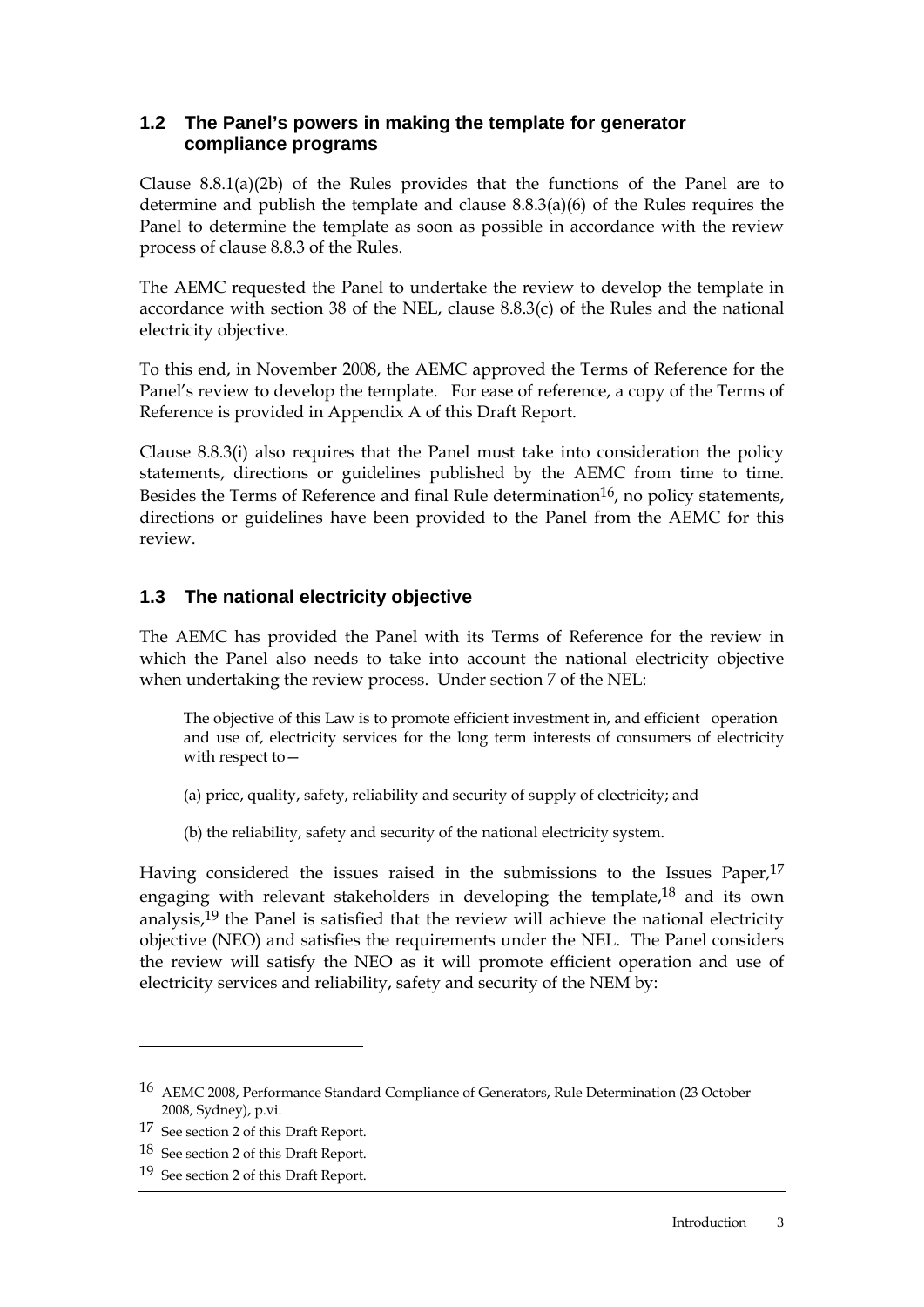## 1.2 The Panel's powers in making the template for generator compliance programs

Clause 8.8.1(a)(2b) of the Rules provides that the functions of the Panel are to determine and publish the template and clause 8.8.3(a)(6) of the Rules requires the Panel to determine the template as soon as possible in accordance with the review process of clause 8.8.3 of the Rules.

The AEMC requested the Panel to undertake the review to develop the template in accordance with section 38 of the NEL, clause 8.8.3(c) of the Rules and the national electricity objective.

To this end, in November 2008, the AEMC approved the Terms of Reference for the Panel's review to develop the template. For ease of reference, a copy of the Terms of Reference is provided in Appendix A of this Draft Report.

Clause 8.8.3(i) also requires that the Panel must take into consideration the policy statements, directions or guidelines published by the AEMC from time to time. Besides the Terms of Reference and final Rule determination[16], no policy statements, directions or guidelines have been provided to the Panel from the AEMC for this review.

## 1.3 The national electricity objective

The AEMC has provided the Panel with its Terms of Reference for the review in which the Panel also needs to take into account the national electricity objective when undertaking the review process. Under section 7 of the NEL:

> The objective of this Law is to promote efficient investment in, and efficient operation and use of, electricity services for the long term interests of consumers of electricity with respect to—
>
> (a) price, quality, safety, reliability and security of supply of electricity; and
>
> (b) the reliability, safety and security of the national electricity system.

Having considered the issues raised in the submissions to the Issues Paper,[17] engaging with relevant stakeholders in developing the template,[18] and its own analysis,[19] the Panel is satisfied that the review will achieve the national electricity objective (NEO) and satisfies the requirements under the NEL. The Panel considers the review will satisfy the NEO as it will promote efficient operation and use of electricity services and reliability, safety and security of the NEM by:

---

[16] AEMC 2008, Performance Standard Compliance of Generators, Rule Determination (23 October 2008, Sydney), p.vi.

[17] See section 2 of this Draft Report.

[18] See section 2 of this Draft Report.

[19] See section 2 of this Draft Report.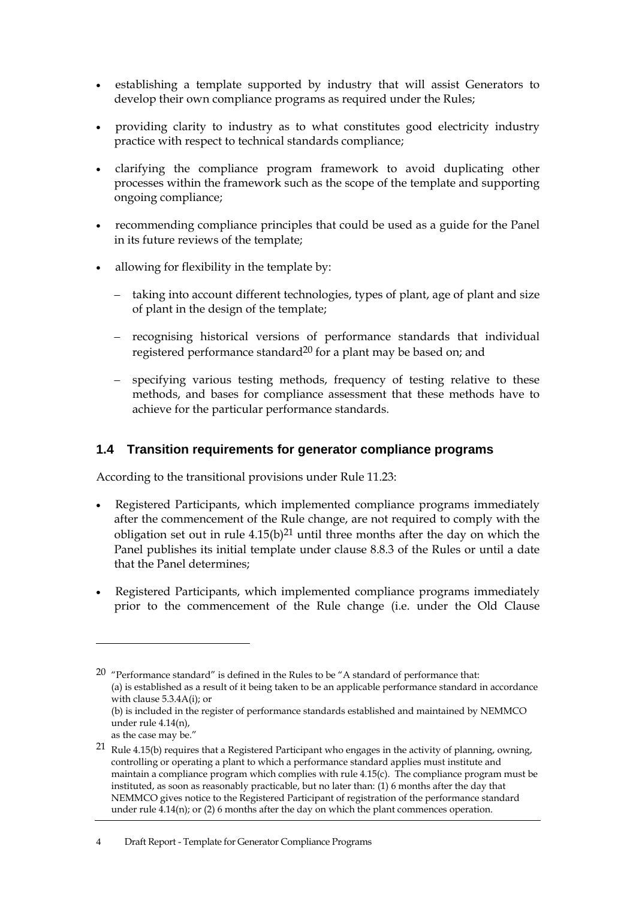- establishing a template supported by industry that will assist Generators to develop their own compliance programs as required under the Rules;
- providing clarity to industry as to what constitutes good electricity industry practice with respect to technical standards compliance;
- clarifying the compliance program framework to avoid duplicating other processes within the framework such as the scope of the template and supporting ongoing compliance;
- recommending compliance principles that could be used as a guide for the Panel in its future reviews of the template;
- allowing for flexibility in the template by:
  - taking into account different technologies, types of plant, age of plant and size of plant in the design of the template;
  - recognising historical versions of performance standards that individual registered performance standard[20] for a plant may be based on; and
  - specifying various testing methods, frequency of testing relative to these methods, and bases for compliance assessment that these methods have to achieve for the particular performance standards.

## 1.4 Transition requirements for generator compliance programs

According to the transitional provisions under Rule 11.23:

- Registered Participants, which implemented compliance programs immediately after the commencement of the Rule change, are not required to comply with the obligation set out in rule 4.15(b)[21] until three months after the day on which the Panel publishes its initial template under clause 8.8.3 of the Rules or until a date that the Panel determines;
- Registered Participants, which implemented compliance programs immediately prior to the commencement of the Rule change (i.e. under the Old Clause

---

[20] "Performance standard" is defined in the Rules to be "A standard of performance that:
(a) is established as a result of it being taken to be an applicable performance standard in accordance with clause 5.3.4A(i); or
(b) is included in the register of performance standards established and maintained by NEMMCO under rule 4.14(n),
as the case may be."

[21] Rule 4.15(b) requires that a Registered Participant who engages in the activity of planning, owning, controlling or operating a plant to which a performance standard applies must institute and maintain a compliance program which complies with rule 4.15(c). The compliance program must be instituted, as soon as reasonably practicable, but no later than: (1) 6 months after the day that NEMMCO gives notice to the Registered Participant of registration of the performance standard under rule 4.14(n); or (2) 6 months after the day on which the plant commences operation.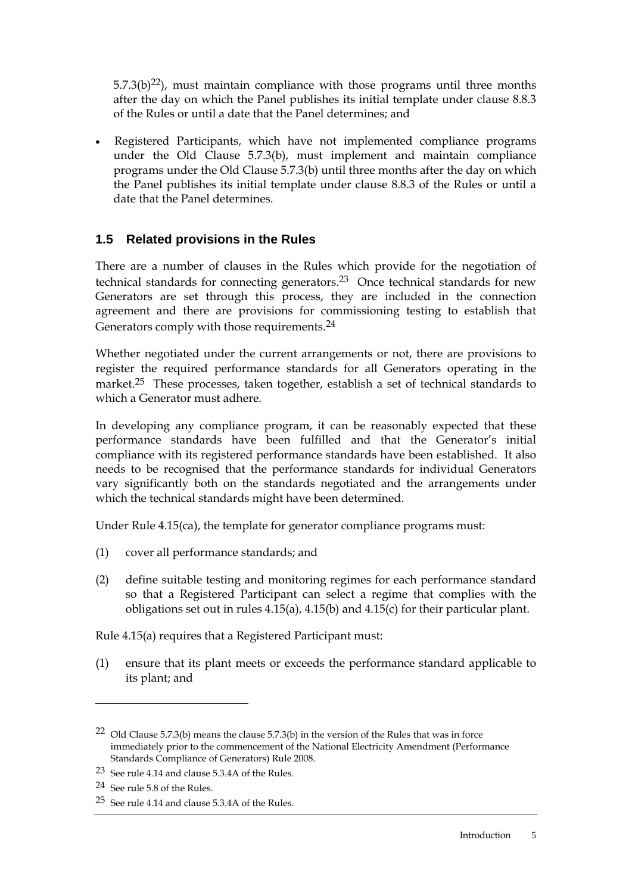5.7.3(b)[22]), must maintain compliance with those programs until three months after the day on which the Panel publishes its initial template under clause 8.8.3 of the Rules or until a date that the Panel determines; and

- Registered Participants, which have not implemented compliance programs under the Old Clause 5.7.3(b), must implement and maintain compliance programs under the Old Clause 5.7.3(b) until three months after the day on which the Panel publishes its initial template under clause 8.8.3 of the Rules or until a date that the Panel determines.

## 1.5 Related provisions in the Rules

There are a number of clauses in the Rules which provide for the negotiation of technical standards for connecting generators.[23] Once technical standards for new Generators are set through this process, they are included in the connection agreement and there are provisions for commissioning testing to establish that Generators comply with those requirements.[24]

Whether negotiated under the current arrangements or not, there are provisions to register the required performance standards for all Generators operating in the market.[25] These processes, taken together, establish a set of technical standards to which a Generator must adhere.

In developing any compliance program, it can be reasonably expected that these performance standards have been fulfilled and that the Generator's initial compliance with its registered performance standards have been established. It also needs to be recognised that the performance standards for individual Generators vary significantly both on the standards negotiated and the arrangements under which the technical standards might have been determined.

Under Rule 4.15(ca), the template for generator compliance programs must:

(1) cover all performance standards; and

(2) define suitable testing and monitoring regimes for each performance standard so that a Registered Participant can select a regime that complies with the obligations set out in rules 4.15(a), 4.15(b) and 4.15(c) for their particular plant.

Rule 4.15(a) requires that a Registered Participant must:

(1) ensure that its plant meets or exceeds the performance standard applicable to its plant; and

---

22 Old Clause 5.7.3(b) means the clause 5.7.3(b) in the version of the Rules that was in force immediately prior to the commencement of the National Electricity Amendment (Performance Standards Compliance of Generators) Rule 2008.

23 See rule 4.14 and clause 5.3.4A of the Rules.

24 See rule 5.8 of the Rules.

25 See rule 4.14 and clause 5.3.4A of the Rules.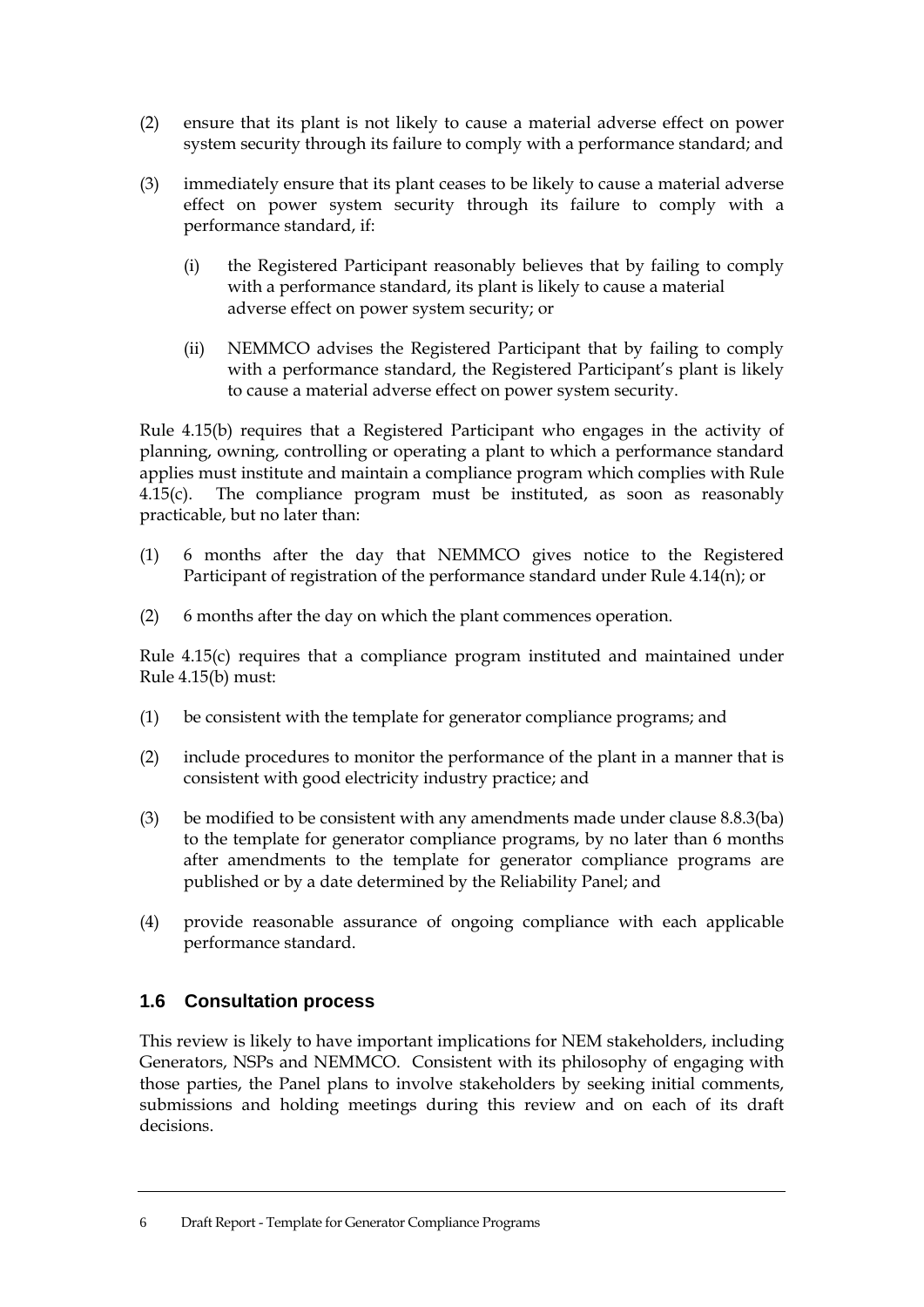(2) ensure that its plant is not likely to cause a material adverse effect on power system security through its failure to comply with a performance standard; and

(3) immediately ensure that its plant ceases to be likely to cause a material adverse effect on power system security through its failure to comply with a performance standard, if:

   (i) the Registered Participant reasonably believes that by failing to comply with a performance standard, its plant is likely to cause a material adverse effect on power system security; or

   (ii) NEMMCO advises the Registered Participant that by failing to comply with a performance standard, the Registered Participant's plant is likely to cause a material adverse effect on power system security.

Rule 4.15(b) requires that a Registered Participant who engages in the activity of planning, owning, controlling or operating a plant to which a performance standard applies must institute and maintain a compliance program which complies with Rule 4.15(c). The compliance program must be instituted, as soon as reasonably practicable, but no later than:

(1) 6 months after the day that NEMMCO gives notice to the Registered Participant of registration of the performance standard under Rule 4.14(n); or

(2) 6 months after the day on which the plant commences operation.

Rule 4.15(c) requires that a compliance program instituted and maintained under Rule 4.15(b) must:

(1) be consistent with the template for generator compliance programs; and

(2) include procedures to monitor the performance of the plant in a manner that is consistent with good electricity industry practice; and

(3) be modified to be consistent with any amendments made under clause 8.8.3(ba) to the template for generator compliance programs, by no later than 6 months after amendments to the template for generator compliance programs are published or by a date determined by the Reliability Panel; and

(4) provide reasonable assurance of ongoing compliance with each applicable performance standard.

## 1.6 Consultation process

This review is likely to have important implications for NEM stakeholders, including Generators, NSPs and NEMMCO. Consistent with its philosophy of engaging with those parties, the Panel plans to involve stakeholders by seeking initial comments, submissions and holding meetings during this review and on each of its draft decisions.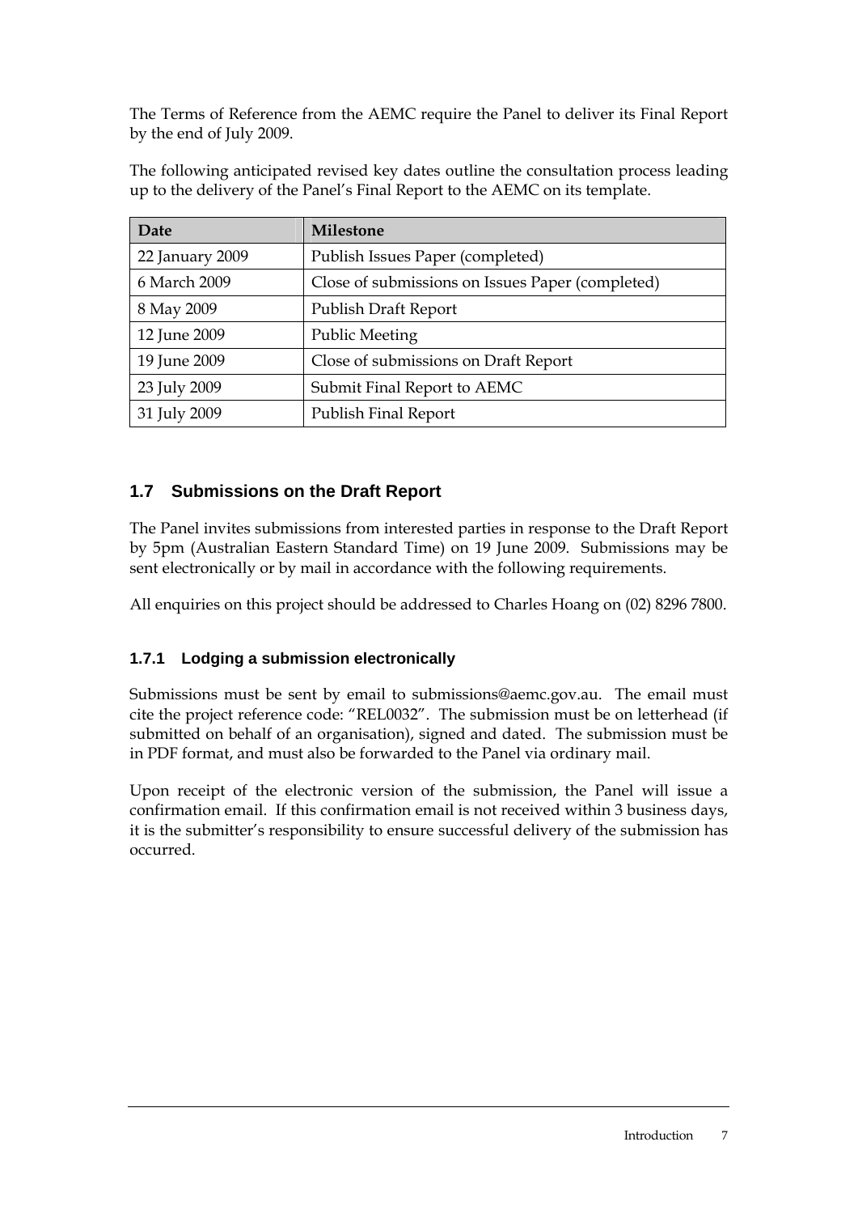The Terms of Reference from the AEMC require the Panel to deliver its Final Report by the end of July 2009.

The following anticipated revised key dates outline the consultation process leading up to the delivery of the Panel's Final Report to the AEMC on its template.

| Date | Milestone |
|---|---|
| 22 January 2009 | Publish Issues Paper (completed) |
| 6 March 2009 | Close of submissions on Issues Paper (completed) |
| 8 May 2009 | Publish Draft Report |
| 12 June 2009 | Public Meeting |
| 19 June 2009 | Close of submissions on Draft Report |
| 23 July 2009 | Submit Final Report to AEMC |
| 31 July 2009 | Publish Final Report |

## 1.7 Submissions on the Draft Report

The Panel invites submissions from interested parties in response to the Draft Report by 5pm (Australian Eastern Standard Time) on 19 June 2009. Submissions may be sent electronically or by mail in accordance with the following requirements.

All enquiries on this project should be addressed to Charles Hoang on (02) 8296 7800.

### 1.7.1 Lodging a submission electronically

Submissions must be sent by email to submissions@aemc.gov.au. The email must cite the project reference code: "REL0032". The submission must be on letterhead (if submitted on behalf of an organisation), signed and dated. The submission must be in PDF format, and must also be forwarded to the Panel via ordinary mail.

Upon receipt of the electronic version of the submission, the Panel will issue a confirmation email. If this confirmation email is not received within 3 business days, it is the submitter's responsibility to ensure successful delivery of the submission has occurred.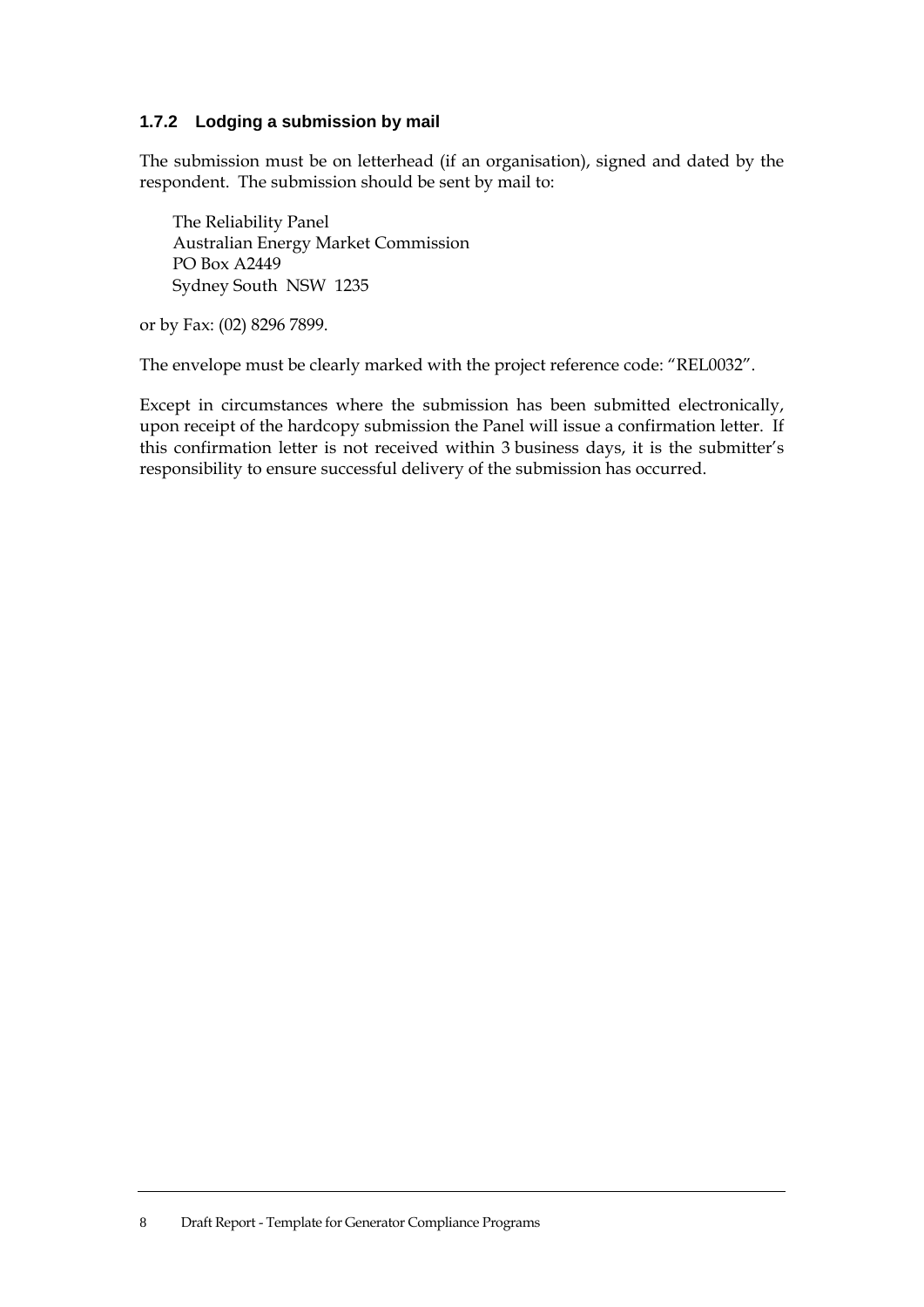### 1.7.2 Lodging a submission by mail

The submission must be on letterhead (if an organisation), signed and dated by the respondent. The submission should be sent by mail to:

The Reliability Panel  
Australian Energy Market Commission  
PO Box A2449  
Sydney South NSW 1235

or by Fax: (02) 8296 7899.

The envelope must be clearly marked with the project reference code: "REL0032".

Except in circumstances where the submission has been submitted electronically, upon receipt of the hardcopy submission the Panel will issue a confirmation letter. If this confirmation letter is not received within 3 business days, it is the submitter's responsibility to ensure successful delivery of the submission has occurred.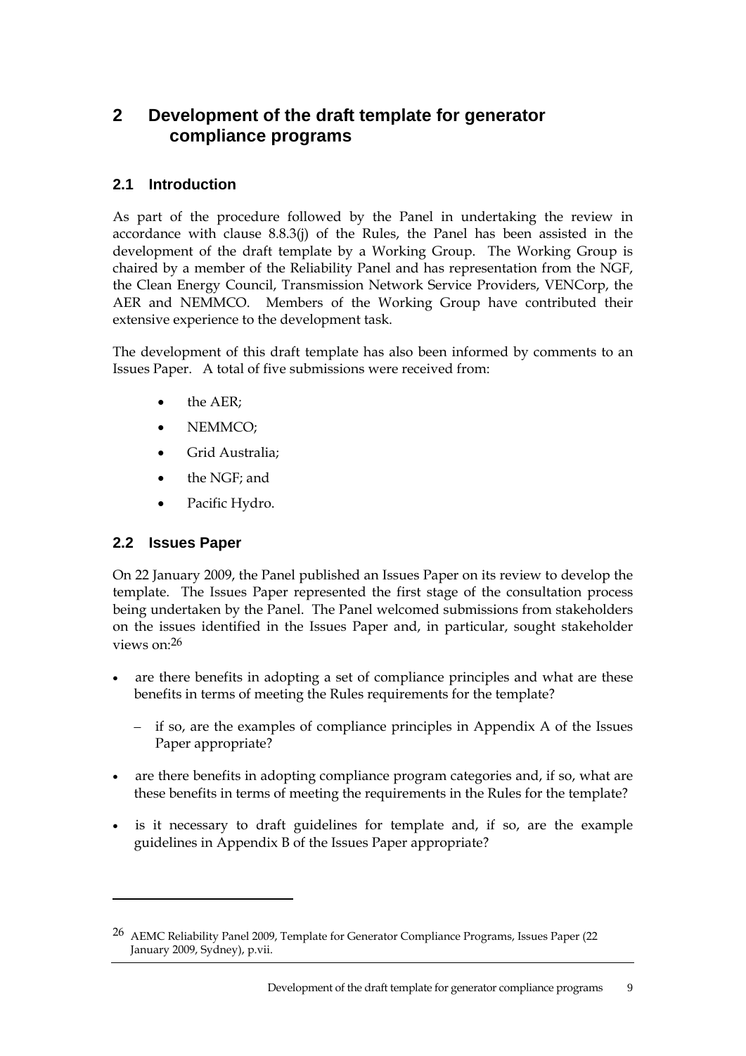# 2 Development of the draft template for generator compliance programs

## 2.1 Introduction

As part of the procedure followed by the Panel in undertaking the review in accordance with clause 8.8.3(j) of the Rules, the Panel has been assisted in the development of the draft template by a Working Group. The Working Group is chaired by a member of the Reliability Panel and has representation from the NGF, the Clean Energy Council, Transmission Network Service Providers, VENCorp, the AER and NEMMCO. Members of the Working Group have contributed their extensive experience to the development task.

The development of this draft template has also been informed by comments to an Issues Paper. A total of five submissions were received from:

- the AER;
- NEMMCO;
- Grid Australia;
- the NGF; and
- Pacific Hydro.

## 2.2 Issues Paper

On 22 January 2009, the Panel published an Issues Paper on its review to develop the template. The Issues Paper represented the first stage of the consultation process being undertaken by the Panel. The Panel welcomed submissions from stakeholders on the issues identified in the Issues Paper and, in particular, sought stakeholder views on:[26]

- are there benefits in adopting a set of compliance principles and what are these benefits in terms of meeting the Rules requirements for the template?
  - if so, are the examples of compliance principles in Appendix A of the Issues Paper appropriate?
- are there benefits in adopting compliance program categories and, if so, what are these benefits in terms of meeting the requirements in the Rules for the template?
- is it necessary to draft guidelines for template and, if so, are the example guidelines in Appendix B of the Issues Paper appropriate?

---

[26] AEMC Reliability Panel 2009, Template for Generator Compliance Programs, Issues Paper (22 January 2009, Sydney), p.vii.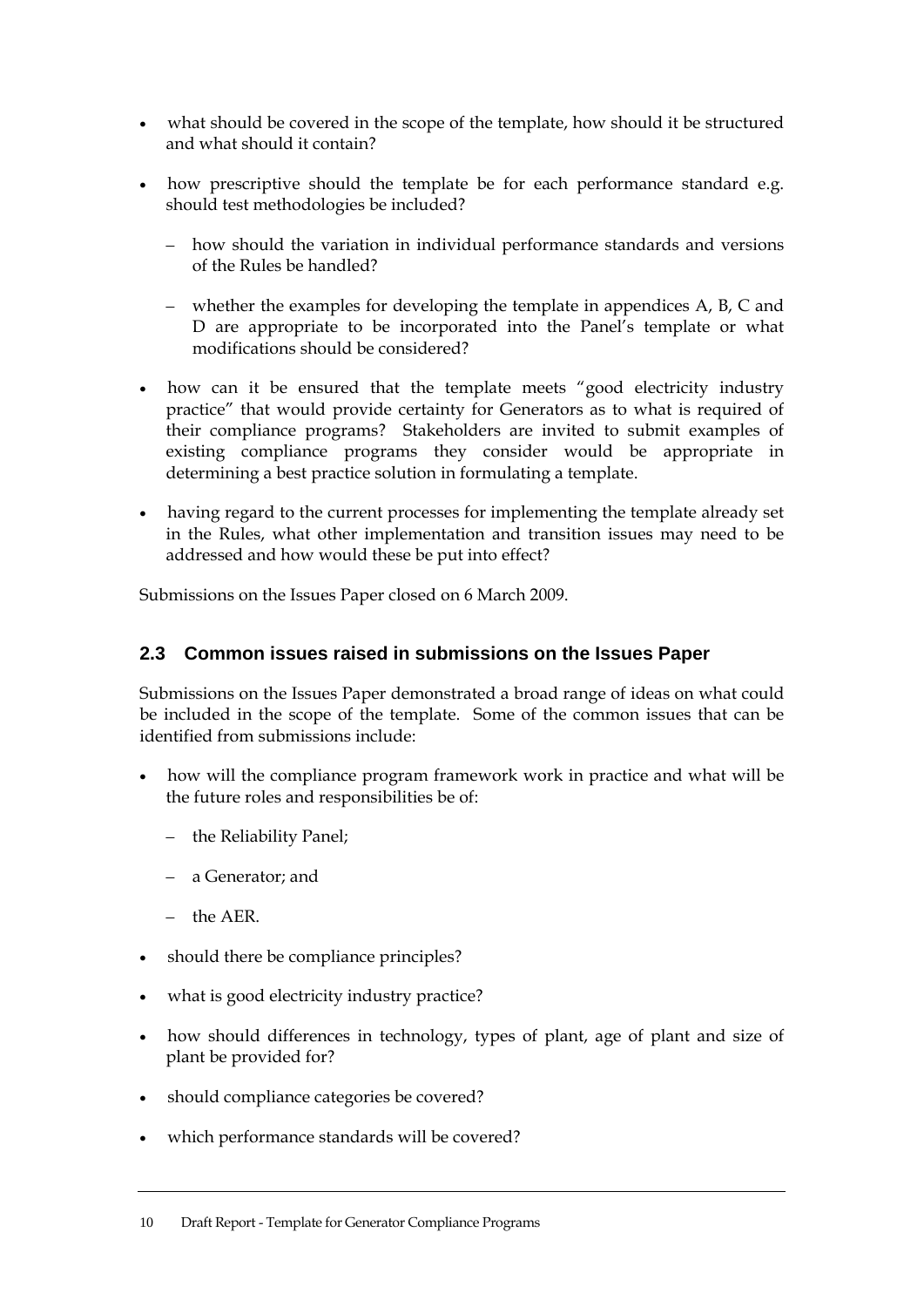- what should be covered in the scope of the template, how should it be structured and what should it contain?
- how prescriptive should the template be for each performance standard e.g. should test methodologies be included?
  - how should the variation in individual performance standards and versions of the Rules be handled?
  - whether the examples for developing the template in appendices A, B, C and D are appropriate to be incorporated into the Panel's template or what modifications should be considered?
- how can it be ensured that the template meets "good electricity industry practice" that would provide certainty for Generators as to what is required of their compliance programs? Stakeholders are invited to submit examples of existing compliance programs they consider would be appropriate in determining a best practice solution in formulating a template.
- having regard to the current processes for implementing the template already set in the Rules, what other implementation and transition issues may need to be addressed and how would these be put into effect?

Submissions on the Issues Paper closed on 6 March 2009.

## 2.3 Common issues raised in submissions on the Issues Paper

Submissions on the Issues Paper demonstrated a broad range of ideas on what could be included in the scope of the template. Some of the common issues that can be identified from submissions include:

- how will the compliance program framework work in practice and what will be the future roles and responsibilities be of:
  - the Reliability Panel;
  - a Generator; and
  - the AER.
- should there be compliance principles?
- what is good electricity industry practice?
- how should differences in technology, types of plant, age of plant and size of plant be provided for?
- should compliance categories be covered?
- which performance standards will be covered?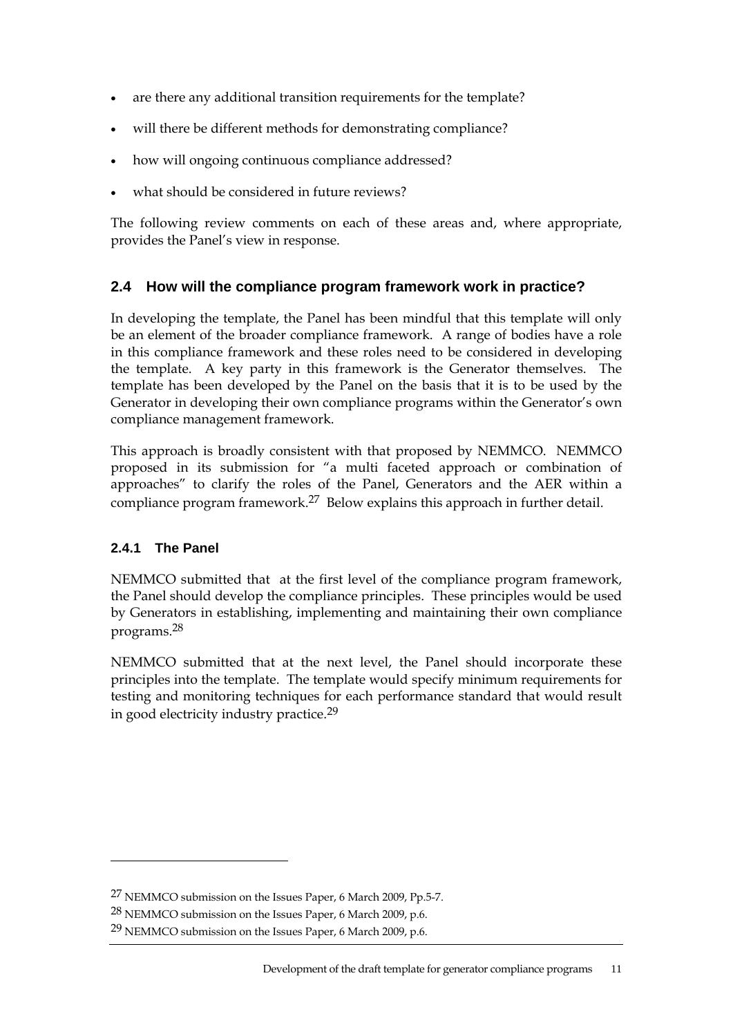- are there any additional transition requirements for the template?
- will there be different methods for demonstrating compliance?
- how will ongoing continuous compliance addressed?
- what should be considered in future reviews?

The following review comments on each of these areas and, where appropriate, provides the Panel's view in response.

## 2.4 How will the compliance program framework work in practice?

In developing the template, the Panel has been mindful that this template will only be an element of the broader compliance framework. A range of bodies have a role in this compliance framework and these roles need to be considered in developing the template. A key party in this framework is the Generator themselves. The template has been developed by the Panel on the basis that it is to be used by the Generator in developing their own compliance programs within the Generator's own compliance management framework.

This approach is broadly consistent with that proposed by NEMMCO. NEMMCO proposed in its submission for "a multi faceted approach or combination of approaches" to clarify the roles of the Panel, Generators and the AER within a compliance program framework.[27] Below explains this approach in further detail.

### 2.4.1 The Panel

NEMMCO submitted that at the first level of the compliance program framework, the Panel should develop the compliance principles. These principles would be used by Generators in establishing, implementing and maintaining their own compliance programs.[28]

NEMMCO submitted that at the next level, the Panel should incorporate these principles into the template. The template would specify minimum requirements for testing and monitoring techniques for each performance standard that would result in good electricity industry practice.[29]

---

[27] NEMMCO submission on the Issues Paper, 6 March 2009, Pp.5-7.

[28] NEMMCO submission on the Issues Paper, 6 March 2009, p.6.

[29] NEMMCO submission on the Issues Paper, 6 March 2009, p.6.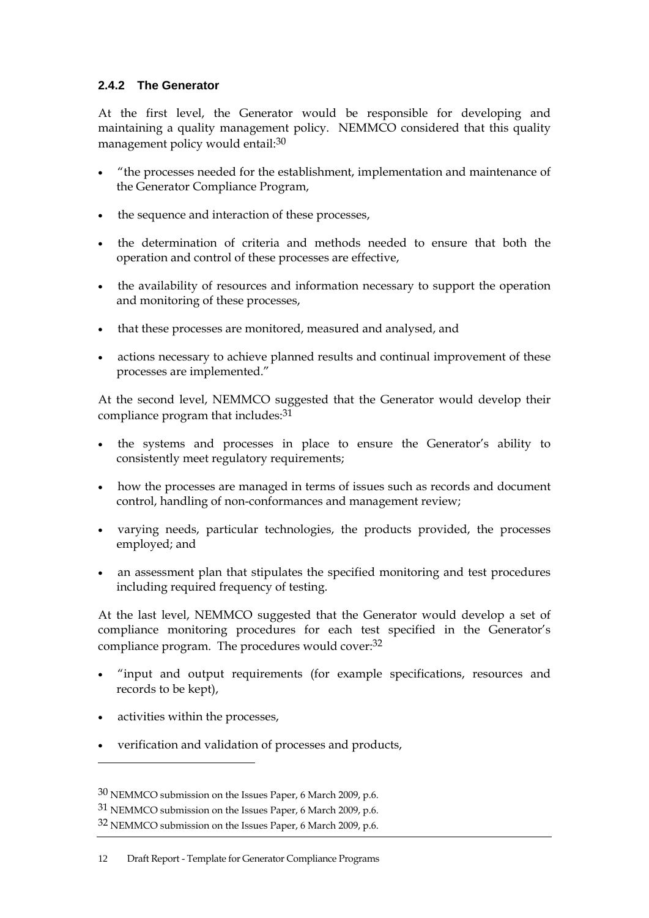### 2.4.2 The Generator

At the first level, the Generator would be responsible for developing and maintaining a quality management policy. NEMMCO considered that this quality management policy would entail:[30]

- "the processes needed for the establishment, implementation and maintenance of the Generator Compliance Program,
- the sequence and interaction of these processes,
- the determination of criteria and methods needed to ensure that both the operation and control of these processes are effective,
- the availability of resources and information necessary to support the operation and monitoring of these processes,
- that these processes are monitored, measured and analysed, and
- actions necessary to achieve planned results and continual improvement of these processes are implemented."

At the second level, NEMMCO suggested that the Generator would develop their compliance program that includes:[31]

- the systems and processes in place to ensure the Generator's ability to consistently meet regulatory requirements;
- how the processes are managed in terms of issues such as records and document control, handling of non-conformances and management review;
- varying needs, particular technologies, the products provided, the processes employed; and
- an assessment plan that stipulates the specified monitoring and test procedures including required frequency of testing.

At the last level, NEMMCO suggested that the Generator would develop a set of compliance monitoring procedures for each test specified in the Generator's compliance program. The procedures would cover:[32]

- "input and output requirements (for example specifications, resources and records to be kept),
- activities within the processes,
- verification and validation of processes and products,

---

[30] NEMMCO submission on the Issues Paper, 6 March 2009, p.6.

[31] NEMMCO submission on the Issues Paper, 6 March 2009, p.6.

[32] NEMMCO submission on the Issues Paper, 6 March 2009, p.6.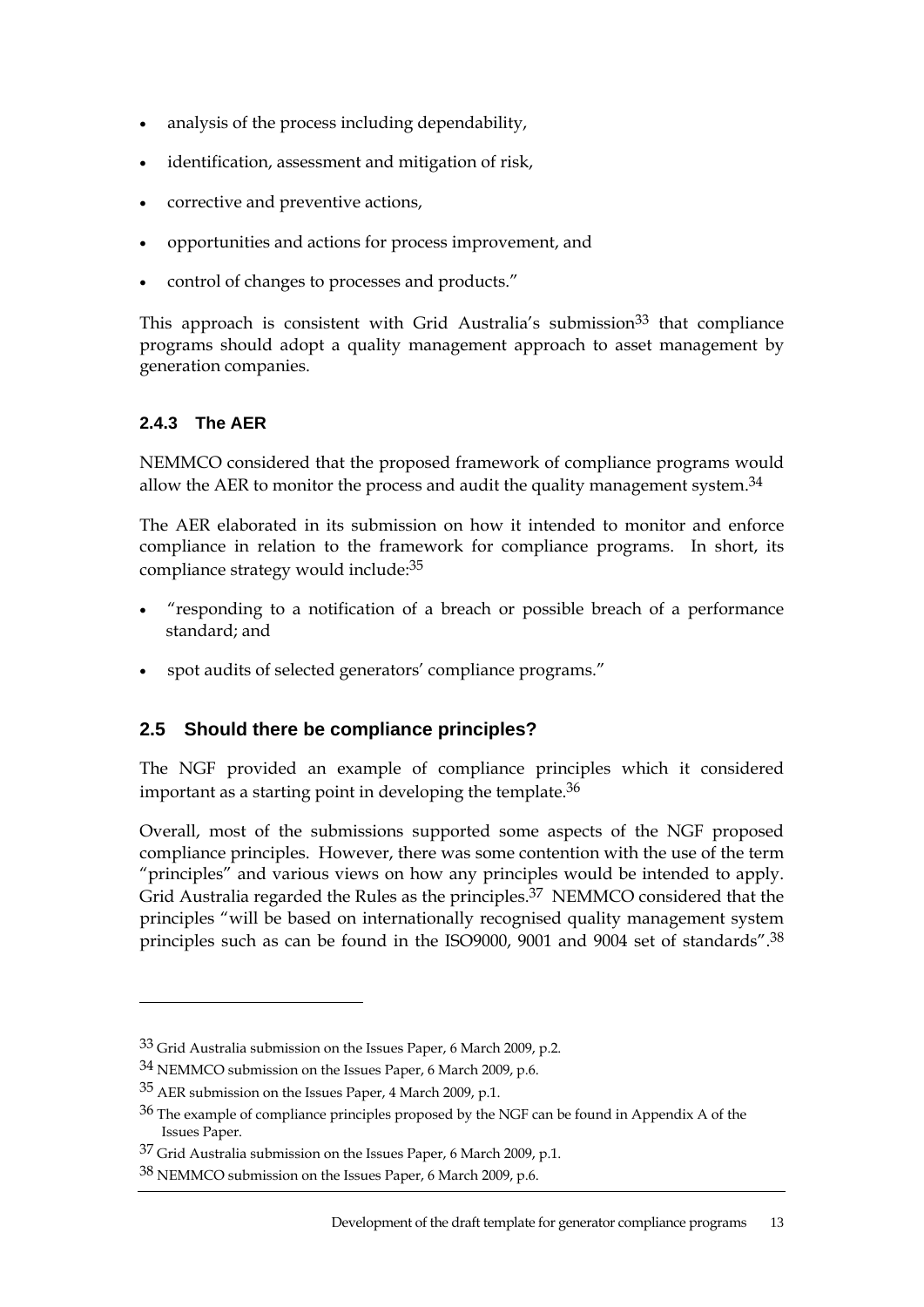- analysis of the process including dependability,
- identification, assessment and mitigation of risk,
- corrective and preventive actions,
- opportunities and actions for process improvement, and
- control of changes to processes and products."

This approach is consistent with Grid Australia's submission[33] that compliance programs should adopt a quality management approach to asset management by generation companies.

### 2.4.3 The AER

NEMMCO considered that the proposed framework of compliance programs would allow the AER to monitor the process and audit the quality management system.[34]

The AER elaborated in its submission on how it intended to monitor and enforce compliance in relation to the framework for compliance programs. In short, its compliance strategy would include:[35]

- "responding to a notification of a breach or possible breach of a performance standard; and
- spot audits of selected generators' compliance programs."

## 2.5 Should there be compliance principles?

The NGF provided an example of compliance principles which it considered important as a starting point in developing the template.[36]

Overall, most of the submissions supported some aspects of the NGF proposed compliance principles. However, there was some contention with the use of the term "principles" and various views on how any principles would be intended to apply. Grid Australia regarded the Rules as the principles.[37] NEMMCO considered that the principles "will be based on internationally recognised quality management system principles such as can be found in the ISO9000, 9001 and 9004 set of standards".[38]

---

[33] Grid Australia submission on the Issues Paper, 6 March 2009, p.2.

[34] NEMMCO submission on the Issues Paper, 6 March 2009, p.6.

[35] AER submission on the Issues Paper, 4 March 2009, p.1.

[36] The example of compliance principles proposed by the NGF can be found in Appendix A of the Issues Paper.

[37] Grid Australia submission on the Issues Paper, 6 March 2009, p.1.

[38] NEMMCO submission on the Issues Paper, 6 March 2009, p.6.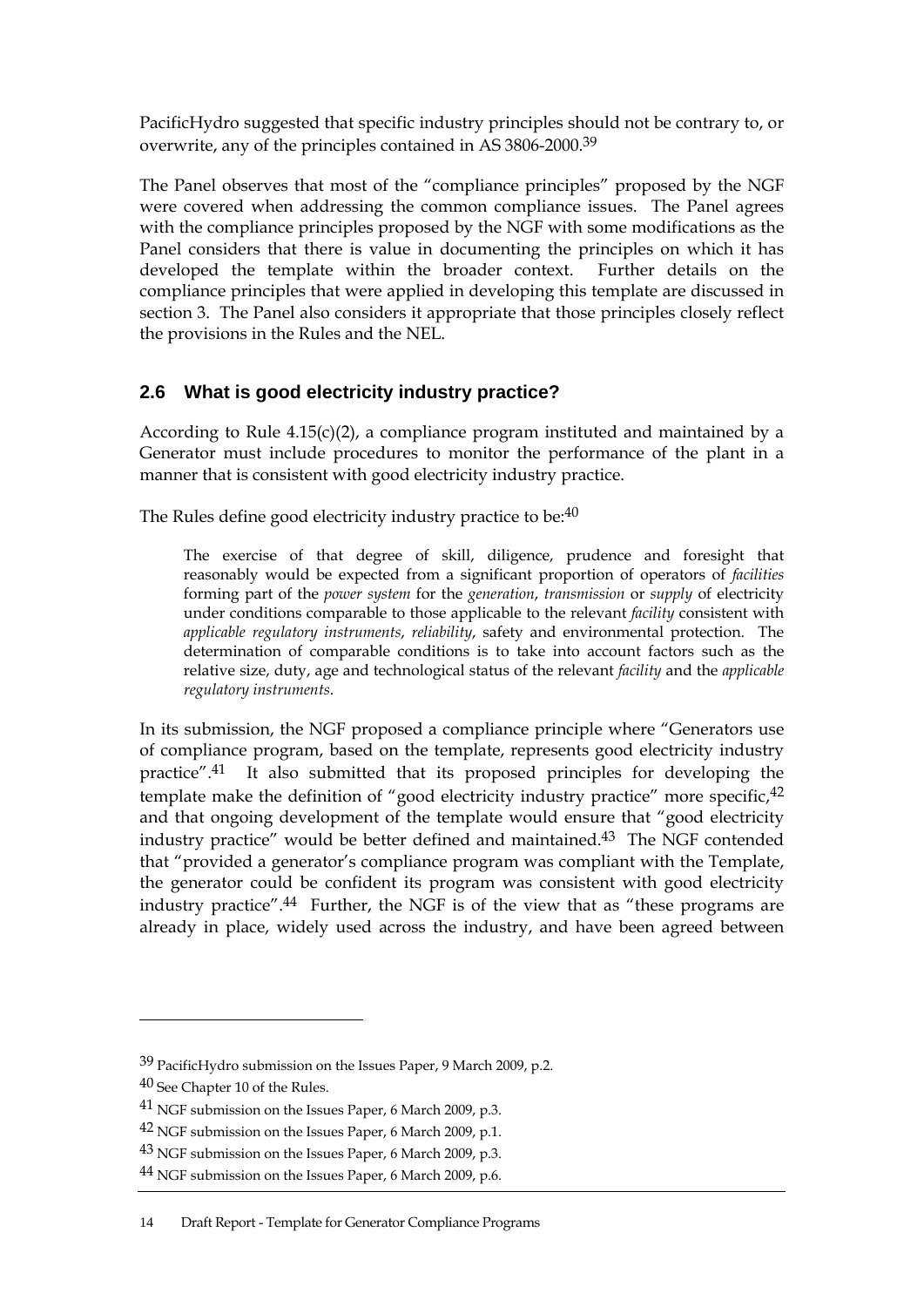PacificHydro suggested that specific industry principles should not be contrary to, or overwrite, any of the principles contained in AS 3806-2000.[39]

The Panel observes that most of the "compliance principles" proposed by the NGF were covered when addressing the common compliance issues. The Panel agrees with the compliance principles proposed by the NGF with some modifications as the Panel considers that there is value in documenting the principles on which it has developed the template within the broader context. Further details on the compliance principles that were applied in developing this template are discussed in section 3. The Panel also considers it appropriate that those principles closely reflect the provisions in the Rules and the NEL.

## 2.6 What is good electricity industry practice?

According to Rule 4.15(c)(2), a compliance program instituted and maintained by a Generator must include procedures to monitor the performance of the plant in a manner that is consistent with good electricity industry practice.

The Rules define good electricity industry practice to be:[40]

> The exercise of that degree of skill, diligence, prudence and foresight that reasonably would be expected from a significant proportion of operators of *facilities* forming part of the *power system* for the *generation*, *transmission* or *supply* of electricity under conditions comparable to those applicable to the relevant *facility* consistent with *applicable regulatory instruments*, *reliability*, safety and environmental protection. The determination of comparable conditions is to take into account factors such as the relative size, duty, age and technological status of the relevant *facility* and the *applicable regulatory instruments*.

In its submission, the NGF proposed a compliance principle where "Generators use of compliance program, based on the template, represents good electricity industry practice".[41] It also submitted that its proposed principles for developing the template make the definition of "good electricity industry practice" more specific,[42] and that ongoing development of the template would ensure that "good electricity industry practice" would be better defined and maintained.[43] The NGF contended that "provided a generator's compliance program was compliant with the Template, the generator could be confident its program was consistent with good electricity industry practice".[44] Further, the NGF is of the view that as "these programs are already in place, widely used across the industry, and have been agreed between

---

[39] PacificHydro submission on the Issues Paper, 9 March 2009, p.2.

[40] See Chapter 10 of the Rules.

[41] NGF submission on the Issues Paper, 6 March 2009, p.3.

[42] NGF submission on the Issues Paper, 6 March 2009, p.1.

[43] NGF submission on the Issues Paper, 6 March 2009, p.3.

[44] NGF submission on the Issues Paper, 6 March 2009, p.6.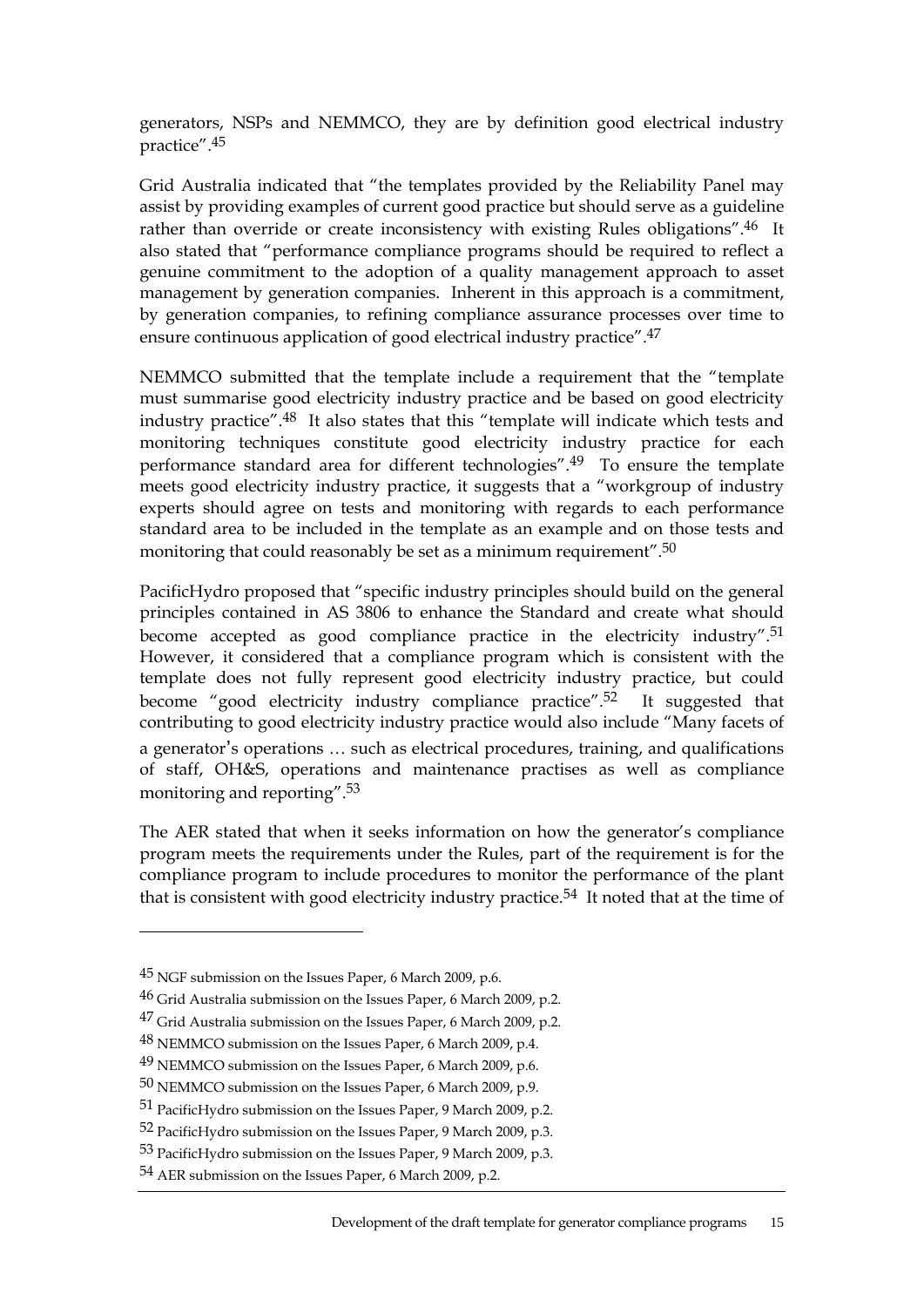generators, NSPs and NEMMCO, they are by definition good electrical industry practice".[45]

Grid Australia indicated that "the templates provided by the Reliability Panel may assist by providing examples of current good practice but should serve as a guideline rather than override or create inconsistency with existing Rules obligations".[46] It also stated that "performance compliance programs should be required to reflect a genuine commitment to the adoption of a quality management approach to asset management by generation companies. Inherent in this approach is a commitment, by generation companies, to refining compliance assurance processes over time to ensure continuous application of good electrical industry practice".[47]

NEMMCO submitted that the template include a requirement that the "template must summarise good electricity industry practice and be based on good electricity industry practice".[48] It also states that this "template will indicate which tests and monitoring techniques constitute good electricity industry practice for each performance standard area for different technologies".[49] To ensure the template meets good electricity industry practice, it suggests that a "workgroup of industry experts should agree on tests and monitoring with regards to each performance standard area to be included in the template as an example and on those tests and monitoring that could reasonably be set as a minimum requirement".[50]

PacificHydro proposed that "specific industry principles should build on the general principles contained in AS 3806 to enhance the Standard and create what should become accepted as good compliance practice in the electricity industry".[51] However, it considered that a compliance program which is consistent with the template does not fully represent good electricity industry practice, but could become "good electricity industry compliance practice".[52] It suggested that contributing to good electricity industry practice would also include "Many facets of a generator's operations … such as electrical procedures, training, and qualifications of staff, OH&S, operations and maintenance practises as well as compliance monitoring and reporting".[53]

The AER stated that when it seeks information on how the generator's compliance program meets the requirements under the Rules, part of the requirement is for the compliance program to include procedures to monitor the performance of the plant that is consistent with good electricity industry practice.[54] It noted that at the time of

---

[45] NGF submission on the Issues Paper, 6 March 2009, p.6.

[46] Grid Australia submission on the Issues Paper, 6 March 2009, p.2.

[47] Grid Australia submission on the Issues Paper, 6 March 2009, p.2.

[48] NEMMCO submission on the Issues Paper, 6 March 2009, p.4.

[49] NEMMCO submission on the Issues Paper, 6 March 2009, p.6.

[50] NEMMCO submission on the Issues Paper, 6 March 2009, p.9.

[51] PacificHydro submission on the Issues Paper, 9 March 2009, p.2.

[52] PacificHydro submission on the Issues Paper, 9 March 2009, p.3.

[53] PacificHydro submission on the Issues Paper, 9 March 2009, p.3.

[54] AER submission on the Issues Paper, 6 March 2009, p.2.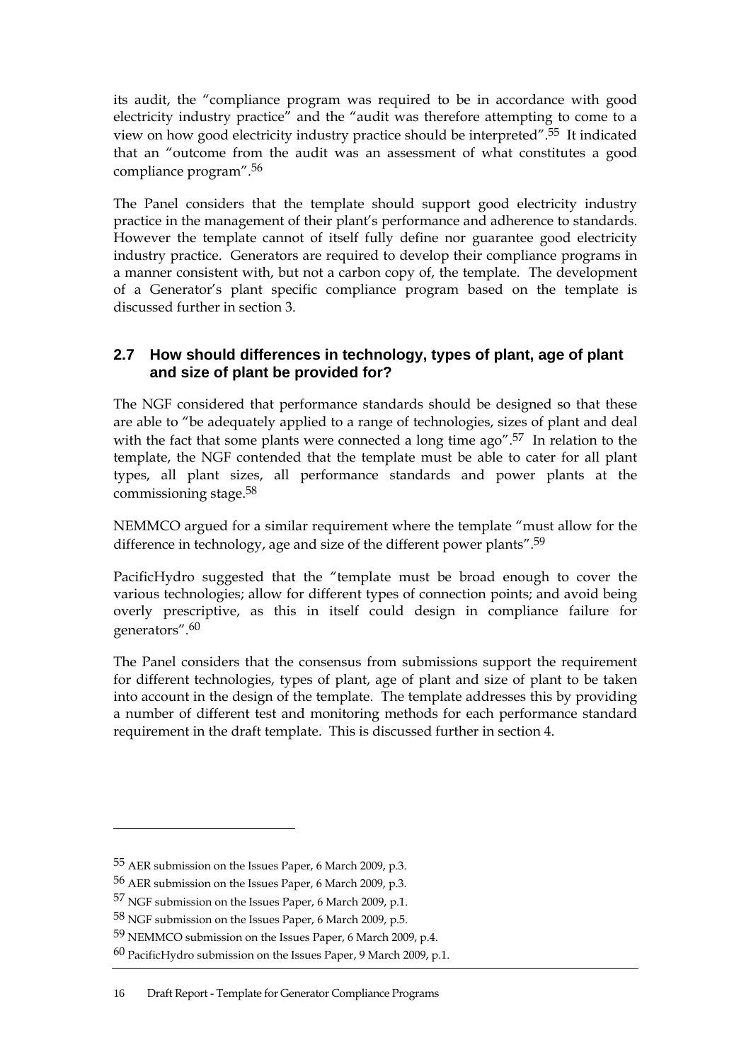its audit, the "compliance program was required to be in accordance with good electricity industry practice" and the "audit was therefore attempting to come to a view on how good electricity industry practice should be interpreted".[55] It indicated that an "outcome from the audit was an assessment of what constitutes a good compliance program".[56]

The Panel considers that the template should support good electricity industry practice in the management of their plant's performance and adherence to standards. However the template cannot of itself fully define nor guarantee good electricity industry practice. Generators are required to develop their compliance programs in a manner consistent with, but not a carbon copy of, the template. The development of a Generator's plant specific compliance program based on the template is discussed further in section 3.

## 2.7 How should differences in technology, types of plant, age of plant and size of plant be provided for?

The NGF considered that performance standards should be designed so that these are able to "be adequately applied to a range of technologies, sizes of plant and deal with the fact that some plants were connected a long time ago".[57] In relation to the template, the NGF contended that the template must be able to cater for all plant types, all plant sizes, all performance standards and power plants at the commissioning stage.[58]

NEMMCO argued for a similar requirement where the template "must allow for the difference in technology, age and size of the different power plants".[59]

PacificHydro suggested that the "template must be broad enough to cover the various technologies; allow for different types of connection points; and avoid being overly prescriptive, as this in itself could design in compliance failure for generators".[60]

The Panel considers that the consensus from submissions support the requirement for different technologies, types of plant, age of plant and size of plant to be taken into account in the design of the template. The template addresses this by providing a number of different test and monitoring methods for each performance standard requirement in the draft template. This is discussed further in section 4.

---

[55] AER submission on the Issues Paper, 6 March 2009, p.3.

[56] AER submission on the Issues Paper, 6 March 2009, p.3.

[57] NGF submission on the Issues Paper, 6 March 2009, p.1.

[58] NGF submission on the Issues Paper, 6 March 2009, p.5.

[59] NEMMCO submission on the Issues Paper, 6 March 2009, p.4.

[60] PacificHydro submission on the Issues Paper, 9 March 2009, p.1.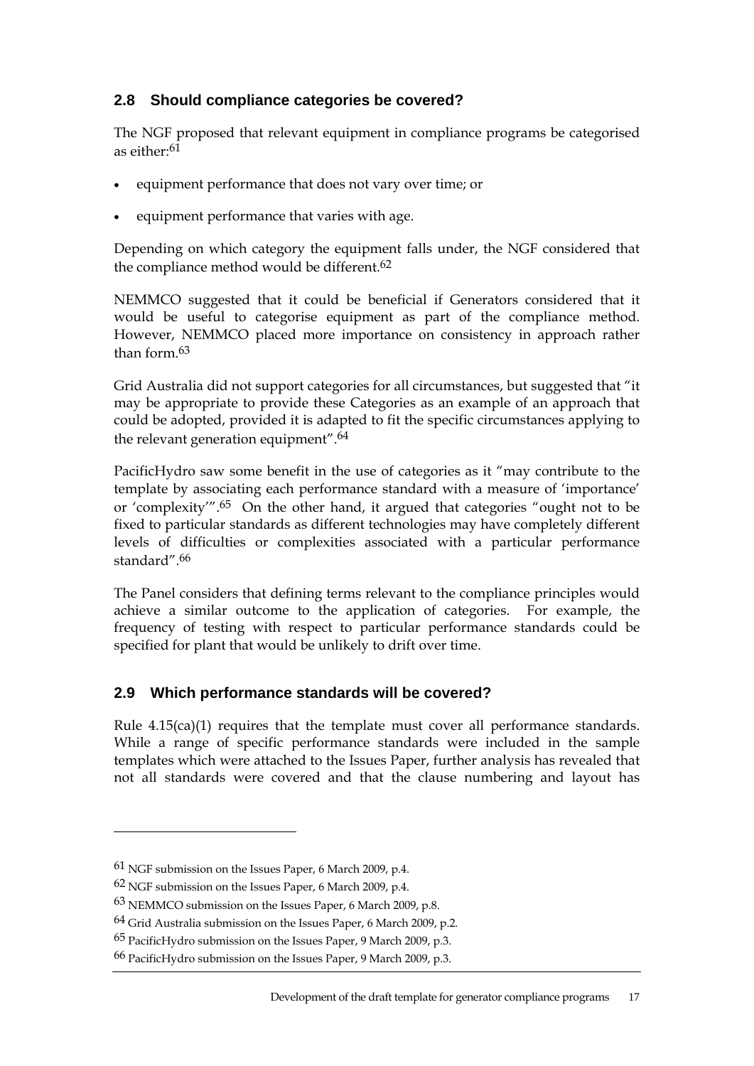## 2.8 Should compliance categories be covered?

The NGF proposed that relevant equipment in compliance programs be categorised as either:[61]

- equipment performance that does not vary over time; or
- equipment performance that varies with age.

Depending on which category the equipment falls under, the NGF considered that the compliance method would be different.[62]

NEMMCO suggested that it could be beneficial if Generators considered that it would be useful to categorise equipment as part of the compliance method. However, NEMMCO placed more importance on consistency in approach rather than form.[63]

Grid Australia did not support categories for all circumstances, but suggested that "it may be appropriate to provide these Categories as an example of an approach that could be adopted, provided it is adapted to fit the specific circumstances applying to the relevant generation equipment".[64]

PacificHydro saw some benefit in the use of categories as it "may contribute to the template by associating each performance standard with a measure of 'importance' or 'complexity'".[65] On the other hand, it argued that categories "ought not to be fixed to particular standards as different technologies may have completely different levels of difficulties or complexities associated with a particular performance standard".[66]

The Panel considers that defining terms relevant to the compliance principles would achieve a similar outcome to the application of categories. For example, the frequency of testing with respect to particular performance standards could be specified for plant that would be unlikely to drift over time.

## 2.9 Which performance standards will be covered?

Rule 4.15(ca)(1) requires that the template must cover all performance standards. While a range of specific performance standards were included in the sample templates which were attached to the Issues Paper, further analysis has revealed that not all standards were covered and that the clause numbering and layout has

---

[61] NGF submission on the Issues Paper, 6 March 2009, p.4.

[62] NGF submission on the Issues Paper, 6 March 2009, p.4.

[63] NEMMCO submission on the Issues Paper, 6 March 2009, p.8.

[64] Grid Australia submission on the Issues Paper, 6 March 2009, p.2.

[65] PacificHydro submission on the Issues Paper, 9 March 2009, p.3.

[66] PacificHydro submission on the Issues Paper, 9 March 2009, p.3.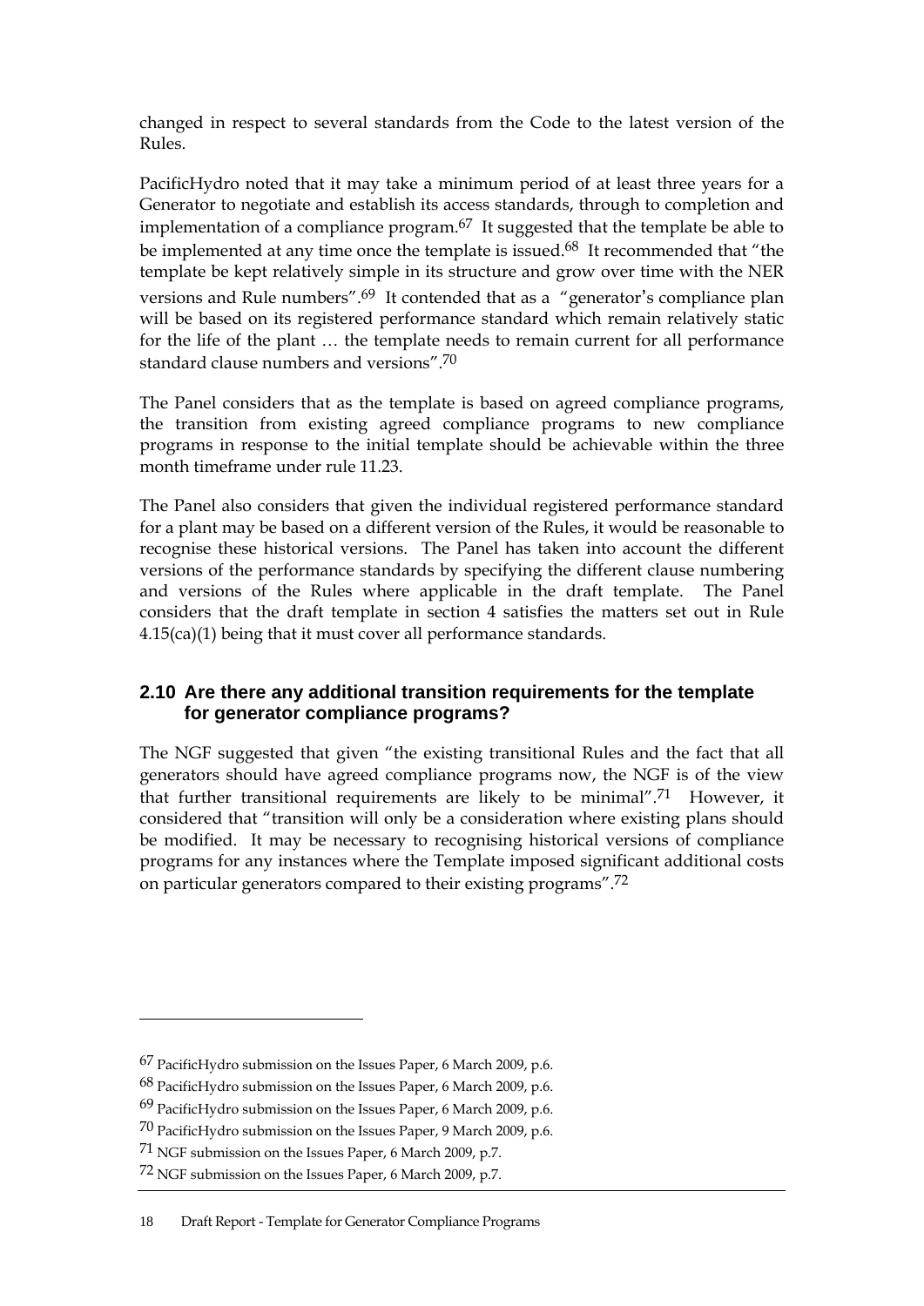changed in respect to several standards from the Code to the latest version of the Rules.

PacificHydro noted that it may take a minimum period of at least three years for a Generator to negotiate and establish its access standards, through to completion and implementation of a compliance program.[67] It suggested that the template be able to be implemented at any time once the template is issued.[68] It recommended that "the template be kept relatively simple in its structure and grow over time with the NER versions and Rule numbers".[69] It contended that as a "generator's compliance plan will be based on its registered performance standard which remain relatively static for the life of the plant … the template needs to remain current for all performance standard clause numbers and versions".[70]

The Panel considers that as the template is based on agreed compliance programs, the transition from existing agreed compliance programs to new compliance programs in response to the initial template should be achievable within the three month timeframe under rule 11.23.

The Panel also considers that given the individual registered performance standard for a plant may be based on a different version of the Rules, it would be reasonable to recognise these historical versions. The Panel has taken into account the different versions of the performance standards by specifying the different clause numbering and versions of the Rules where applicable in the draft template. The Panel considers that the draft template in section 4 satisfies the matters set out in Rule 4.15(ca)(1) being that it must cover all performance standards.

## 2.10 Are there any additional transition requirements for the template for generator compliance programs?

The NGF suggested that given "the existing transitional Rules and the fact that all generators should have agreed compliance programs now, the NGF is of the view that further transitional requirements are likely to be minimal".[71] However, it considered that "transition will only be a consideration where existing plans should be modified. It may be necessary to recognising historical versions of compliance programs for any instances where the Template imposed significant additional costs on particular generators compared to their existing programs".[72]

---

[67] PacificHydro submission on the Issues Paper, 6 March 2009, p.6.

[68] PacificHydro submission on the Issues Paper, 6 March 2009, p.6.

[69] PacificHydro submission on the Issues Paper, 6 March 2009, p.6.

[70] PacificHydro submission on the Issues Paper, 9 March 2009, p.6.

[71] NGF submission on the Issues Paper, 6 March 2009, p.7.

[72] NGF submission on the Issues Paper, 6 March 2009, p.7.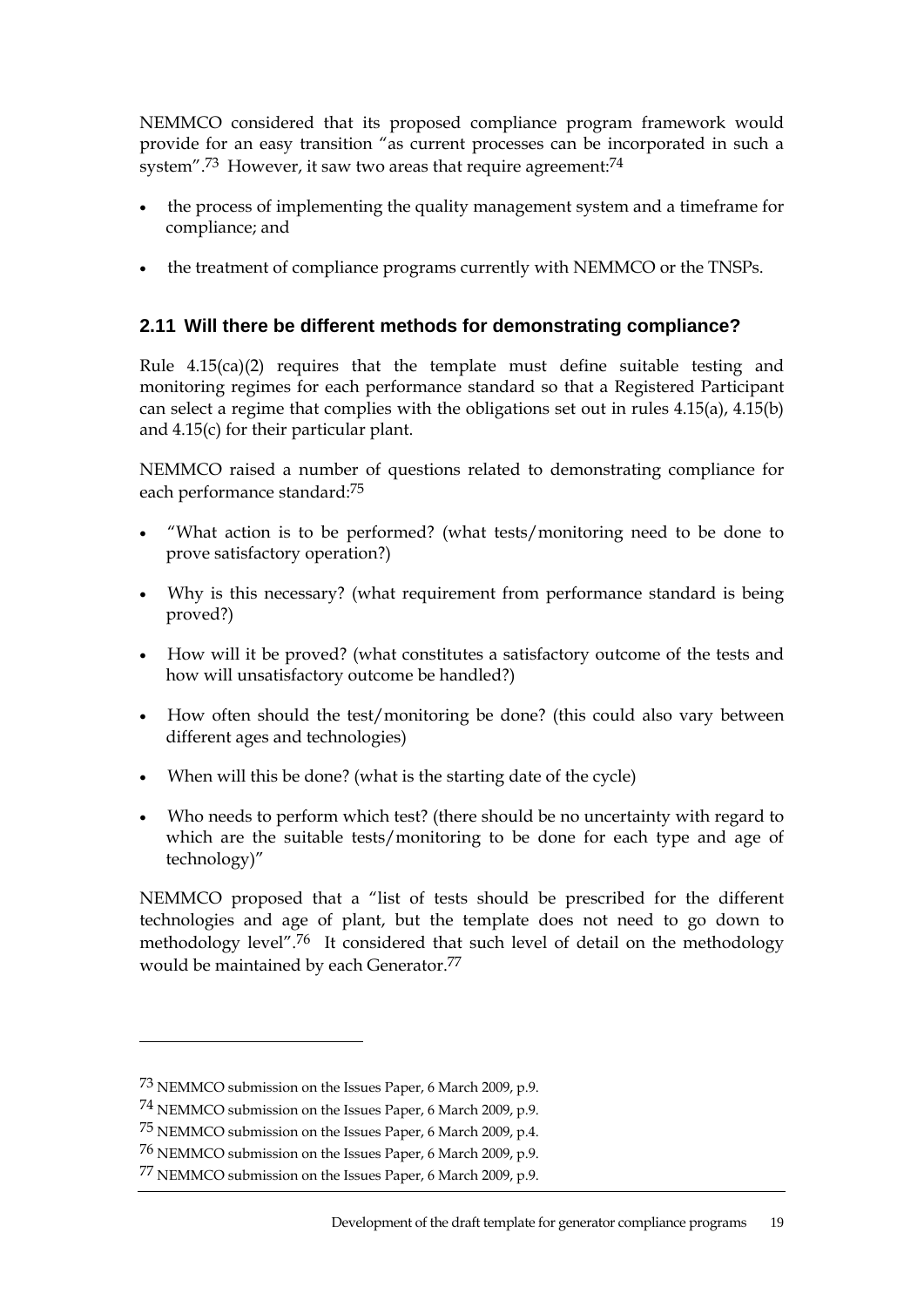NEMMCO considered that its proposed compliance program framework would provide for an easy transition "as current processes can be incorporated in such a system".[73] However, it saw two areas that require agreement:[74]

- the process of implementing the quality management system and a timeframe for compliance; and
- the treatment of compliance programs currently with NEMMCO or the TNSPs.

## 2.11 Will there be different methods for demonstrating compliance?

Rule 4.15(ca)(2) requires that the template must define suitable testing and monitoring regimes for each performance standard so that a Registered Participant can select a regime that complies with the obligations set out in rules 4.15(a), 4.15(b) and 4.15(c) for their particular plant.

NEMMCO raised a number of questions related to demonstrating compliance for each performance standard:[75]

- "What action is to be performed? (what tests/monitoring need to be done to prove satisfactory operation?)
- Why is this necessary? (what requirement from performance standard is being proved?)
- How will it be proved? (what constitutes a satisfactory outcome of the tests and how will unsatisfactory outcome be handled?)
- How often should the test/monitoring be done? (this could also vary between different ages and technologies)
- When will this be done? (what is the starting date of the cycle)
- Who needs to perform which test? (there should be no uncertainty with regard to which are the suitable tests/monitoring to be done for each type and age of technology)"

NEMMCO proposed that a "list of tests should be prescribed for the different technologies and age of plant, but the template does not need to go down to methodology level".[76] It considered that such level of detail on the methodology would be maintained by each Generator.[77]

---

[73] NEMMCO submission on the Issues Paper, 6 March 2009, p.9.

[74] NEMMCO submission on the Issues Paper, 6 March 2009, p.9.

[75] NEMMCO submission on the Issues Paper, 6 March 2009, p.4.

[76] NEMMCO submission on the Issues Paper, 6 March 2009, p.9.

[77] NEMMCO submission on the Issues Paper, 6 March 2009, p.9.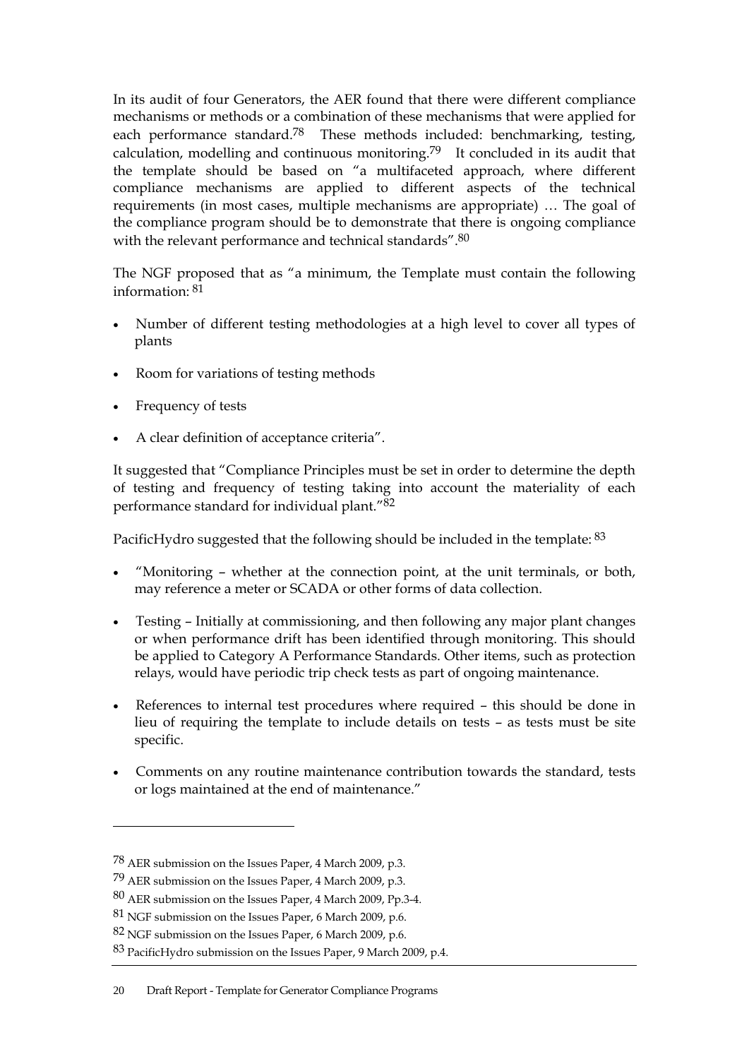In its audit of four Generators, the AER found that there were different compliance mechanisms or methods or a combination of these mechanisms that were applied for each performance standard.[78] These methods included: benchmarking, testing, calculation, modelling and continuous monitoring.[79] It concluded in its audit that the template should be based on "a multifaceted approach, where different compliance mechanisms are applied to different aspects of the technical requirements (in most cases, multiple mechanisms are appropriate) … The goal of the compliance program should be to demonstrate that there is ongoing compliance with the relevant performance and technical standards".[80]

The NGF proposed that as "a minimum, the Template must contain the following information: [81]

- Number of different testing methodologies at a high level to cover all types of plants
- Room for variations of testing methods
- Frequency of tests
- A clear definition of acceptance criteria".

It suggested that "Compliance Principles must be set in order to determine the depth of testing and frequency of testing taking into account the materiality of each performance standard for individual plant."[82]

PacificHydro suggested that the following should be included in the template: [83]

- "Monitoring – whether at the connection point, at the unit terminals, or both, may reference a meter or SCADA or other forms of data collection.
- Testing – Initially at commissioning, and then following any major plant changes or when performance drift has been identified through monitoring. This should be applied to Category A Performance Standards. Other items, such as protection relays, would have periodic trip check tests as part of ongoing maintenance.
- References to internal test procedures where required – this should be done in lieu of requiring the template to include details on tests – as tests must be site specific.
- Comments on any routine maintenance contribution towards the standard, tests or logs maintained at the end of maintenance."

---

[78] AER submission on the Issues Paper, 4 March 2009, p.3.

[79] AER submission on the Issues Paper, 4 March 2009, p.3.

[80] AER submission on the Issues Paper, 4 March 2009, Pp.3-4.

[81] NGF submission on the Issues Paper, 6 March 2009, p.6.

[82] NGF submission on the Issues Paper, 6 March 2009, p.6.

[83] PacificHydro submission on the Issues Paper, 9 March 2009, p.4.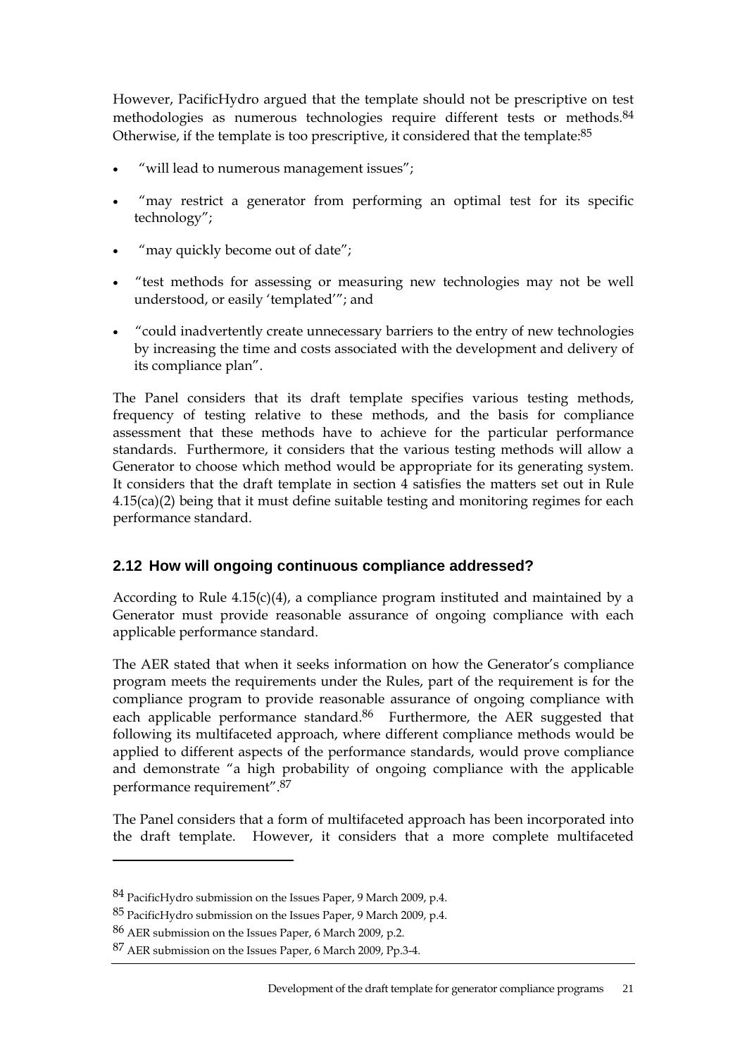However, PacificHydro argued that the template should not be prescriptive on test methodologies as numerous technologies require different tests or methods.[84] Otherwise, if the template is too prescriptive, it considered that the template:[85]

- "will lead to numerous management issues";
- "may restrict a generator from performing an optimal test for its specific technology";
- "may quickly become out of date";
- "test methods for assessing or measuring new technologies may not be well understood, or easily 'templated'"; and
- "could inadvertently create unnecessary barriers to the entry of new technologies by increasing the time and costs associated with the development and delivery of its compliance plan".

The Panel considers that its draft template specifies various testing methods, frequency of testing relative to these methods, and the basis for compliance assessment that these methods have to achieve for the particular performance standards. Furthermore, it considers that the various testing methods will allow a Generator to choose which method would be appropriate for its generating system. It considers that the draft template in section 4 satisfies the matters set out in Rule 4.15(ca)(2) being that it must define suitable testing and monitoring regimes for each performance standard.

## 2.12 How will ongoing continuous compliance addressed?

According to Rule 4.15(c)(4), a compliance program instituted and maintained by a Generator must provide reasonable assurance of ongoing compliance with each applicable performance standard.

The AER stated that when it seeks information on how the Generator's compliance program meets the requirements under the Rules, part of the requirement is for the compliance program to provide reasonable assurance of ongoing compliance with each applicable performance standard.[86] Furthermore, the AER suggested that following its multifaceted approach, where different compliance methods would be applied to different aspects of the performance standards, would prove compliance and demonstrate "a high probability of ongoing compliance with the applicable performance requirement".[87]

The Panel considers that a form of multifaceted approach has been incorporated into the draft template. However, it considers that a more complete multifaceted

---

[84] PacificHydro submission on the Issues Paper, 9 March 2009, p.4.

[85] PacificHydro submission on the Issues Paper, 9 March 2009, p.4.

[86] AER submission on the Issues Paper, 6 March 2009, p.2.

[87] AER submission on the Issues Paper, 6 March 2009, Pp.3-4.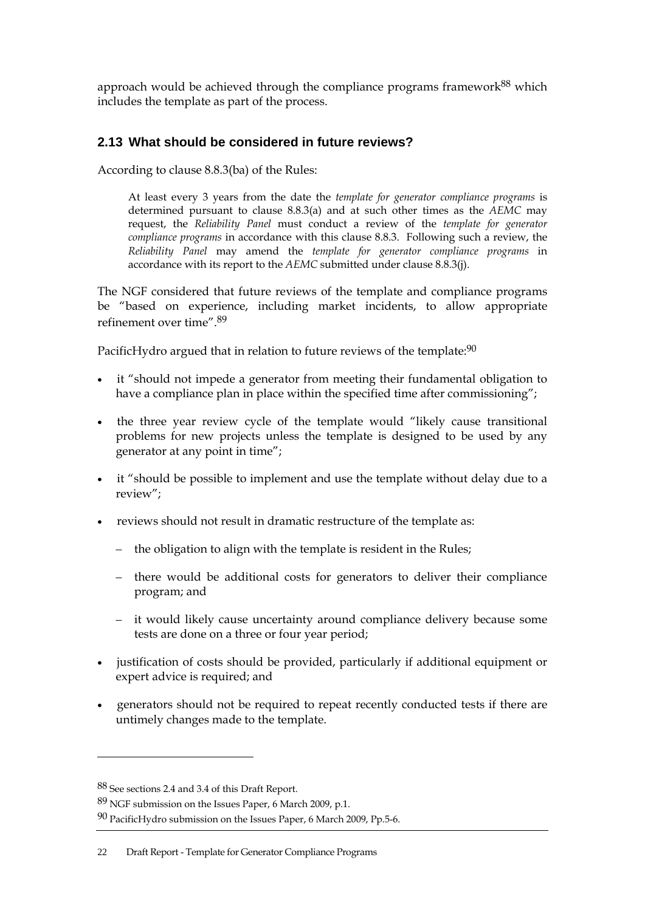approach would be achieved through the compliance programs framework[88] which includes the template as part of the process.

## 2.13 What should be considered in future reviews?

According to clause 8.8.3(ba) of the Rules:

> At least every 3 years from the date the *template for generator compliance programs* is determined pursuant to clause 8.8.3(a) and at such other times as the *AEMC* may request, the *Reliability Panel* must conduct a review of the *template for generator compliance programs* in accordance with this clause 8.8.3. Following such a review, the *Reliability Panel* may amend the *template for generator compliance programs* in accordance with its report to the *AEMC* submitted under clause 8.8.3(j).

The NGF considered that future reviews of the template and compliance programs be "based on experience, including market incidents, to allow appropriate refinement over time".[89]

PacificHydro argued that in relation to future reviews of the template:[90]

- it "should not impede a generator from meeting their fundamental obligation to have a compliance plan in place within the specified time after commissioning";
- the three year review cycle of the template would "likely cause transitional problems for new projects unless the template is designed to be used by any generator at any point in time";
- it "should be possible to implement and use the template without delay due to a review";
- reviews should not result in dramatic restructure of the template as:
  - the obligation to align with the template is resident in the Rules;
  - there would be additional costs for generators to deliver their compliance program; and
  - it would likely cause uncertainty around compliance delivery because some tests are done on a three or four year period;
- justification of costs should be provided, particularly if additional equipment or expert advice is required; and
- generators should not be required to repeat recently conducted tests if there are untimely changes made to the template.

---

[88] See sections 2.4 and 3.4 of this Draft Report.

[89] NGF submission on the Issues Paper, 6 March 2009, p.1.

[90] PacificHydro submission on the Issues Paper, 6 March 2009, Pp.5-6.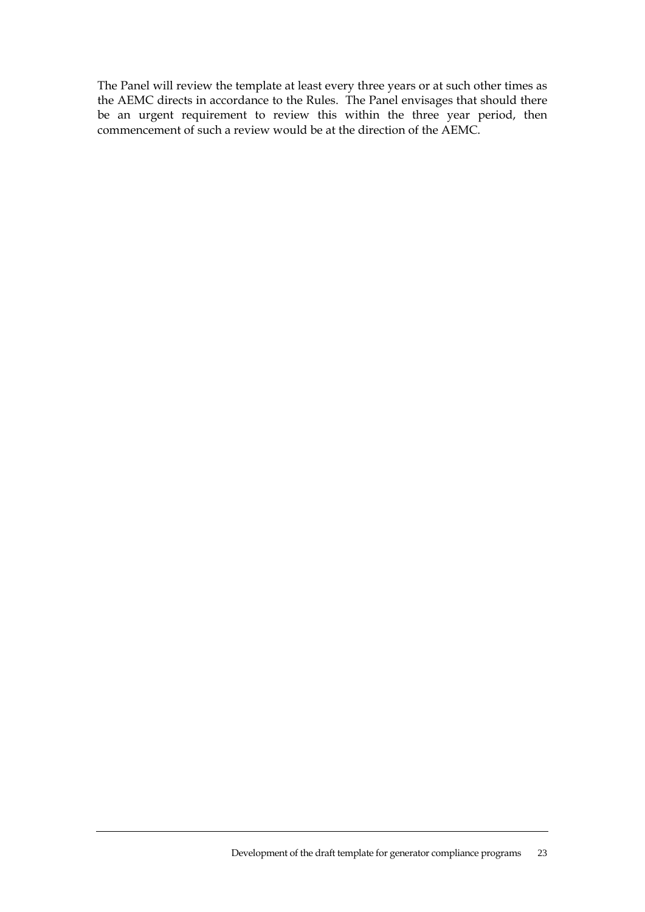The Panel will review the template at least every three years or at such other times as the AEMC directs in accordance to the Rules. The Panel envisages that should there be an urgent requirement to review this within the three year period, then commencement of such a review would be at the direction of the AEMC.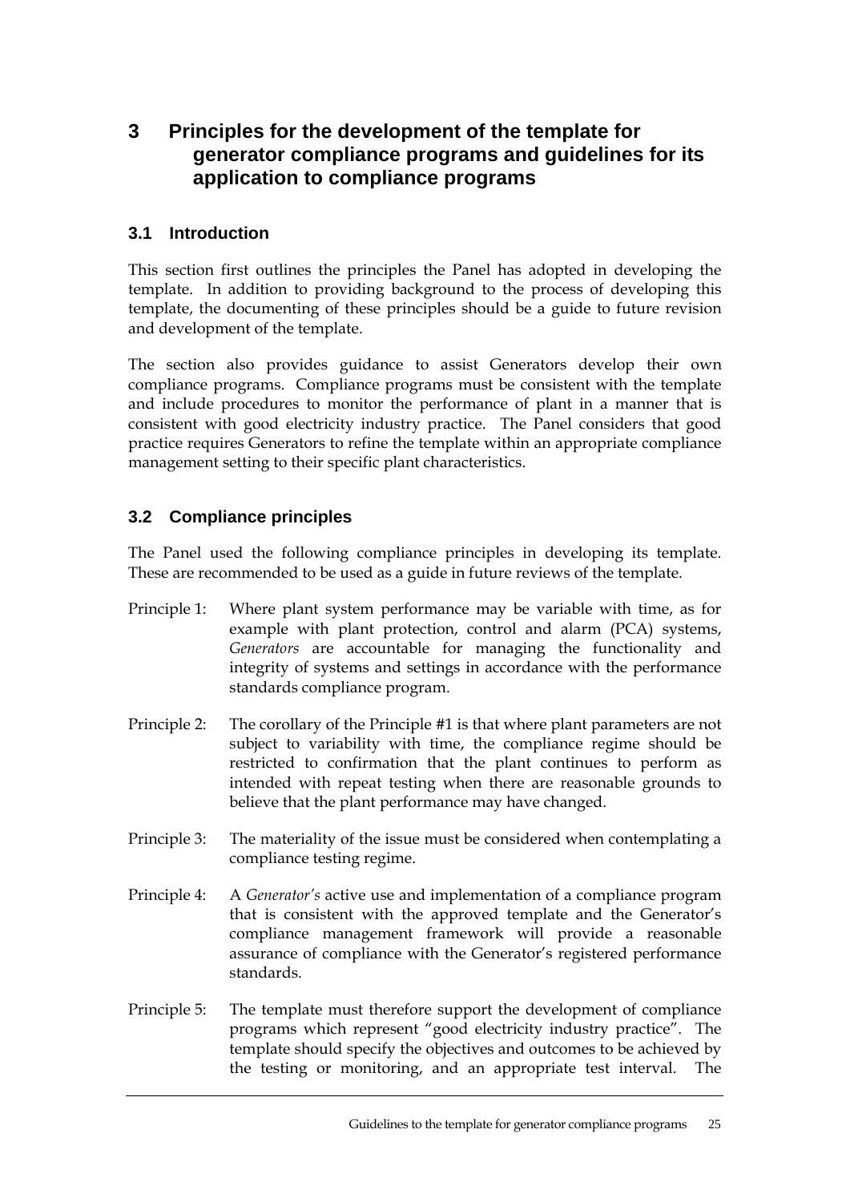# 3 Principles for the development of the template for generator compliance programs and guidelines for its application to compliance programs

## 3.1 Introduction

This section first outlines the principles the Panel has adopted in developing the template. In addition to providing background to the process of developing this template, the documenting of these principles should be a guide to future revision and development of the template.

The section also provides guidance to assist Generators develop their own compliance programs. Compliance programs must be consistent with the template and include procedures to monitor the performance of plant in a manner that is consistent with good electricity industry practice. The Panel considers that good practice requires Generators to refine the template within an appropriate compliance management setting to their specific plant characteristics.

## 3.2 Compliance principles

The Panel used the following compliance principles in developing its template. These are recommended to be used as a guide in future reviews of the template.

Principle 1: Where plant system performance may be variable with time, as for example with plant protection, control and alarm (PCA) systems, *Generators* are accountable for managing the functionality and integrity of systems and settings in accordance with the performance standards compliance program.

Principle 2: The corollary of the Principle #1 is that where plant parameters are not subject to variability with time, the compliance regime should be restricted to confirmation that the plant continues to perform as intended with repeat testing when there are reasonable grounds to believe that the plant performance may have changed.

Principle 3: The materiality of the issue must be considered when contemplating a compliance testing regime.

Principle 4: A *Generator's* active use and implementation of a compliance program that is consistent with the approved template and the Generator's compliance management framework will provide a reasonable assurance of compliance with the Generator's registered performance standards.

Principle 5: The template must therefore support the development of compliance programs which represent "good electricity industry practice". The template should specify the objectives and outcomes to be achieved by the testing or monitoring, and an appropriate test interval. The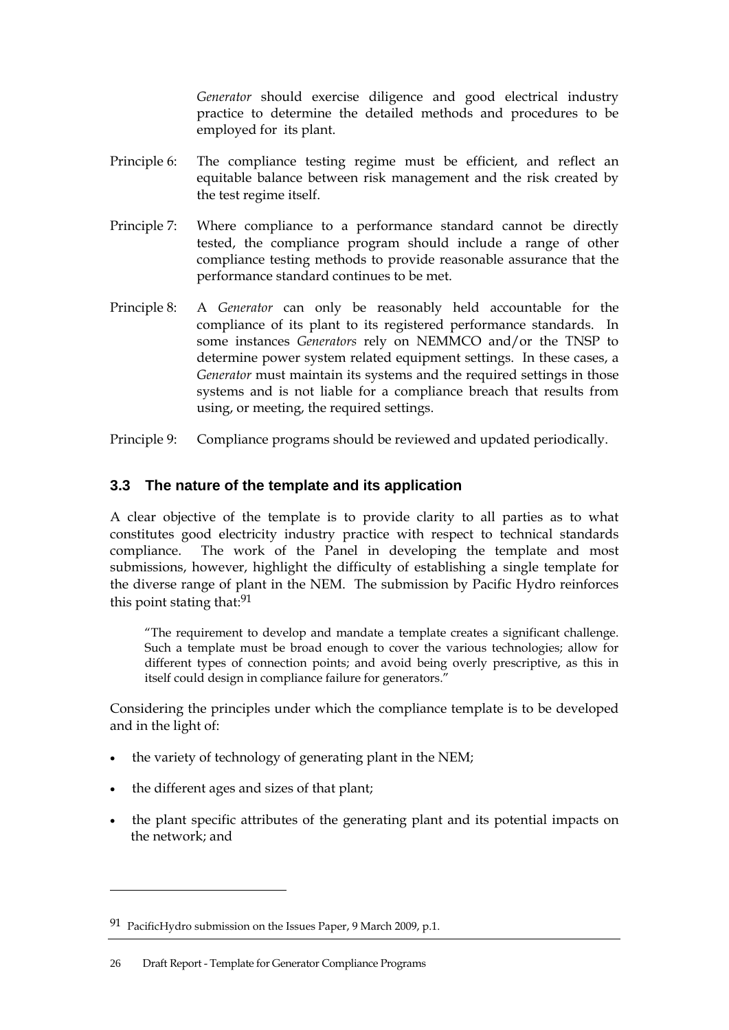*Generator* should exercise diligence and good electrical industry practice to determine the detailed methods and procedures to be employed for its plant.

Principle 6: The compliance testing regime must be efficient, and reflect an equitable balance between risk management and the risk created by the test regime itself.

Principle 7: Where compliance to a performance standard cannot be directly tested, the compliance program should include a range of other compliance testing methods to provide reasonable assurance that the performance standard continues to be met.

Principle 8: A *Generator* can only be reasonably held accountable for the compliance of its plant to its registered performance standards. In some instances *Generators* rely on NEMMCO and/or the TNSP to determine power system related equipment settings. In these cases, a *Generator* must maintain its systems and the required settings in those systems and is not liable for a compliance breach that results from using, or meeting, the required settings.

Principle 9: Compliance programs should be reviewed and updated periodically.

### 3.3 The nature of the template and its application

A clear objective of the template is to provide clarity to all parties as to what constitutes good electricity industry practice with respect to technical standards compliance. The work of the Panel in developing the template and most submissions, however, highlight the difficulty of establishing a single template for the diverse range of plant in the NEM. The submission by Pacific Hydro reinforces this point stating that:[91]

> "The requirement to develop and mandate a template creates a significant challenge. Such a template must be broad enough to cover the various technologies; allow for different types of connection points; and avoid being overly prescriptive, as this in itself could design in compliance failure for generators."

Considering the principles under which the compliance template is to be developed and in the light of:

- the variety of technology of generating plant in the NEM;
- the different ages and sizes of that plant;
- the plant specific attributes of the generating plant and its potential impacts on the network; and

---

[91] PacificHydro submission on the Issues Paper, 9 March 2009, p.1.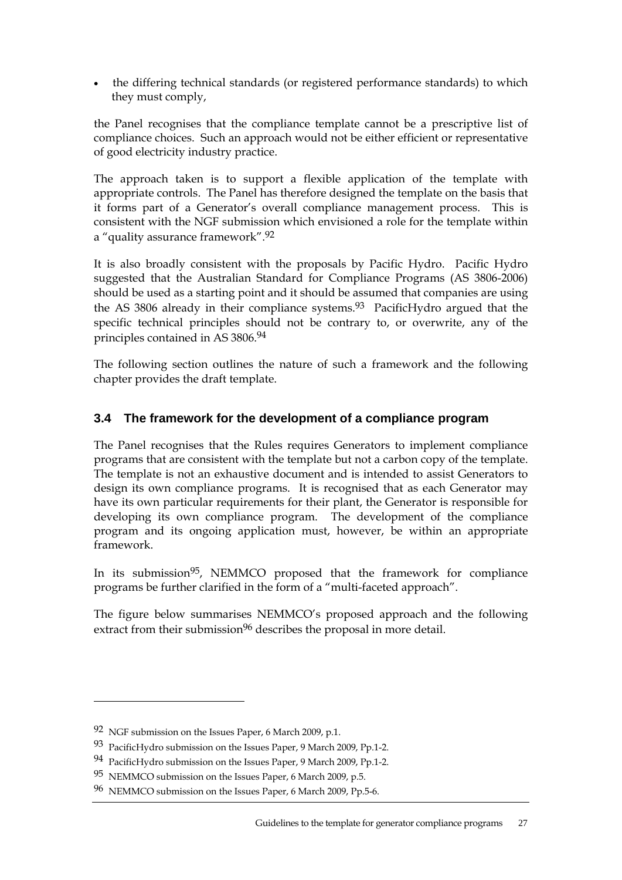- the differing technical standards (or registered performance standards) to which they must comply,

the Panel recognises that the compliance template cannot be a prescriptive list of compliance choices. Such an approach would not be either efficient or representative of good electricity industry practice.

The approach taken is to support a flexible application of the template with appropriate controls. The Panel has therefore designed the template on the basis that it forms part of a Generator's overall compliance management process. This is consistent with the NGF submission which envisioned a role for the template within a "quality assurance framework".[92]

It is also broadly consistent with the proposals by Pacific Hydro. Pacific Hydro suggested that the Australian Standard for Compliance Programs (AS 3806-2006) should be used as a starting point and it should be assumed that companies are using the AS 3806 already in their compliance systems.[93] PacificHydro argued that the specific technical principles should not be contrary to, or overwrite, any of the principles contained in AS 3806.[94]

The following section outlines the nature of such a framework and the following chapter provides the draft template.

### 3.4 The framework for the development of a compliance program

The Panel recognises that the Rules requires Generators to implement compliance programs that are consistent with the template but not a carbon copy of the template. The template is not an exhaustive document and is intended to assist Generators to design its own compliance programs. It is recognised that as each Generator may have its own particular requirements for their plant, the Generator is responsible for developing its own compliance program. The development of the compliance program and its ongoing application must, however, be within an appropriate framework.

In its submission[95], NEMMCO proposed that the framework for compliance programs be further clarified in the form of a "multi-faceted approach".

The figure below summarises NEMMCO's proposed approach and the following extract from their submission[96] describes the proposal in more detail.

---

[92] NGF submission on the Issues Paper, 6 March 2009, p.1.

[93] PacificHydro submission on the Issues Paper, 9 March 2009, Pp.1-2.

[94] PacificHydro submission on the Issues Paper, 9 March 2009, Pp.1-2.

[95] NEMMCO submission on the Issues Paper, 6 March 2009, p.5.

[96] NEMMCO submission on the Issues Paper, 6 March 2009, Pp.5-6.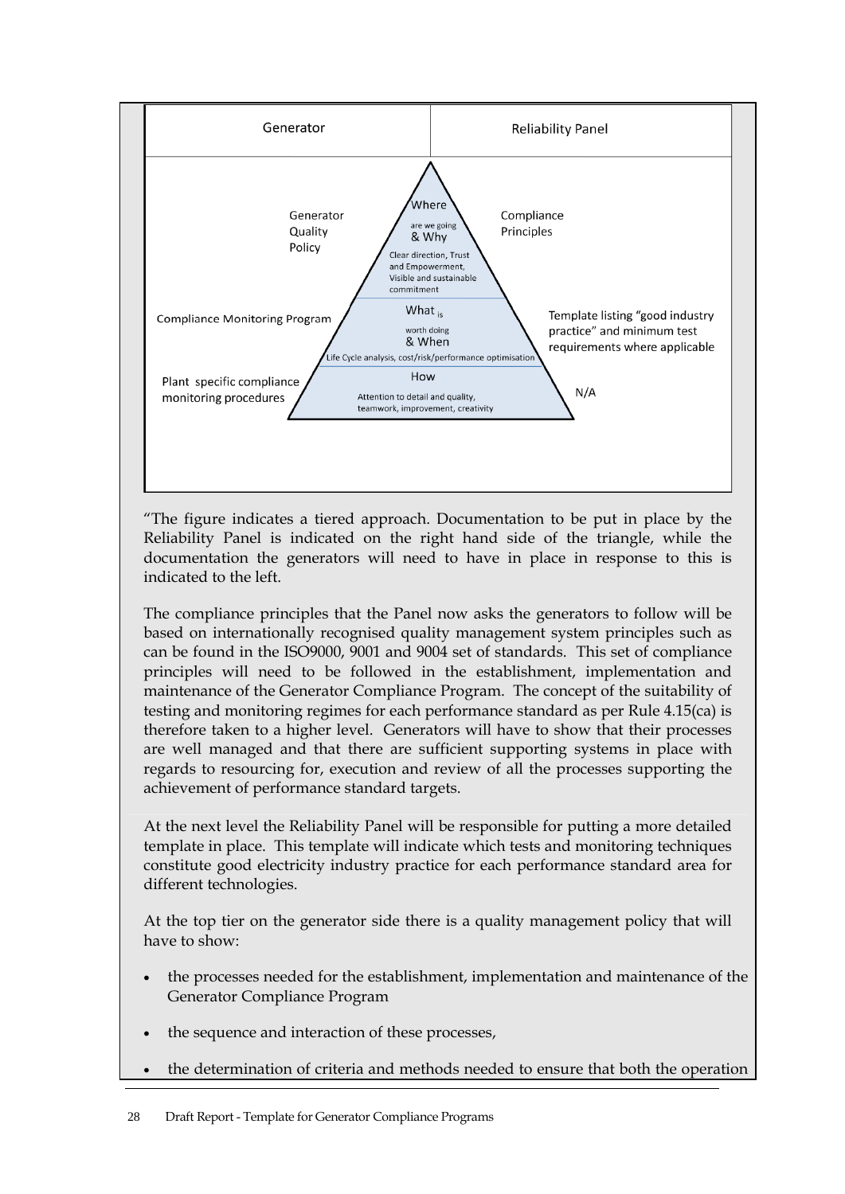| Generator | Reliability Panel |
|---|---|
| Generator Quality Policy | Compliance Principles |
| Compliance Monitoring Program | Template listing "good industry practice" and minimum test requirements where applicable |
| Plant specific compliance monitoring procedures | N/A |

Where are we going & Why — Clear direction, Trust and Empowerment, Visible and sustainable commitment

What is worth doing & When — Life Cycle analysis, cost/risk/performance optimisation

How — Attention to detail and quality, teamwork, improvement, creativity

"The figure indicates a tiered approach. Documentation to be put in place by the Reliability Panel is indicated on the right hand side of the triangle, while the documentation the generators will need to have in place in response to this is indicated to the left.

The compliance principles that the Panel now asks the generators to follow will be based on internationally recognised quality management system principles such as can be found in the ISO9000, 9001 and 9004 set of standards. This set of compliance principles will need to be followed in the establishment, implementation and maintenance of the Generator Compliance Program. The concept of the suitability of testing and monitoring regimes for each performance standard as per Rule 4.15(ca) is therefore taken to a higher level. Generators will have to show that their processes are well managed and that there are sufficient supporting systems in place with regards to resourcing for, execution and review of all the processes supporting the achievement of performance standard targets.

At the next level the Reliability Panel will be responsible for putting a more detailed template in place. This template will indicate which tests and monitoring techniques constitute good electricity industry practice for each performance standard area for different technologies.

At the top tier on the generator side there is a quality management policy that will have to show:

- the processes needed for the establishment, implementation and maintenance of the Generator Compliance Program
- the sequence and interaction of these processes,
- the determination of criteria and methods needed to ensure that both the operation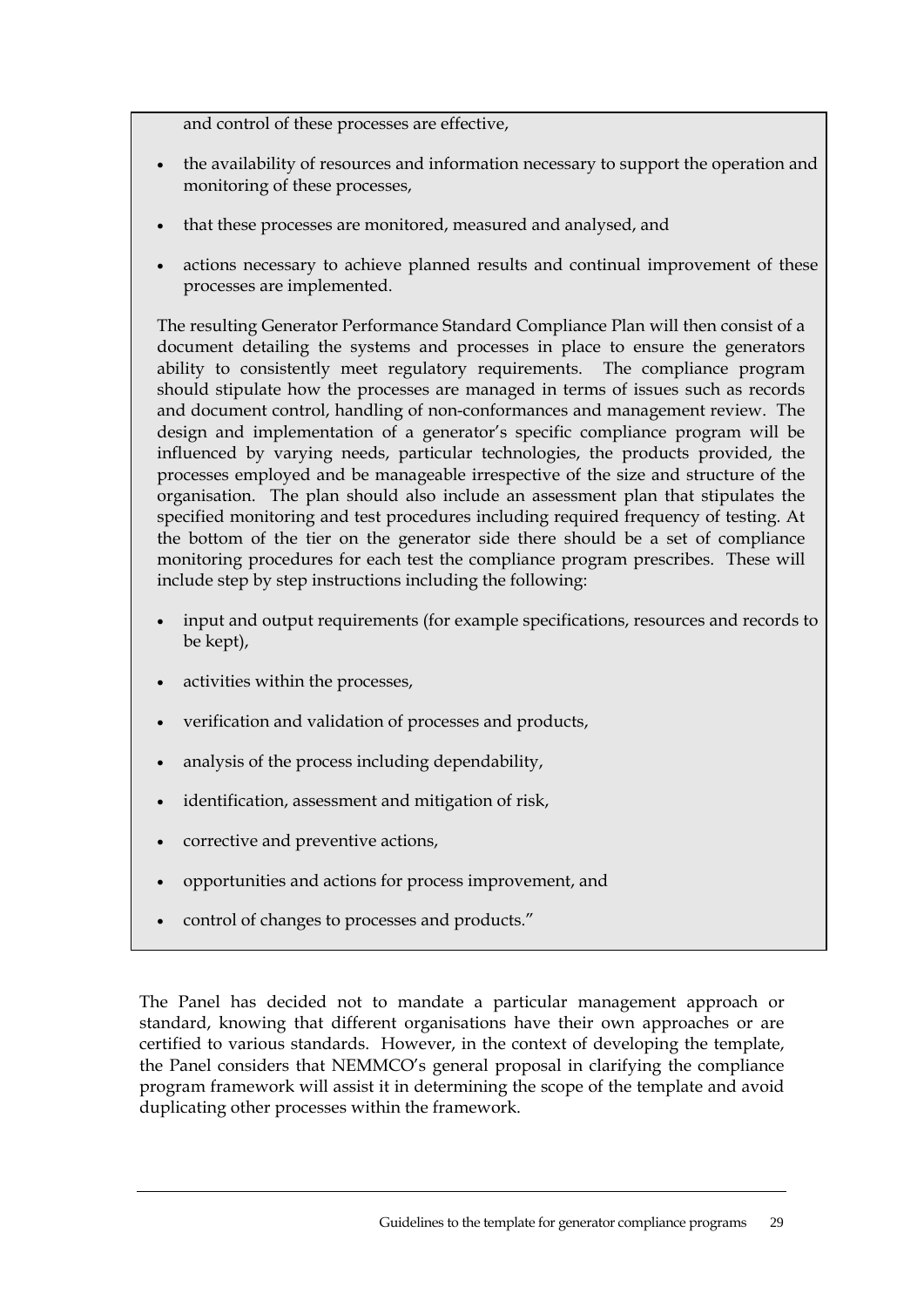and control of these processes are effective,

- the availability of resources and information necessary to support the operation and monitoring of these processes,
- that these processes are monitored, measured and analysed, and
- actions necessary to achieve planned results and continual improvement of these processes are implemented.

The resulting Generator Performance Standard Compliance Plan will then consist of a document detailing the systems and processes in place to ensure the generators ability to consistently meet regulatory requirements. The compliance program should stipulate how the processes are managed in terms of issues such as records and document control, handling of non-conformances and management review. The design and implementation of a generator's specific compliance program will be influenced by varying needs, particular technologies, the products provided, the processes employed and be manageable irrespective of the size and structure of the organisation. The plan should also include an assessment plan that stipulates the specified monitoring and test procedures including required frequency of testing. At the bottom of the tier on the generator side there should be a set of compliance monitoring procedures for each test the compliance program prescribes. These will include step by step instructions including the following:

- input and output requirements (for example specifications, resources and records to be kept),
- activities within the processes,
- verification and validation of processes and products,
- analysis of the process including dependability,
- identification, assessment and mitigation of risk,
- corrective and preventive actions,
- opportunities and actions for process improvement, and
- control of changes to processes and products."

The Panel has decided not to mandate a particular management approach or standard, knowing that different organisations have their own approaches or are certified to various standards. However, in the context of developing the template, the Panel considers that NEMMCO's general proposal in clarifying the compliance program framework will assist it in determining the scope of the template and avoid duplicating other processes within the framework.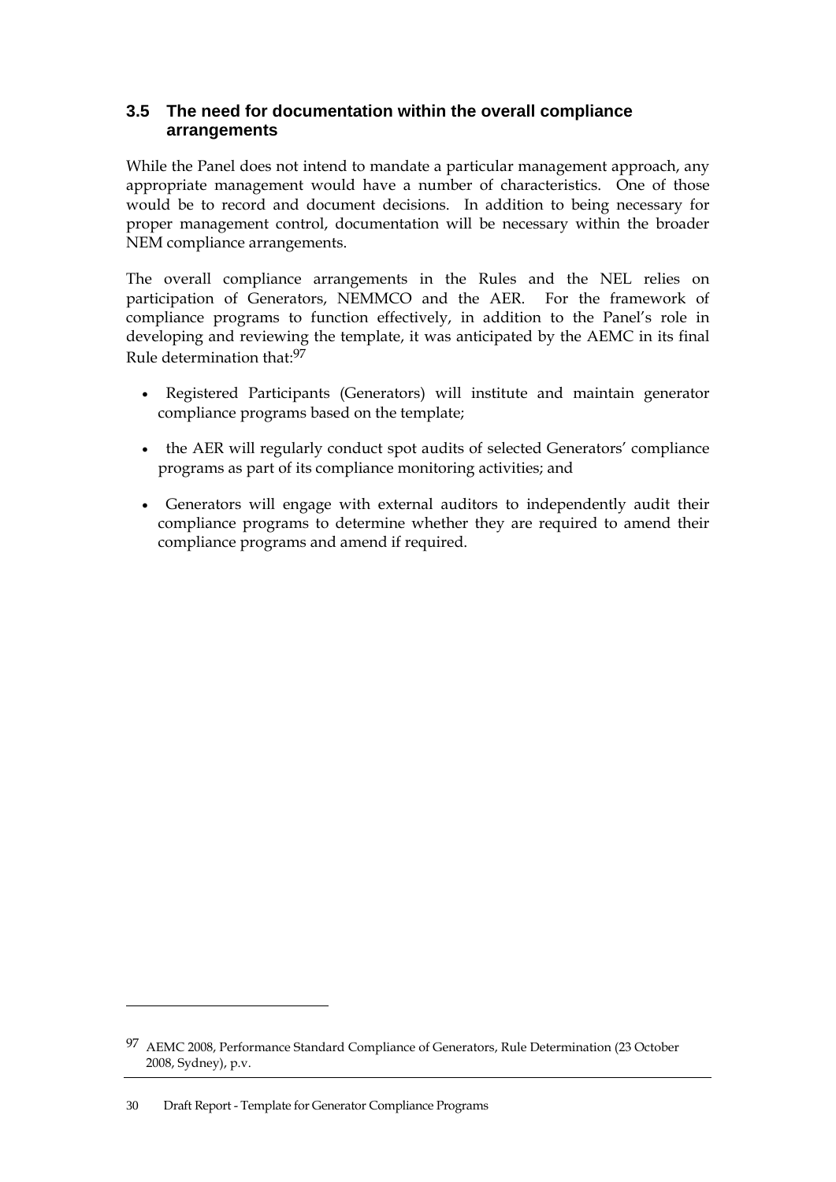## 3.5 The need for documentation within the overall compliance arrangements

While the Panel does not intend to mandate a particular management approach, any appropriate management would have a number of characteristics. One of those would be to record and document decisions. In addition to being necessary for proper management control, documentation will be necessary within the broader NEM compliance arrangements.

The overall compliance arrangements in the Rules and the NEL relies on participation of Generators, NEMMCO and the AER. For the framework of compliance programs to function effectively, in addition to the Panel's role in developing and reviewing the template, it was anticipated by the AEMC in its final Rule determination that:[97]

- Registered Participants (Generators) will institute and maintain generator compliance programs based on the template;
- the AER will regularly conduct spot audits of selected Generators' compliance programs as part of its compliance monitoring activities; and
- Generators will engage with external auditors to independently audit their compliance programs to determine whether they are required to amend their compliance programs and amend if required.

---

[97] AEMC 2008, Performance Standard Compliance of Generators, Rule Determination (23 October 2008, Sydney), p.v.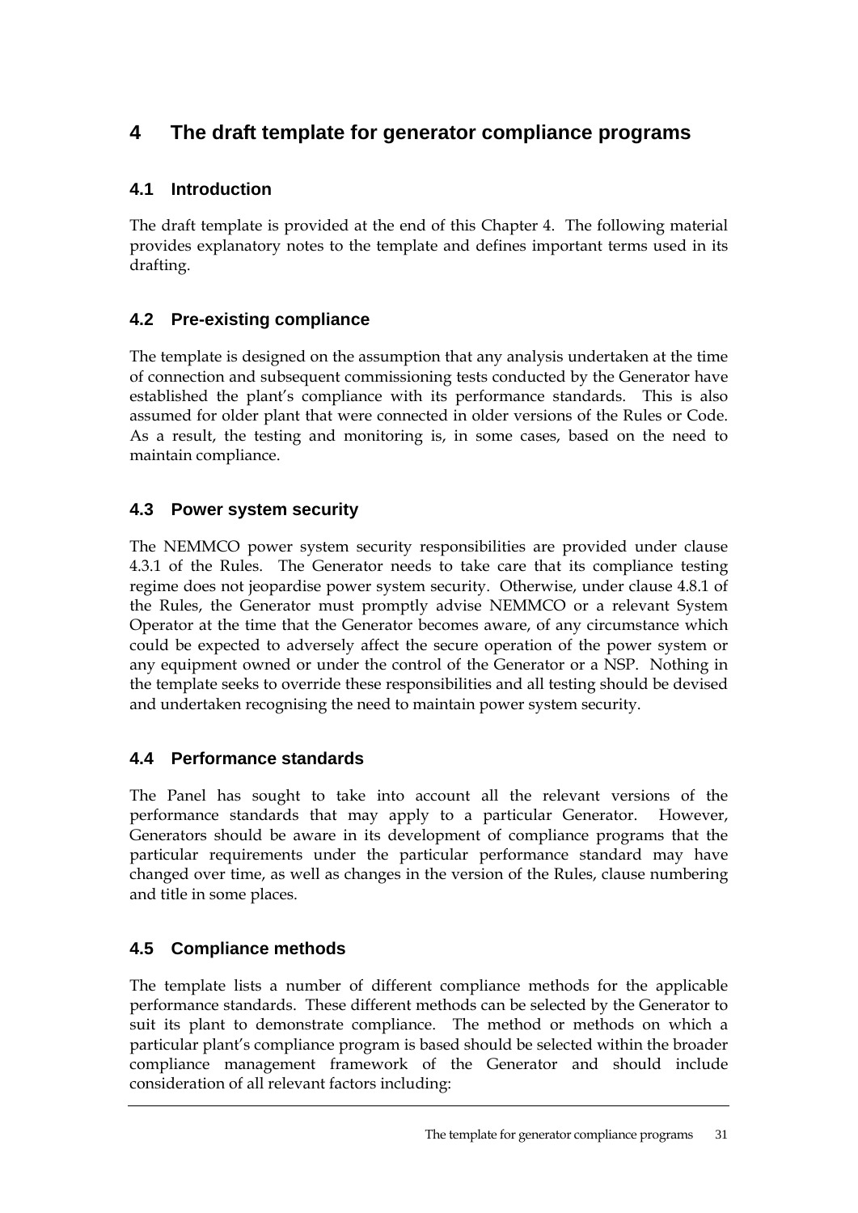# 4 The draft template for generator compliance programs

## 4.1 Introduction

The draft template is provided at the end of this Chapter 4. The following material provides explanatory notes to the template and defines important terms used in its drafting.

## 4.2 Pre-existing compliance

The template is designed on the assumption that any analysis undertaken at the time of connection and subsequent commissioning tests conducted by the Generator have established the plant's compliance with its performance standards. This is also assumed for older plant that were connected in older versions of the Rules or Code. As a result, the testing and monitoring is, in some cases, based on the need to maintain compliance.

## 4.3 Power system security

The NEMMCO power system security responsibilities are provided under clause 4.3.1 of the Rules. The Generator needs to take care that its compliance testing regime does not jeopardise power system security. Otherwise, under clause 4.8.1 of the Rules, the Generator must promptly advise NEMMCO or a relevant System Operator at the time that the Generator becomes aware, of any circumstance which could be expected to adversely affect the secure operation of the power system or any equipment owned or under the control of the Generator or a NSP. Nothing in the template seeks to override these responsibilities and all testing should be devised and undertaken recognising the need to maintain power system security.

## 4.4 Performance standards

The Panel has sought to take into account all the relevant versions of the performance standards that may apply to a particular Generator. However, Generators should be aware in its development of compliance programs that the particular requirements under the particular performance standard may have changed over time, as well as changes in the version of the Rules, clause numbering and title in some places.

## 4.5 Compliance methods

The template lists a number of different compliance methods for the applicable performance standards. These different methods can be selected by the Generator to suit its plant to demonstrate compliance. The method or methods on which a particular plant's compliance program is based should be selected within the broader compliance management framework of the Generator and should include consideration of all relevant factors including: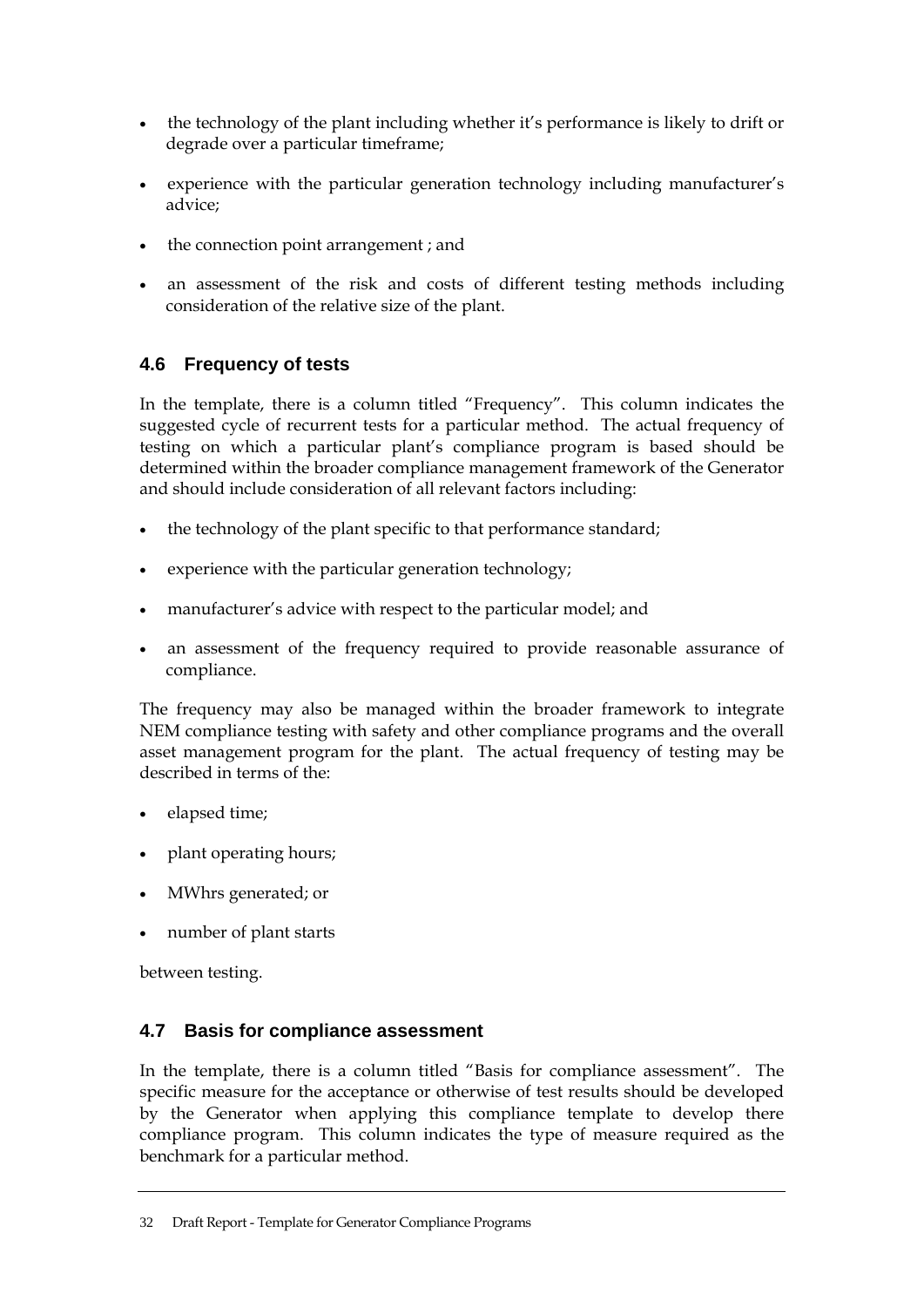- the technology of the plant including whether it's performance is likely to drift or degrade over a particular timeframe;
- experience with the particular generation technology including manufacturer's advice;
- the connection point arrangement ; and
- an assessment of the risk and costs of different testing methods including consideration of the relative size of the plant.

### 4.6 Frequency of tests

In the template, there is a column titled "Frequency". This column indicates the suggested cycle of recurrent tests for a particular method. The actual frequency of testing on which a particular plant's compliance program is based should be determined within the broader compliance management framework of the Generator and should include consideration of all relevant factors including:

- the technology of the plant specific to that performance standard;
- experience with the particular generation technology;
- manufacturer's advice with respect to the particular model; and
- an assessment of the frequency required to provide reasonable assurance of compliance.

The frequency may also be managed within the broader framework to integrate NEM compliance testing with safety and other compliance programs and the overall asset management program for the plant. The actual frequency of testing may be described in terms of the:

- elapsed time;
- plant operating hours;
- MWhrs generated; or
- number of plant starts

between testing.

### 4.7 Basis for compliance assessment

In the template, there is a column titled "Basis for compliance assessment". The specific measure for the acceptance or otherwise of test results should be developed by the Generator when applying this compliance template to develop there compliance program. This column indicates the type of measure required as the benchmark for a particular method.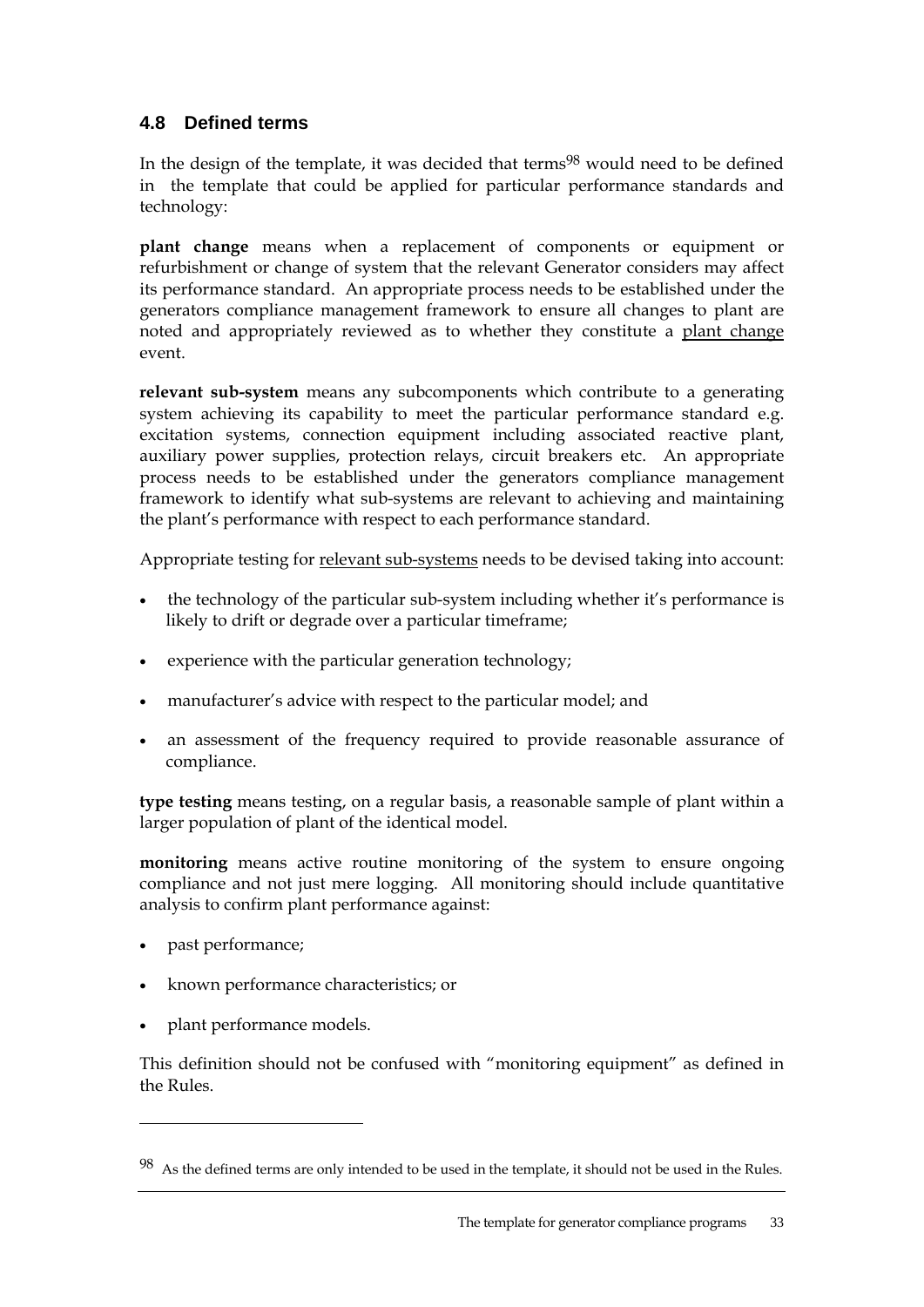## 4.8 Defined terms

In the design of the template, it was decided that terms[98] would need to be defined in the template that could be applied for particular performance standards and technology:

**plant change** means when a replacement of components or equipment or refurbishment or change of system that the relevant Generator considers may affect its performance standard. An appropriate process needs to be established under the generators compliance management framework to ensure all changes to plant are noted and appropriately reviewed as to whether they constitute a <u>plant change</u> event.

**relevant sub-system** means any subcomponents which contribute to a generating system achieving its capability to meet the particular performance standard e.g. excitation systems, connection equipment including associated reactive plant, auxiliary power supplies, protection relays, circuit breakers etc. An appropriate process needs to be established under the generators compliance management framework to identify what sub-systems are relevant to achieving and maintaining the plant's performance with respect to each performance standard.

Appropriate testing for <u>relevant sub-systems</u> needs to be devised taking into account:

- the technology of the particular sub-system including whether it's performance is likely to drift or degrade over a particular timeframe;
- experience with the particular generation technology;
- manufacturer's advice with respect to the particular model; and
- an assessment of the frequency required to provide reasonable assurance of compliance.

**type testing** means testing, on a regular basis, a reasonable sample of plant within a larger population of plant of the identical model.

**monitoring** means active routine monitoring of the system to ensure ongoing compliance and not just mere logging. All monitoring should include quantitative analysis to confirm plant performance against:

- past performance;
- known performance characteristics; or
- plant performance models.

This definition should not be confused with "monitoring equipment" as defined in the Rules.

---

[98] As the defined terms are only intended to be used in the template, it should not be used in the Rules.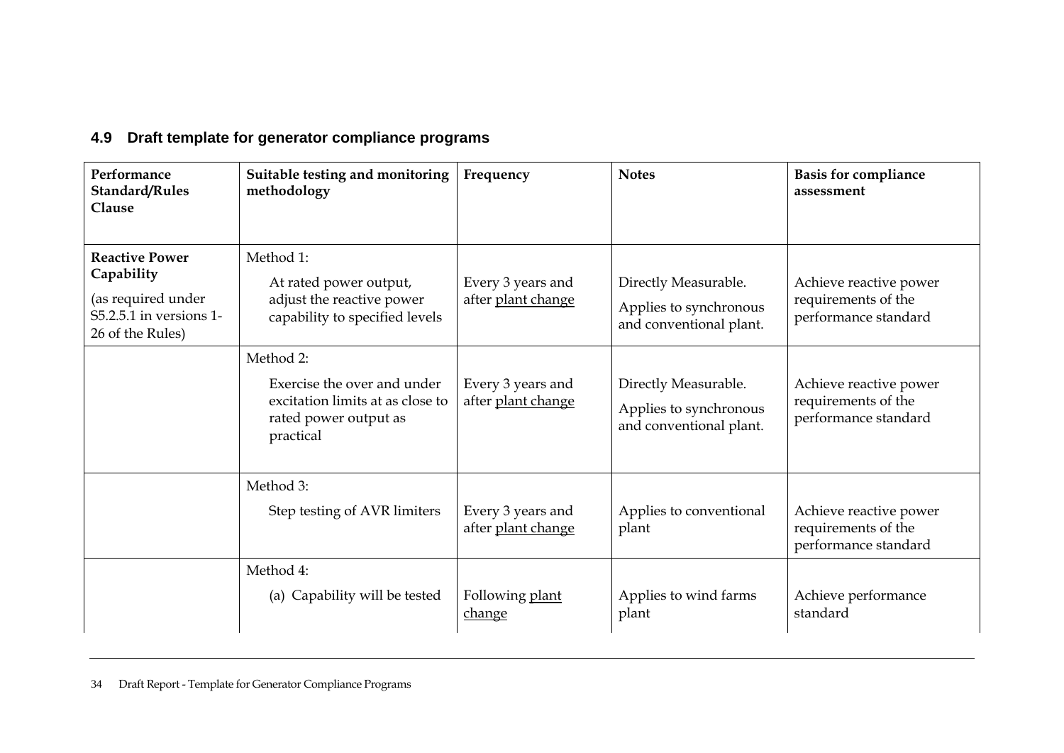## 4.9 Draft template for generator compliance programs

| Performance Standard/Rules Clause | Suitable testing and monitoring methodology | Frequency | Notes | Basis for compliance assessment |
|---|---|---|---|---|
| **Reactive Power Capability** (as required under S5.2.5.1 in versions 1-26 of the Rules) | Method 1: At rated power output, adjust the reactive power capability to specified levels | Every 3 years and after plant change | Directly Measurable. Applies to synchronous and conventional plant. | Achieve reactive power requirements of the performance standard |
| | Method 2: Exercise the over and under excitation limits at as close to rated power output as practical | Every 3 years and after plant change | Directly Measurable. Applies to synchronous and conventional plant. | Achieve reactive power requirements of the performance standard |
| | Method 3: Step testing of AVR limiters | Every 3 years and after plant change | Applies to conventional plant | Achieve reactive power requirements of the performance standard |
| | Method 4: (a) Capability will be tested | Following plant change | Applies to wind farms plant | Achieve performance standard |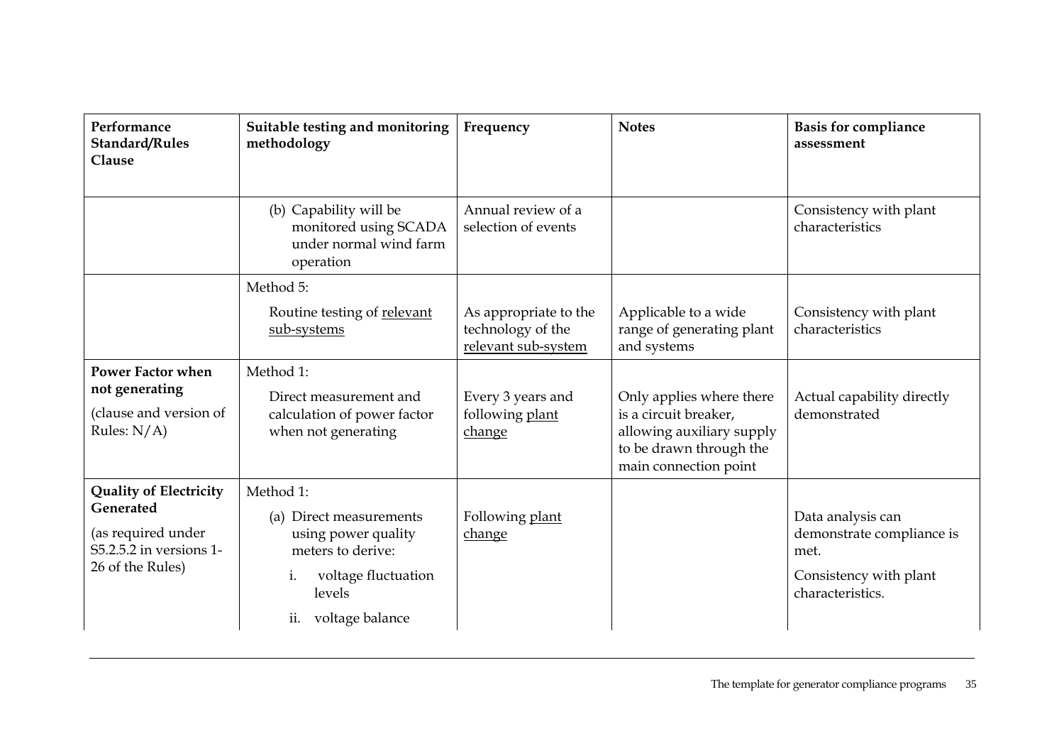| Performance Standard/Rules Clause | Suitable testing and monitoring methodology | Frequency | Notes | Basis for compliance assessment |
|---|---|---|---|---|
| | (b) Capability will be monitored using SCADA under normal wind farm operation | Annual review of a selection of events | | Consistency with plant characteristics |
| | Method 5:<br>Routine testing of relevant sub-systems | As appropriate to the technology of the relevant sub-system | Applicable to a wide range of generating plant and systems | Consistency with plant characteristics |
| **Power Factor when not generating**<br>(clause and version of Rules: N/A) | Method 1:<br>Direct measurement and calculation of power factor when not generating | Every 3 years and following plant change | Only applies where there is a circuit breaker, allowing auxiliary supply to be drawn through the main connection point | Actual capability directly demonstrated |
| **Quality of Electricity Generated**<br>(as required under S5.2.5.2 in versions 1-26 of the Rules) | Method 1:<br>(a) Direct measurements using power quality meters to derive:<br>i. voltage fluctuation levels<br>ii. voltage balance | Following plant change | | Data analysis can demonstrate compliance is met.<br>Consistency with plant characteristics. |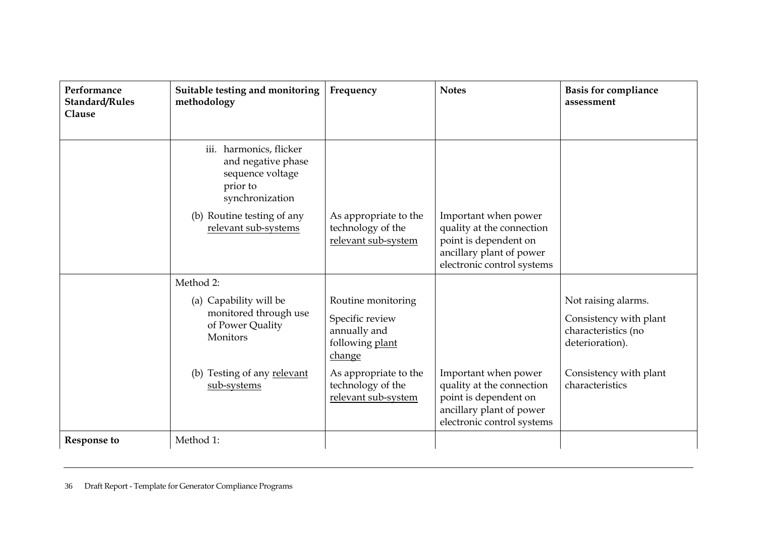| Performance Standard/Rules Clause | Suitable testing and monitoring methodology | Frequency | Notes | Basis for compliance assessment |
|---|---|---|---|---|
| | iii. harmonics, flicker and negative phase sequence voltage prior to synchronization | | | |
| | (b) Routine testing of any <u>relevant sub-systems</u> | As appropriate to the technology of the <u>relevant sub-system</u> | Important when power quality at the connection point is dependent on ancillary plant of power electronic control systems | |
| | Method 2: | | | |
| | (a) Capability will be monitored through use of Power Quality Monitors | Routine monitoring<br>Specific review annually and following <u>plant change</u> | | Not raising alarms.<br>Consistency with plant characteristics (no deterioration). |
| | (b) Testing of any <u>relevant sub-systems</u> | As appropriate to the technology of the <u>relevant sub-system</u> | Important when power quality at the connection point is dependent on ancillary plant of power electronic control systems | Consistency with plant characteristics |
| **Response to** | Method 1: | | | |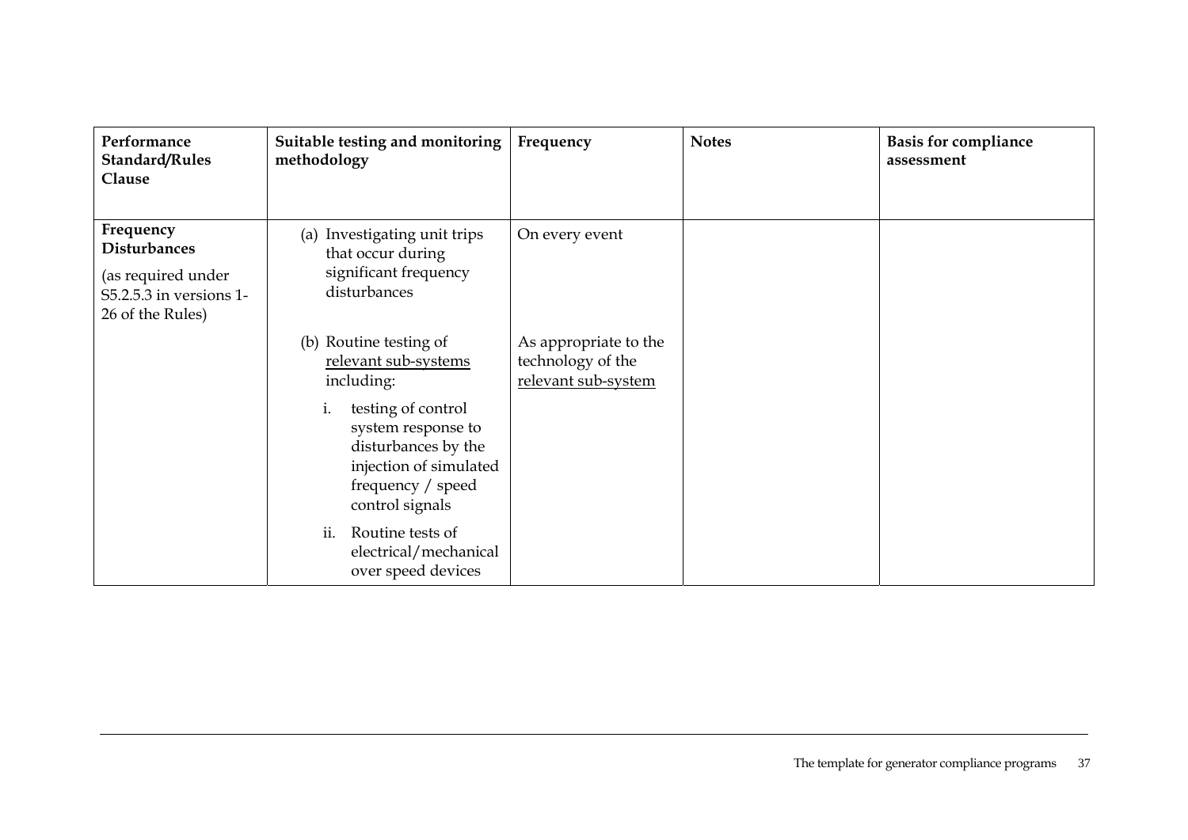| Performance Standard/Rules Clause | Suitable testing and monitoring methodology | Frequency | Notes | Basis for compliance assessment |
|---|---|---|---|---|
| **Frequency Disturbances** (as required under S5.2.5.3 in versions 1-26 of the Rules) | (a) Investigating unit trips that occur during significant frequency disturbances | On every event | | |
| | (b) Routine testing of <u>relevant sub-systems</u> including: i. testing of control system response to disturbances by the injection of simulated frequency / speed control signals ii. Routine tests of electrical/mechanical over speed devices | As appropriate to the technology of the <u>relevant sub-system</u> | | |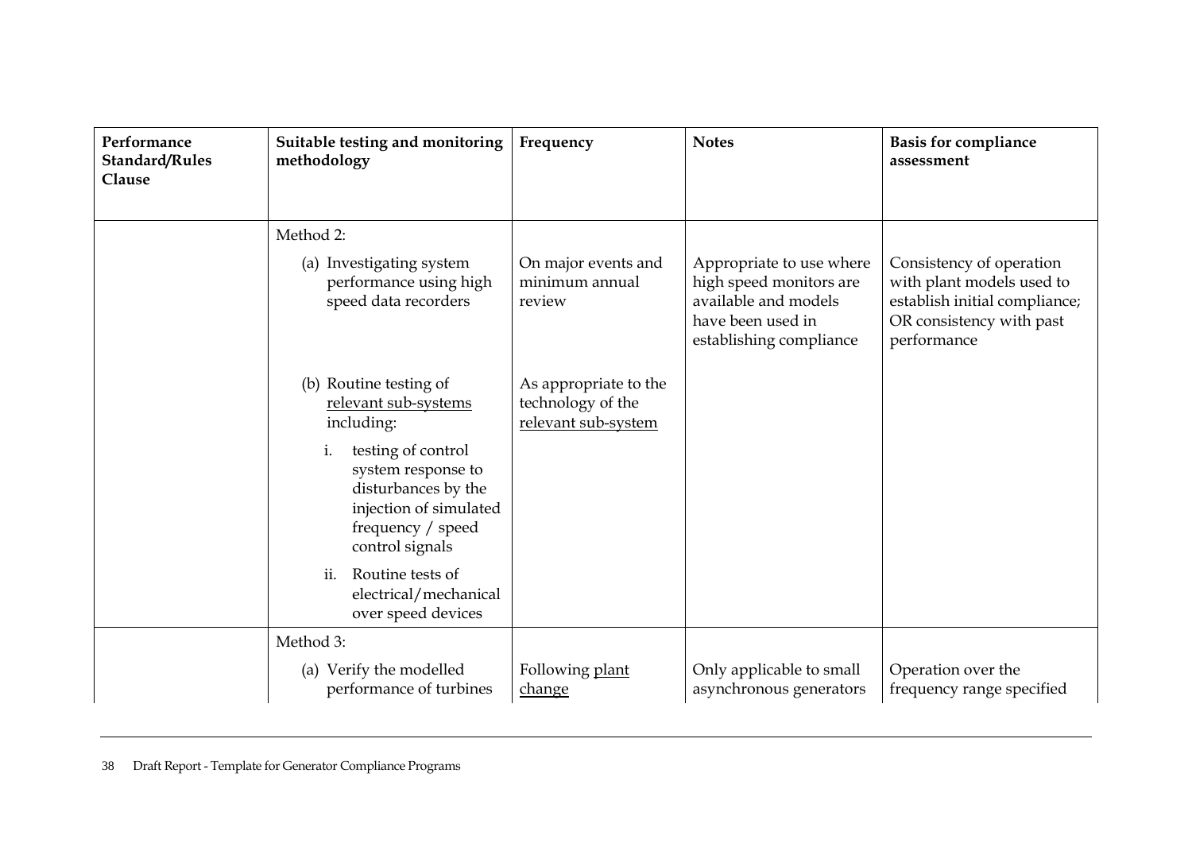| Performance Standard/Rules Clause | Suitable testing and monitoring methodology | Frequency | Notes | Basis for compliance assessment |
|---|---|---|---|---|
| | Method 2: | | | |
| | (a) Investigating system performance using high speed data recorders | On major events and minimum annual review | Appropriate to use where high speed monitors are available and models have been used in establishing compliance | Consistency of operation with plant models used to establish initial compliance; OR consistency with past performance |
| | (b) Routine testing of relevant sub-systems including:<br>i. testing of control system response to disturbances by the injection of simulated frequency / speed control signals<br>ii. Routine tests of electrical/mechanical over speed devices | As appropriate to the technology of the relevant sub-system | | |
| | Method 3: | | | |
| | (a) Verify the modelled performance of turbines | Following plant change | Only applicable to small asynchronous generators | Operation over the frequency range specified |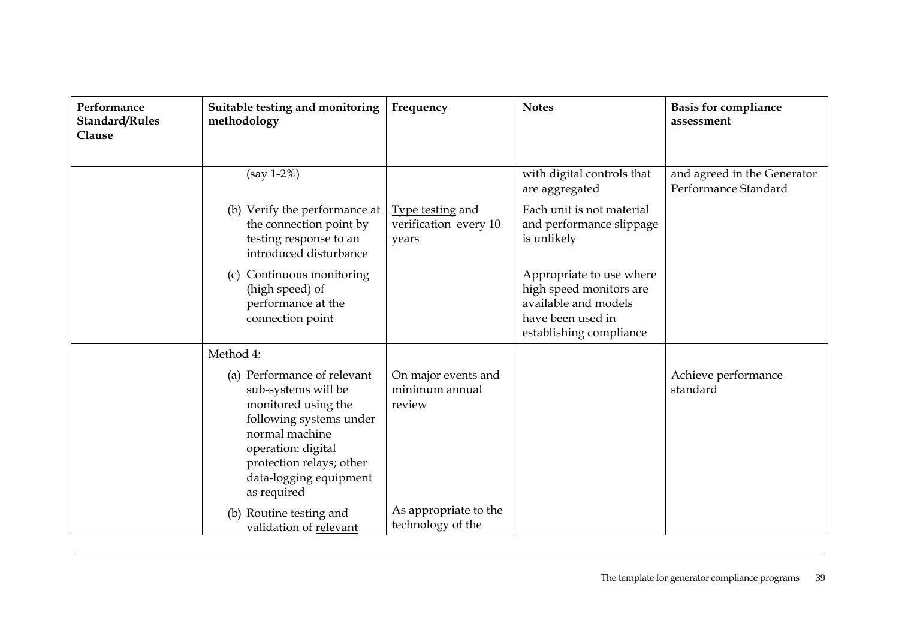| Performance Standard/Rules Clause | Suitable testing and monitoring methodology | Frequency | Notes | Basis for compliance assessment |
|---|---|---|---|---|
| | (say 1-2%) | | with digital controls that are aggregated | and agreed in the Generator Performance Standard |
| | (b) Verify the performance at the connection point by testing response to an introduced disturbance | Type testing and verification every 10 years | Each unit is not material and performance slippage is unlikely | |
| | (c) Continuous monitoring (high speed) of performance at the connection point | | Appropriate to use where high speed monitors are available and models have been used in establishing compliance | |
| | Method 4: | | | |
| | (a) Performance of relevant sub-systems will be monitored using the following systems under normal machine operation: digital protection relays; other data-logging equipment as required | On major events and minimum annual review | | Achieve performance standard |
| | (b) Routine testing and validation of relevant | As appropriate to the technology of the | | |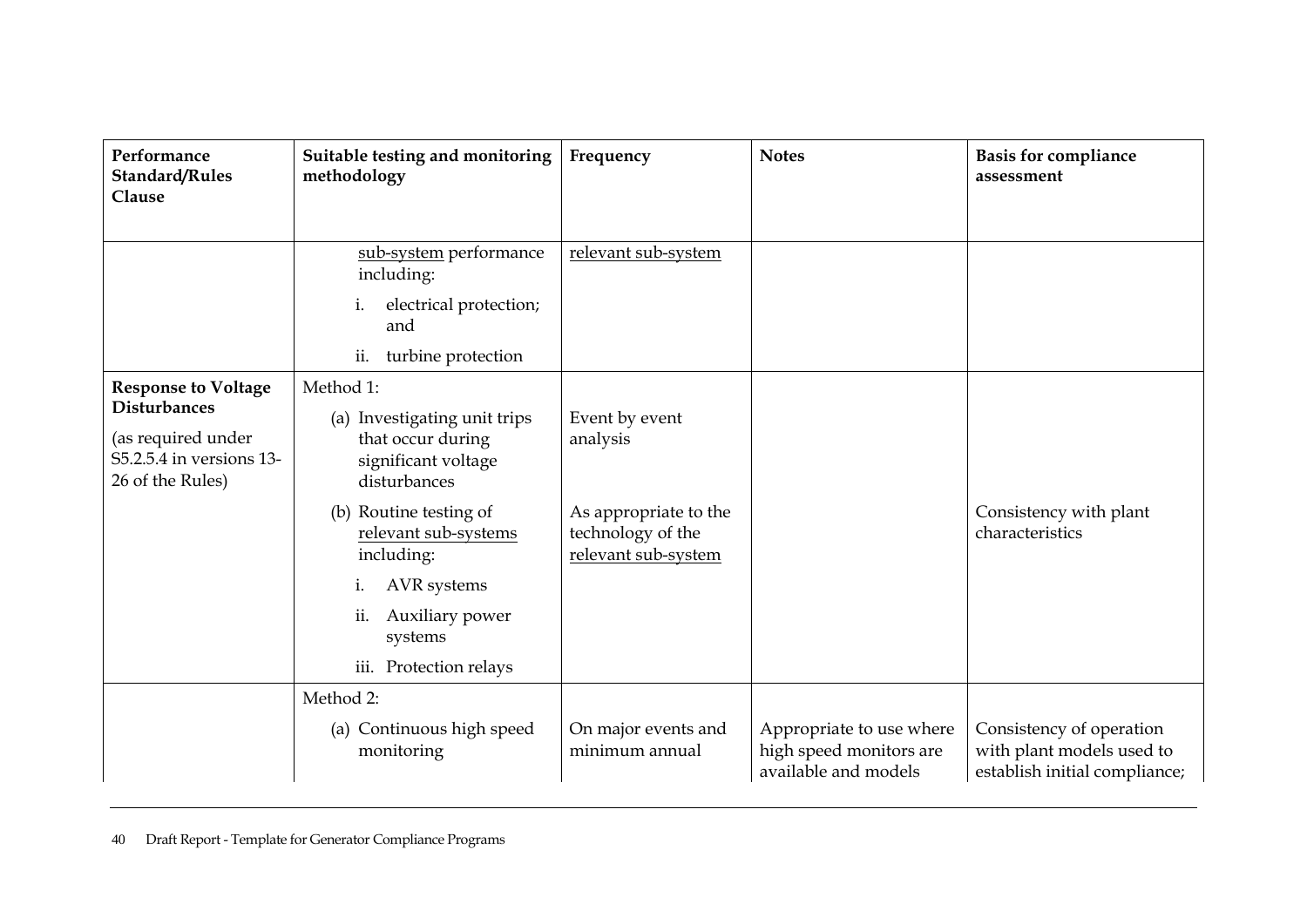| Performance Standard/Rules Clause | Suitable testing and monitoring methodology | Frequency | Notes | Basis for compliance assessment |
|---|---|---|---|---|
| | sub-system performance including:<br>i. electrical protection; and<br>ii. turbine protection | relevant sub-system | | |
| **Response to Voltage Disturbances**<br>(as required under S5.2.5.4 in versions 13-26 of the Rules) | Method 1:<br>(a) Investigating unit trips that occur during significant voltage disturbances | Event by event analysis | | |
| | (b) Routine testing of relevant sub-systems including:<br>i. AVR systems<br>ii. Auxiliary power systems<br>iii. Protection relays | As appropriate to the technology of the relevant sub-system | | Consistency with plant characteristics |
| | Method 2:<br>(a) Continuous high speed monitoring | On major events and minimum annual | Appropriate to use where high speed monitors are available and models | Consistency of operation with plant models used to establish initial compliance; |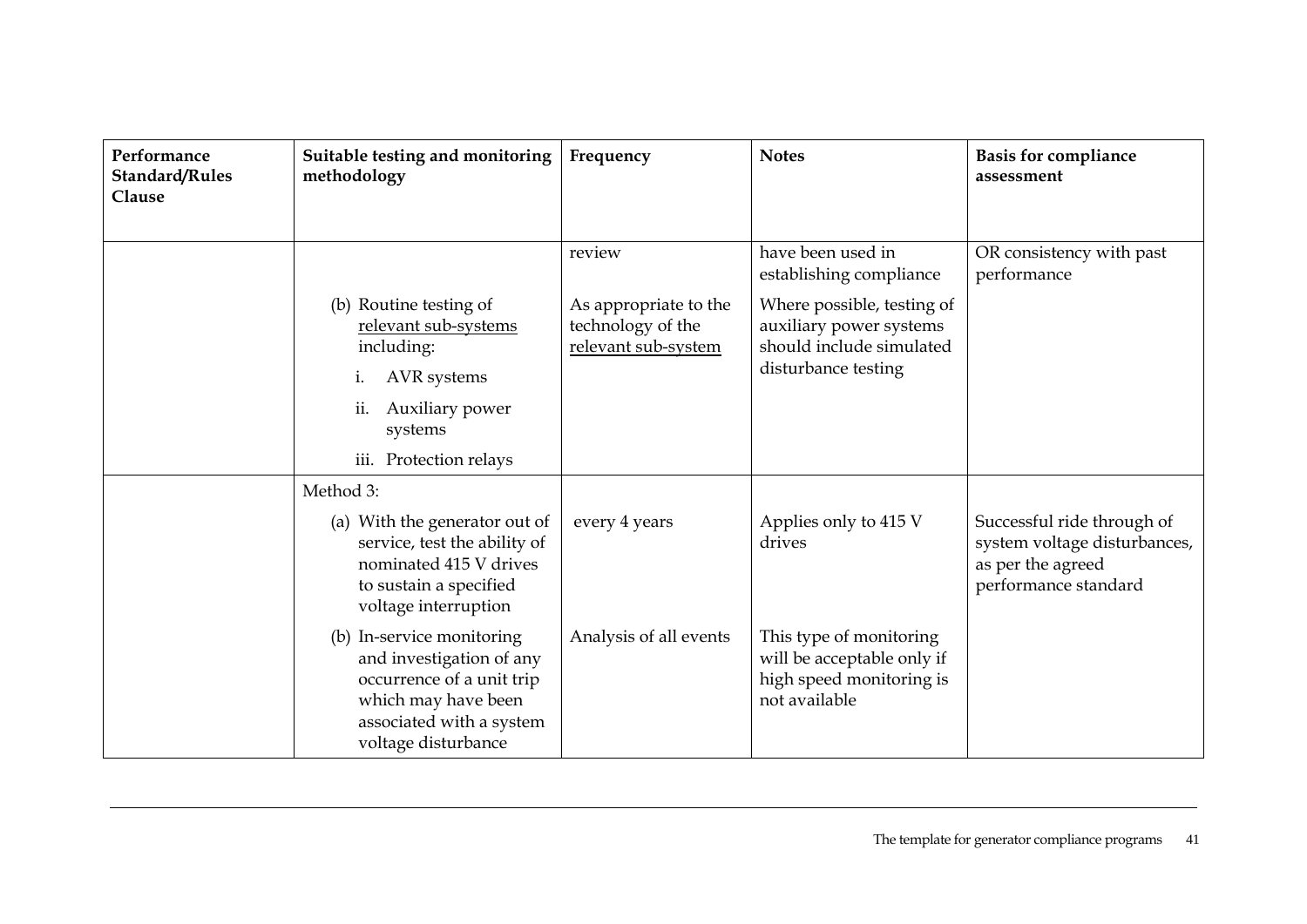| Performance Standard/Rules Clause | Suitable testing and monitoring methodology | Frequency | Notes | Basis for compliance assessment |
|---|---|---|---|---|
| | | review | have been used in establishing compliance | OR consistency with past performance |
| | (b) Routine testing of <u>relevant sub-systems</u> including:<br>i. AVR systems<br>ii. Auxiliary power systems<br>iii. Protection relays | As appropriate to the technology of the <u>relevant sub-system</u> | Where possible, testing of auxiliary power systems should include simulated disturbance testing | |
| | Method 3:<br>(a) With the generator out of service, test the ability of nominated 415 V drives to sustain a specified voltage interruption | every 4 years | Applies only to 415 V drives | Successful ride through of system voltage disturbances, as per the agreed performance standard |
| | (b) In-service monitoring and investigation of any occurrence of a unit trip which may have been associated with a system voltage disturbance | Analysis of all events | This type of monitoring will be acceptable only if high speed monitoring is not available | |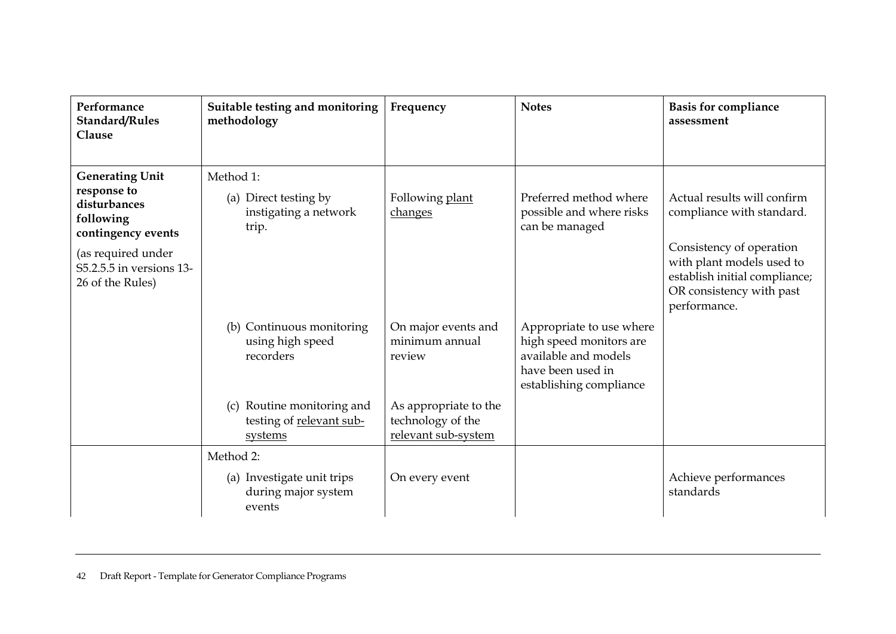| Performance Standard/Rules Clause | Suitable testing and monitoring methodology | Frequency | Notes | Basis for compliance assessment |
| --- | --- | --- | --- | --- |
| **Generating Unit response to disturbances following contingency events**<br><br>(as required under S5.2.5.5 in versions 13-26 of the Rules) | Method 1:<br><br>(a) Direct testing by instigating a network trip. | Following plant changes | Preferred method where possible and where risks can be managed | Actual results will confirm compliance with standard.<br><br>Consistency of operation with plant models used to establish initial compliance; OR consistency with past performance. |
| | (b) Continuous monitoring using high speed recorders | On major events and minimum annual review | Appropriate to use where high speed monitors are available and models have been used in establishing compliance | |
| | (c) Routine monitoring and testing of relevant sub-systems | As appropriate to the technology of the relevant sub-system | | |
| | Method 2:<br><br>(a) Investigate unit trips during major system events | On every event | | Achieve performances standards |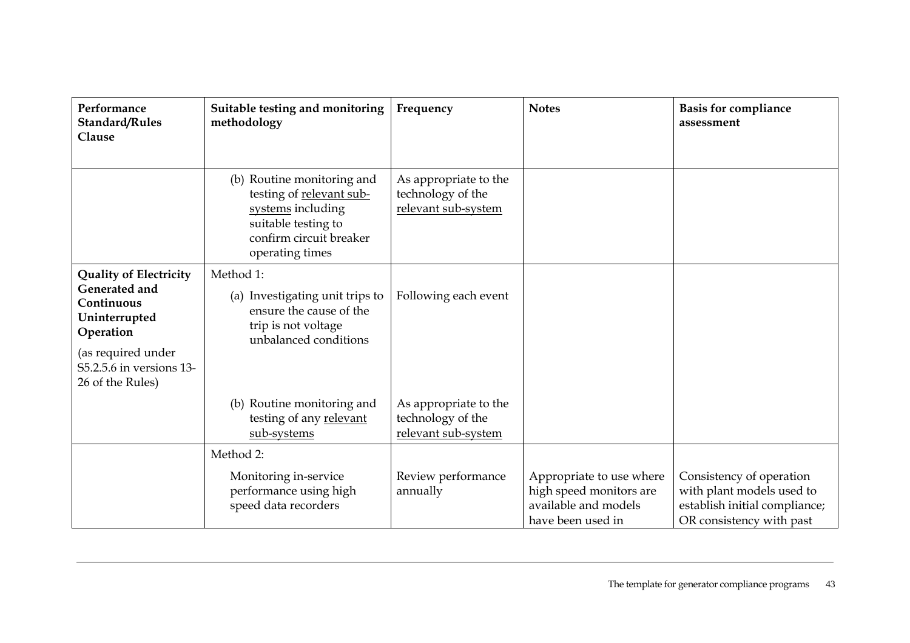| Performance Standard/Rules Clause | Suitable testing and monitoring methodology | Frequency | Notes | Basis for compliance assessment |
|---|---|---|---|---|
| | (b) Routine monitoring and testing of relevant sub-systems including suitable testing to confirm circuit breaker operating times | As appropriate to the technology of the relevant sub-system | | |
| **Quality of Electricity Generated and Continuous Uninterrupted Operation** (as required under S5.2.5.6 in versions 13-26 of the Rules) | Method 1: (a) Investigating unit trips to ensure the cause of the trip is not voltage unbalanced conditions | Following each event | | |
| | (b) Routine monitoring and testing of any relevant sub-systems | As appropriate to the technology of the relevant sub-system | | |
| | Method 2: Monitoring in-service performance using high speed data recorders | Review performance annually | Appropriate to use where high speed monitors are available and models have been used in | Consistency of operation with plant models used to establish initial compliance; OR consistency with past |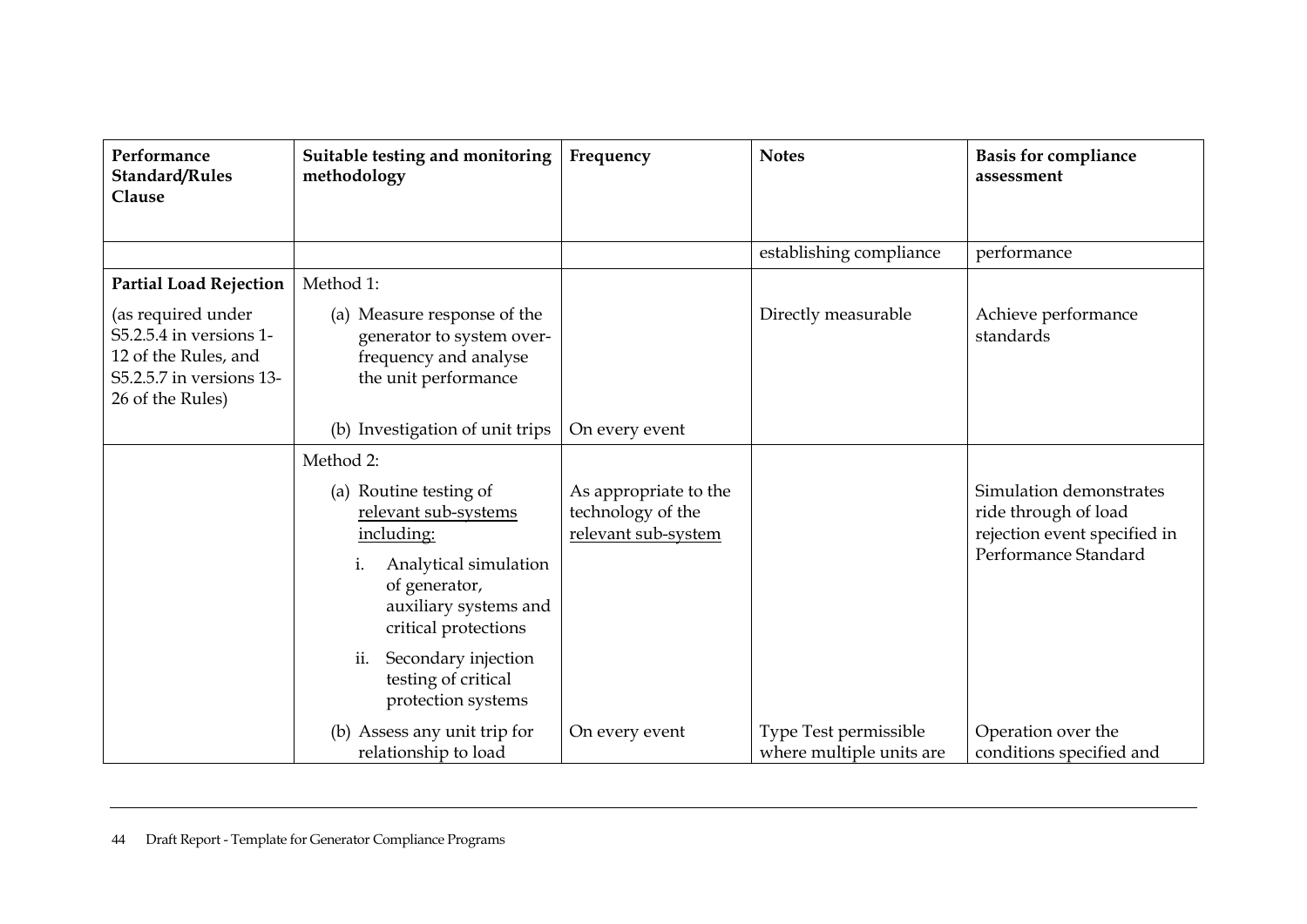| Performance Standard/Rules Clause | Suitable testing and monitoring methodology | Frequency | Notes | Basis for compliance assessment |
|---|---|---|---|---|
| | | | establishing compliance | performance |
| **Partial Load Rejection** (as required under S5.2.5.4 in versions 1-12 of the Rules, and S5.2.5.7 in versions 13-26 of the Rules) | Method 1: (a) Measure response of the generator to system over-frequency and analyse the unit performance | | Directly measurable | Achieve performance standards |
| | (b) Investigation of unit trips | On every event | | |
| | Method 2: (a) Routine testing of relevant sub-systems including: i. Analytical simulation of generator, auxiliary systems and critical protections ii. Secondary injection testing of critical protection systems | As appropriate to the technology of the relevant sub-system | | Simulation demonstrates ride through of load rejection event specified in Performance Standard |
| | (b) Assess any unit trip for relationship to load | On every event | Type Test permissible where multiple units are | Operation over the conditions specified and |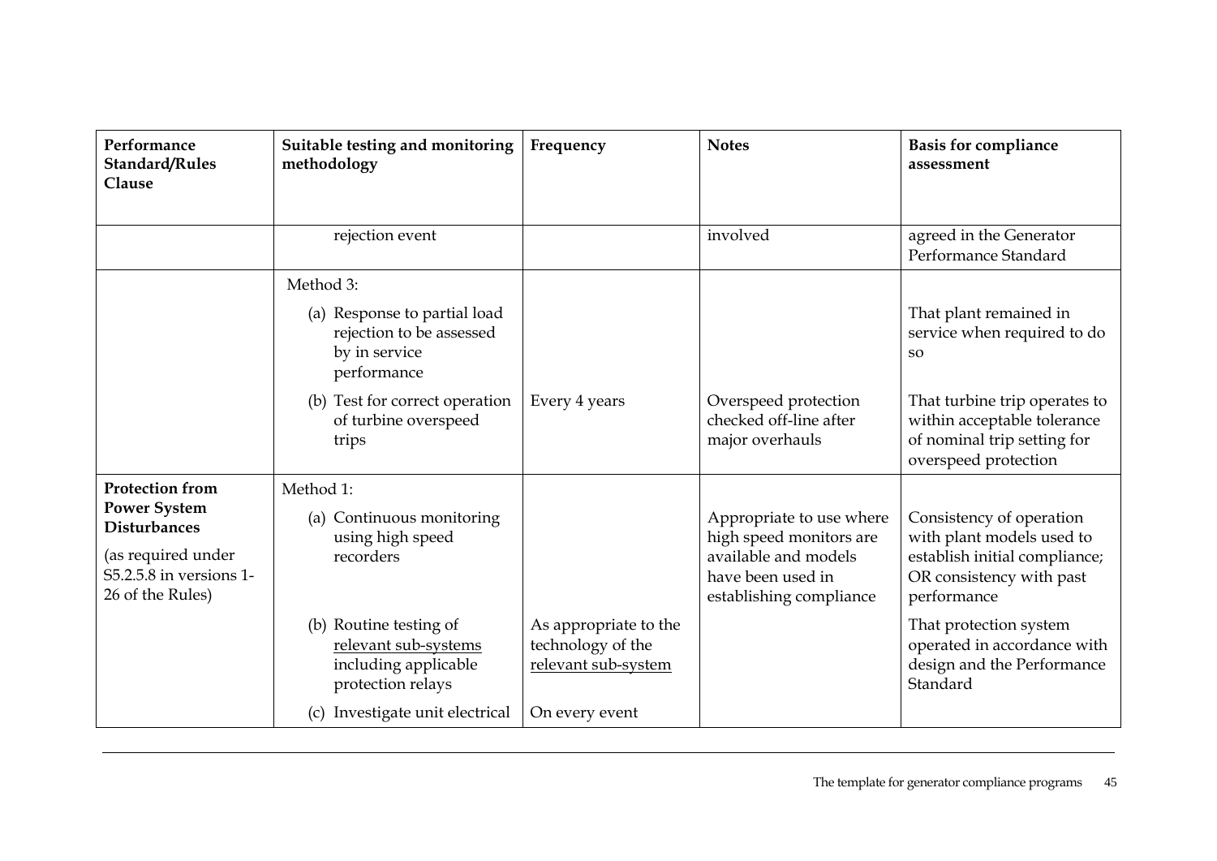| Performance Standard/Rules Clause | Suitable testing and monitoring methodology | Frequency | Notes | Basis for compliance assessment |
|---|---|---|---|---|
| | rejection event | | involved | agreed in the Generator Performance Standard |
| | Method 3: | | | |
| | (a) Response to partial load rejection to be assessed by in service performance | | | That plant remained in service when required to do so |
| | (b) Test for correct operation of turbine overspeed trips | Every 4 years | Overspeed protection checked off-line after major overhauls | That turbine trip operates to within acceptable tolerance of nominal trip setting for overspeed protection |
| **Protection from Power System Disturbances** (as required under S5.2.5.8 in versions 1-26 of the Rules) | Method 1: | | | |
| | (a) Continuous monitoring using high speed recorders | | Appropriate to use where high speed monitors are available and models have been used in establishing compliance | Consistency of operation with plant models used to establish initial compliance; OR consistency with past performance |
| | (b) Routine testing of relevant sub-systems including applicable protection relays | As appropriate to the technology of the relevant sub-system | | That protection system operated in accordance with design and the Performance Standard |
| | (c) Investigate unit electrical | On every event | | |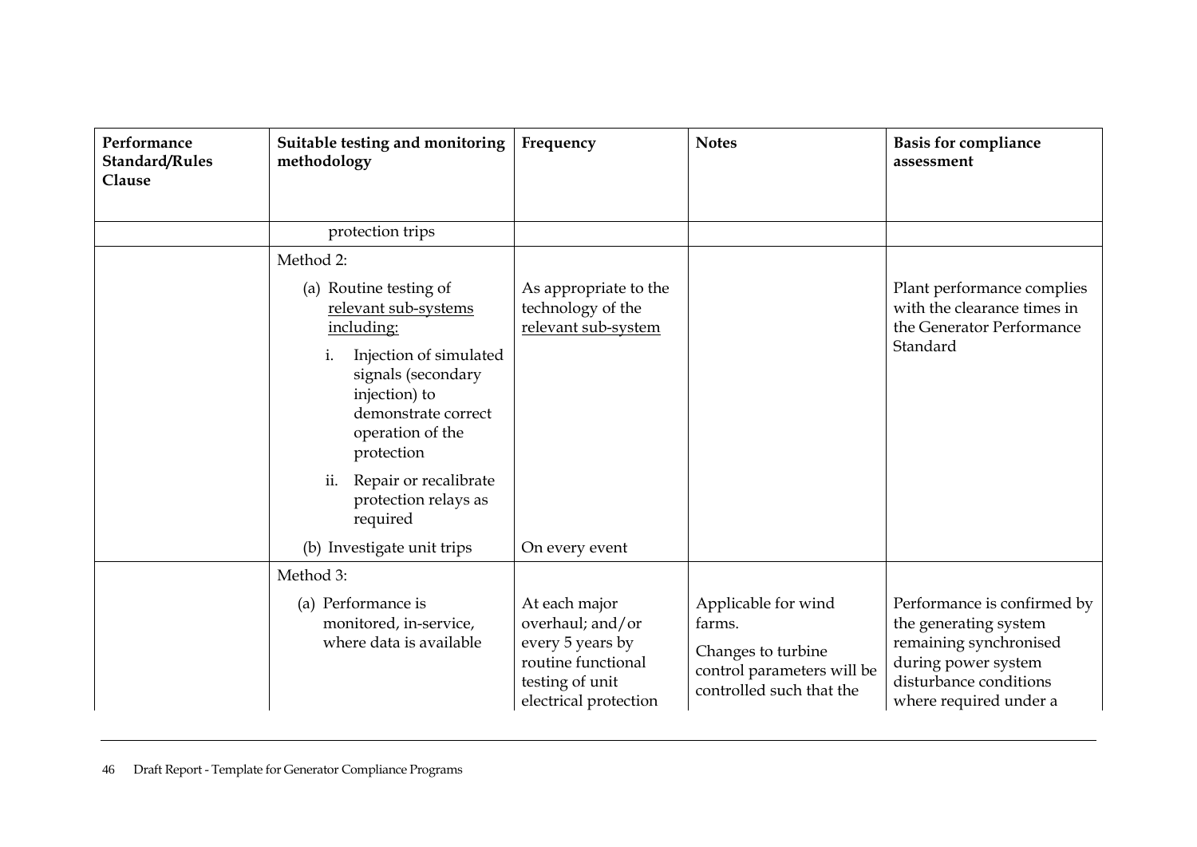| Performance Standard/Rules Clause | Suitable testing and monitoring methodology | Frequency | Notes | Basis for compliance assessment |
|---|---|---|---|---|
| | protection trips | | | |
| | Method 2:<br>(a) Routine testing of <u>relevant sub-systems including:</u><br>i. Injection of simulated signals (secondary injection) to demonstrate correct operation of the protection<br>ii. Repair or recalibrate protection relays as required | As appropriate to the technology of the <u>relevant sub-system</u> | | Plant performance complies with the clearance times in the Generator Performance Standard |
| | (b) Investigate unit trips | On every event | | |
| | Method 3:<br>(a) Performance is monitored, in-service, where data is available | At each major overhaul; and/or every 5 years by routine functional testing of unit electrical protection | Applicable for wind farms.<br>Changes to turbine control parameters will be controlled such that the | Performance is confirmed by the generating system remaining synchronised during power system disturbance conditions where required under a |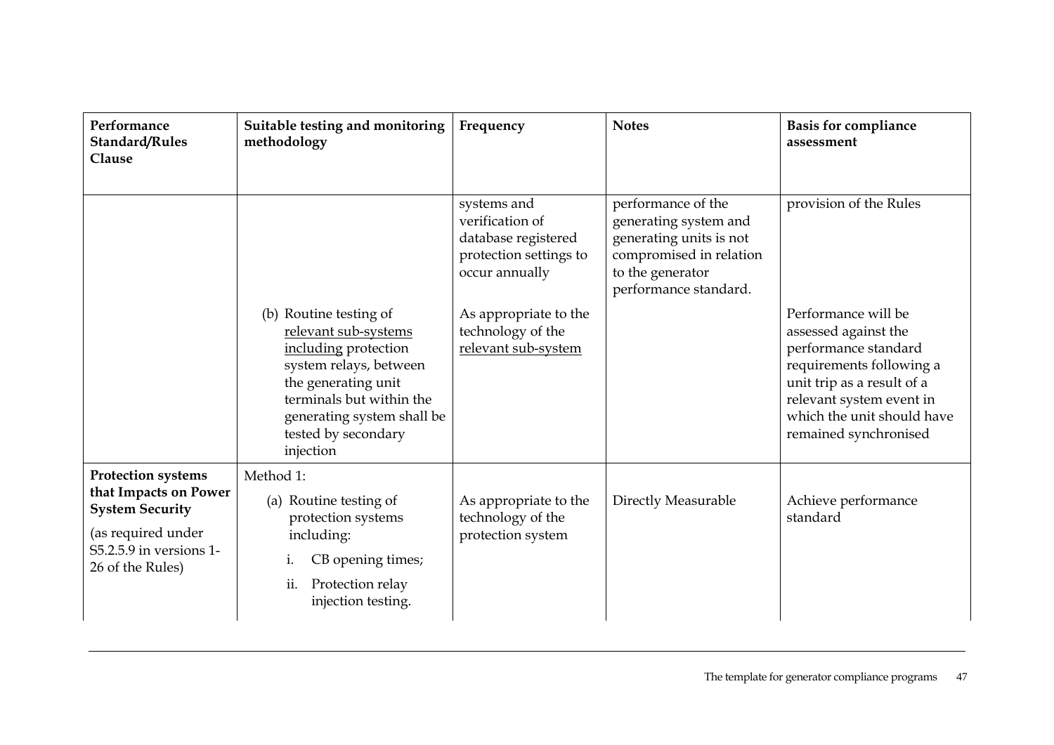| Performance Standard/Rules Clause | Suitable testing and monitoring methodology | Frequency | Notes | Basis for compliance assessment |
|---|---|---|---|---|
| | | systems and verification of database registered protection settings to occur annually | performance of the generating system and generating units is not compromised in relation to the generator performance standard. | provision of the Rules |
| | (b) Routine testing of <u>relevant sub-systems including</u> protection system relays, between the generating unit terminals but within the generating system shall be tested by secondary injection | As appropriate to the technology of the <u>relevant sub-system</u> | | Performance will be assessed against the performance standard requirements following a unit trip as a result of a relevant system event in which the unit should have remained synchronised |
| **Protection systems that Impacts on Power System Security** (as required under S5.2.5.9 in versions 1-26 of the Rules) | Method 1: (a) Routine testing of protection systems including: i. CB opening times; ii. Protection relay injection testing. | As appropriate to the technology of the protection system | Directly Measurable | Achieve performance standard |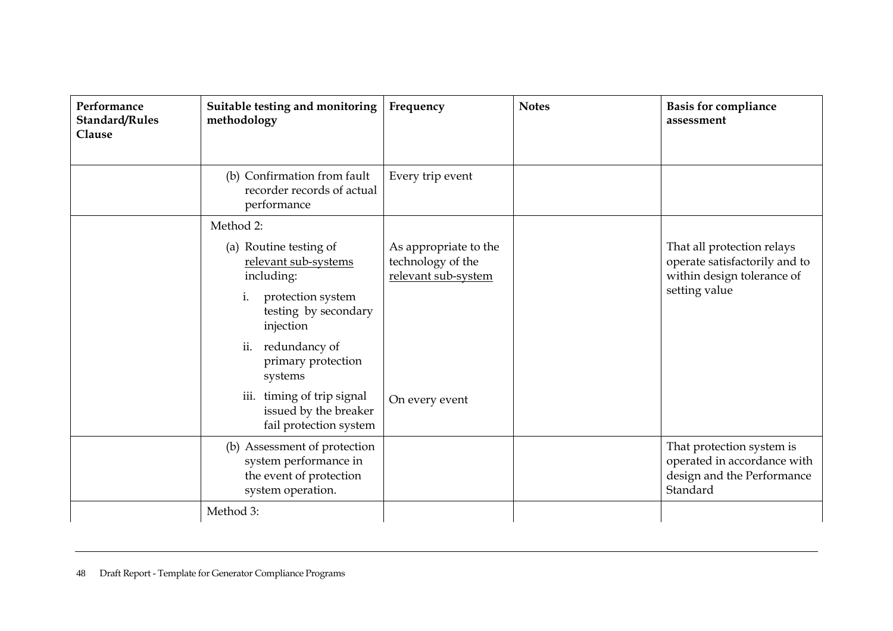| Performance Standard/Rules Clause | Suitable testing and monitoring methodology | Frequency | Notes | Basis for compliance assessment |
|---|---|---|---|---|
| | (b) Confirmation from fault recorder records of actual performance | Every trip event | | |
| | Method 2:<br>(a) Routine testing of <u>relevant sub-systems</u> including:<br>i. protection system testing by secondary injection<br>ii. redundancy of primary protection systems<br>iii. timing of trip signal issued by the breaker fail protection system | As appropriate to the technology of the <u>relevant sub-system</u><br><br>On every event | | That all protection relays operate satisfactorily and to within design tolerance of setting value |
| | (b) Assessment of protection system performance in the event of protection system operation. | | | That protection system is operated in accordance with design and the Performance Standard |
| | Method 3: | | | |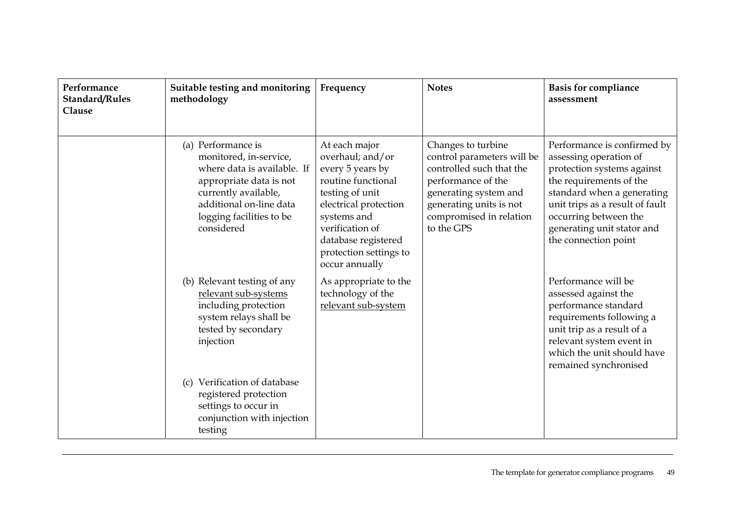| Performance Standard/Rules Clause | Suitable testing and monitoring methodology | Frequency | Notes | Basis for compliance assessment |
|---|---|---|---|---|
| | (a) Performance is monitored, in-service, where data is available. If appropriate data is not currently available, additional on-line data logging facilities to be considered | At each major overhaul; and/or every 5 years by routine functional testing of unit electrical protection systems and verification of database registered protection settings to occur annually | Changes to turbine control parameters will be controlled such that the performance of the generating system and generating units is not compromised in relation to the GPS | Performance is confirmed by assessing operation of protection systems against the requirements of the standard when a generating unit trips as a result of fault occurring between the generating unit stator and the connection point |
| | (b) Relevant testing of any relevant sub-systems including protection system relays shall be tested by secondary injection | As appropriate to the technology of the relevant sub-system | | Performance will be assessed against the performance standard requirements following a unit trip as a result of a relevant system event in which the unit should have remained synchronised |
| | (c) Verification of database registered protection settings to occur in conjunction with injection testing | | | |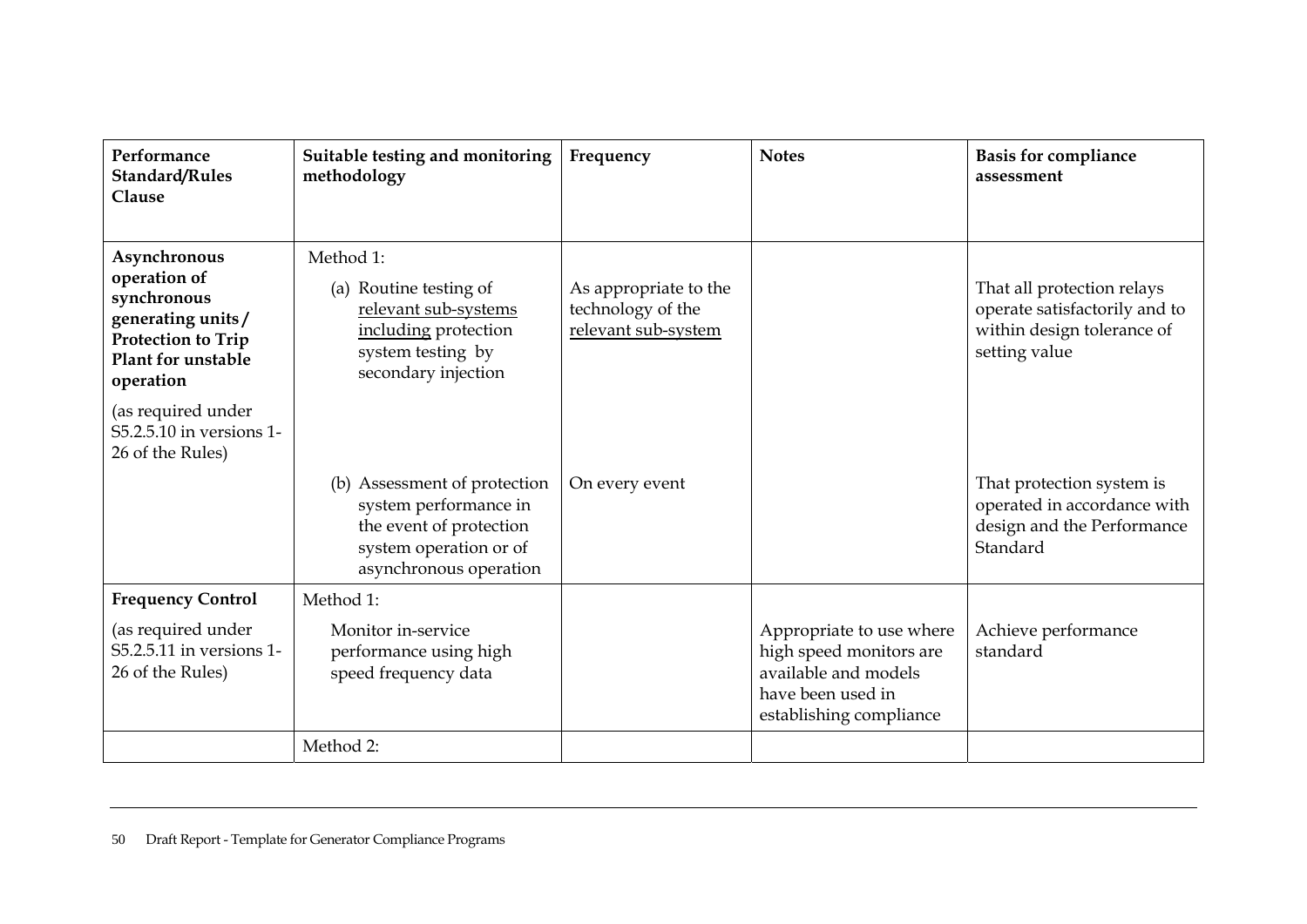| Performance Standard/Rules Clause | Suitable testing and monitoring methodology | Frequency | Notes | Basis for compliance assessment |
|---|---|---|---|---|
| **Asynchronous operation of synchronous generating units / Protection to Trip Plant for unstable operation** (as required under S5.2.5.10 in versions 1-26 of the Rules) | Method 1: (a) Routine testing of relevant sub-systems including protection system testing by secondary injection | As appropriate to the technology of the relevant sub-system | | That all protection relays operate satisfactorily and to within design tolerance of setting value |
| | (b) Assessment of protection system performance in the event of protection system operation or of asynchronous operation | On every event | | That protection system is operated in accordance with design and the Performance Standard |
| **Frequency Control** (as required under S5.2.5.11 in versions 1-26 of the Rules) | Method 1: Monitor in-service performance using high speed frequency data | | Appropriate to use where high speed monitors are available and models have been used in establishing compliance | Achieve performance standard |
| | Method 2: | | | |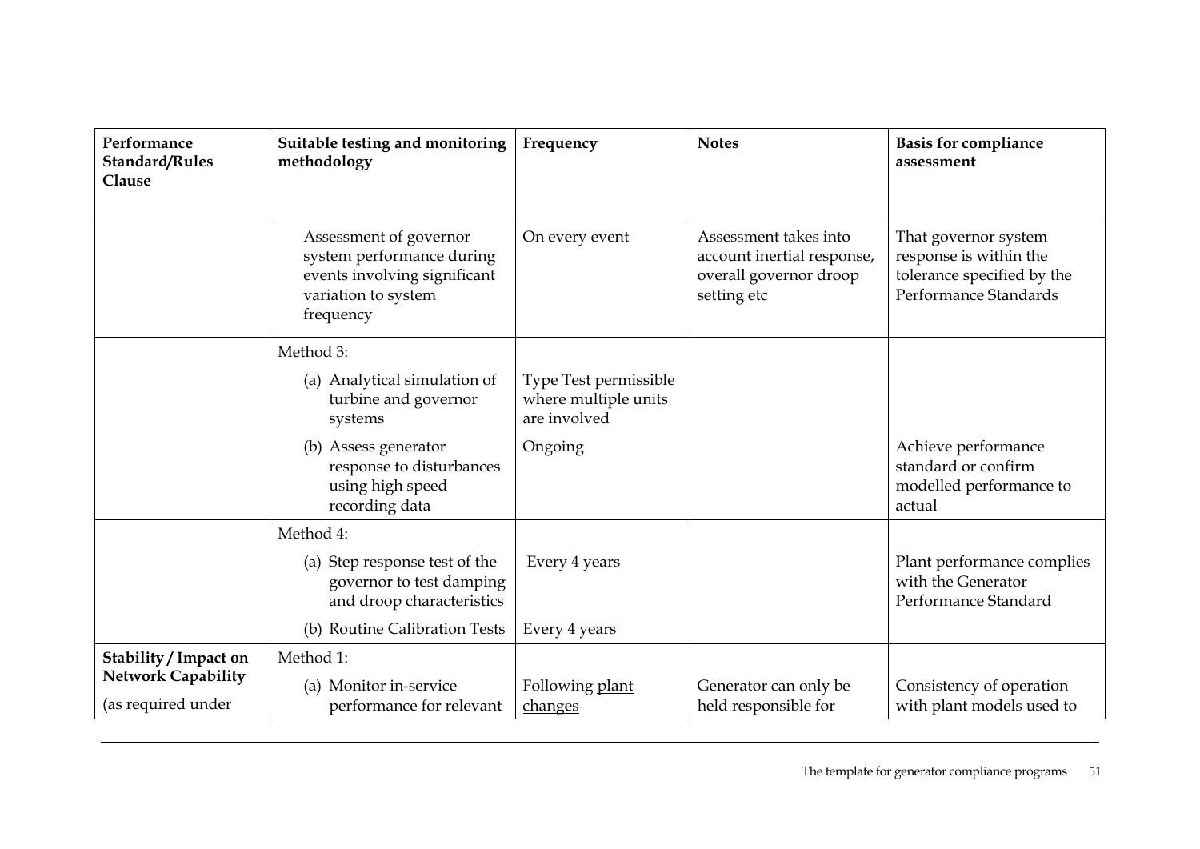| Performance Standard/Rules Clause | Suitable testing and monitoring methodology | Frequency | Notes | Basis for compliance assessment |
|---|---|---|---|---|
| | Assessment of governor system performance during events involving significant variation to system frequency | On every event | Assessment takes into account inertial response, overall governor droop setting etc | That governor system response is within the tolerance specified by the Performance Standards |
| | Method 3: | | | |
| | (a) Analytical simulation of turbine and governor systems | Type Test permissible where multiple units are involved | | |
| | (b) Assess generator response to disturbances using high speed recording data | Ongoing | | Achieve performance standard or confirm modelled performance to actual |
| | Method 4: | | | |
| | (a) Step response test of the governor to test damping and droop characteristics | Every 4 years | | Plant performance complies with the Generator Performance Standard |
| | (b) Routine Calibration Tests | Every 4 years | | |
| **Stability / Impact on Network Capability** (as required under | Method 1: (a) Monitor in-service performance for relevant | Following plant changes | Generator can only be held responsible for | Consistency of operation with plant models used to |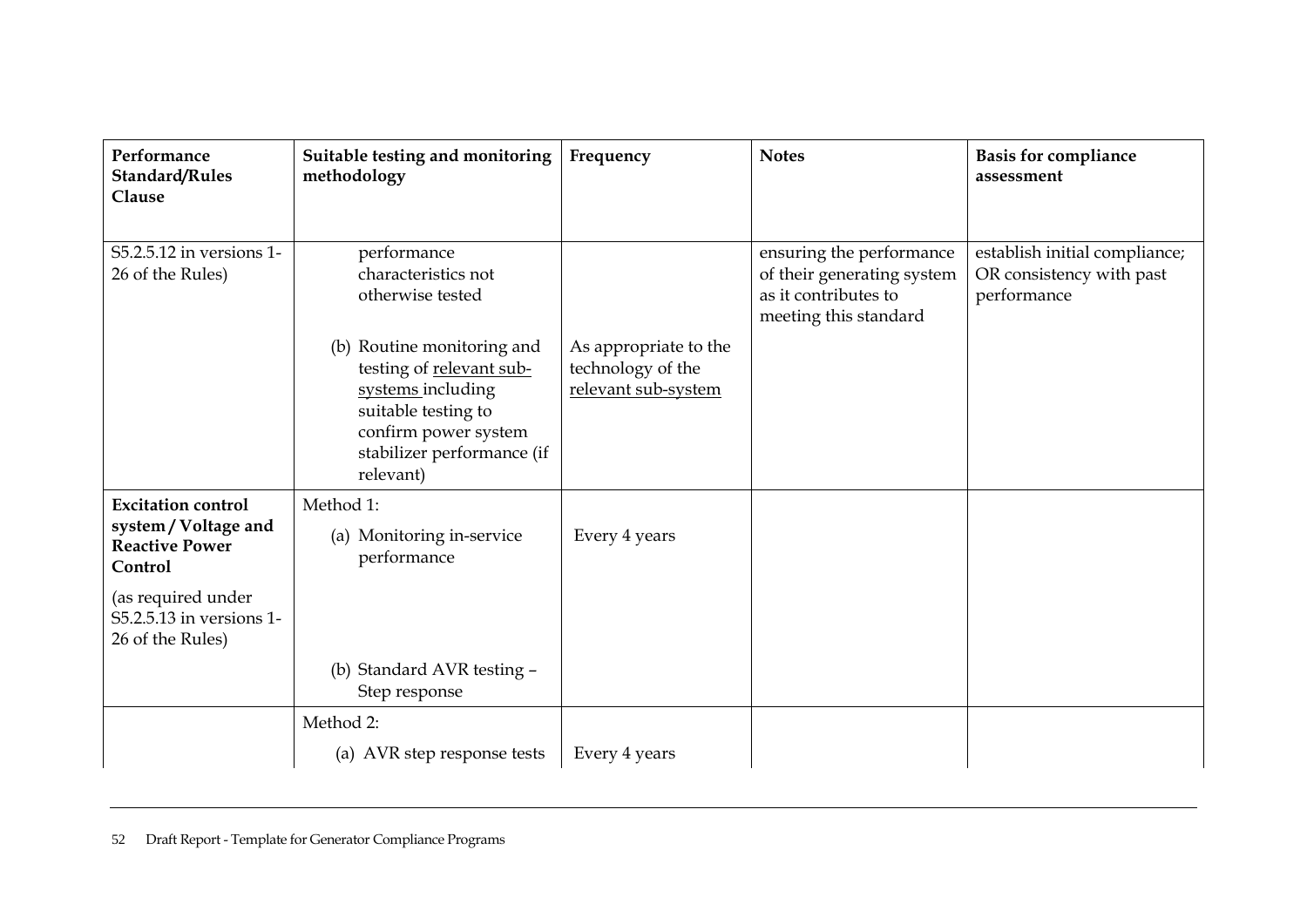| Performance Standard/Rules Clause | Suitable testing and monitoring methodology | Frequency | Notes | Basis for compliance assessment |
|---|---|---|---|---|
| S5.2.5.12 in versions 1-26 of the Rules) | performance characteristics not otherwise tested | | ensuring the performance of their generating system as it contributes to meeting this standard | establish initial compliance; OR consistency with past performance |
| | (b) Routine monitoring and testing of relevant sub-systems including suitable testing to confirm power system stabilizer performance (if relevant) | As appropriate to the technology of the relevant sub-system | | |
| **Excitation control system / Voltage and Reactive Power Control** (as required under S5.2.5.13 in versions 1-26 of the Rules) | Method 1: (a) Monitoring in-service performance | Every 4 years | | |
| | (b) Standard AVR testing – Step response | | | |
| | Method 2: (a) AVR step response tests | Every 4 years | | |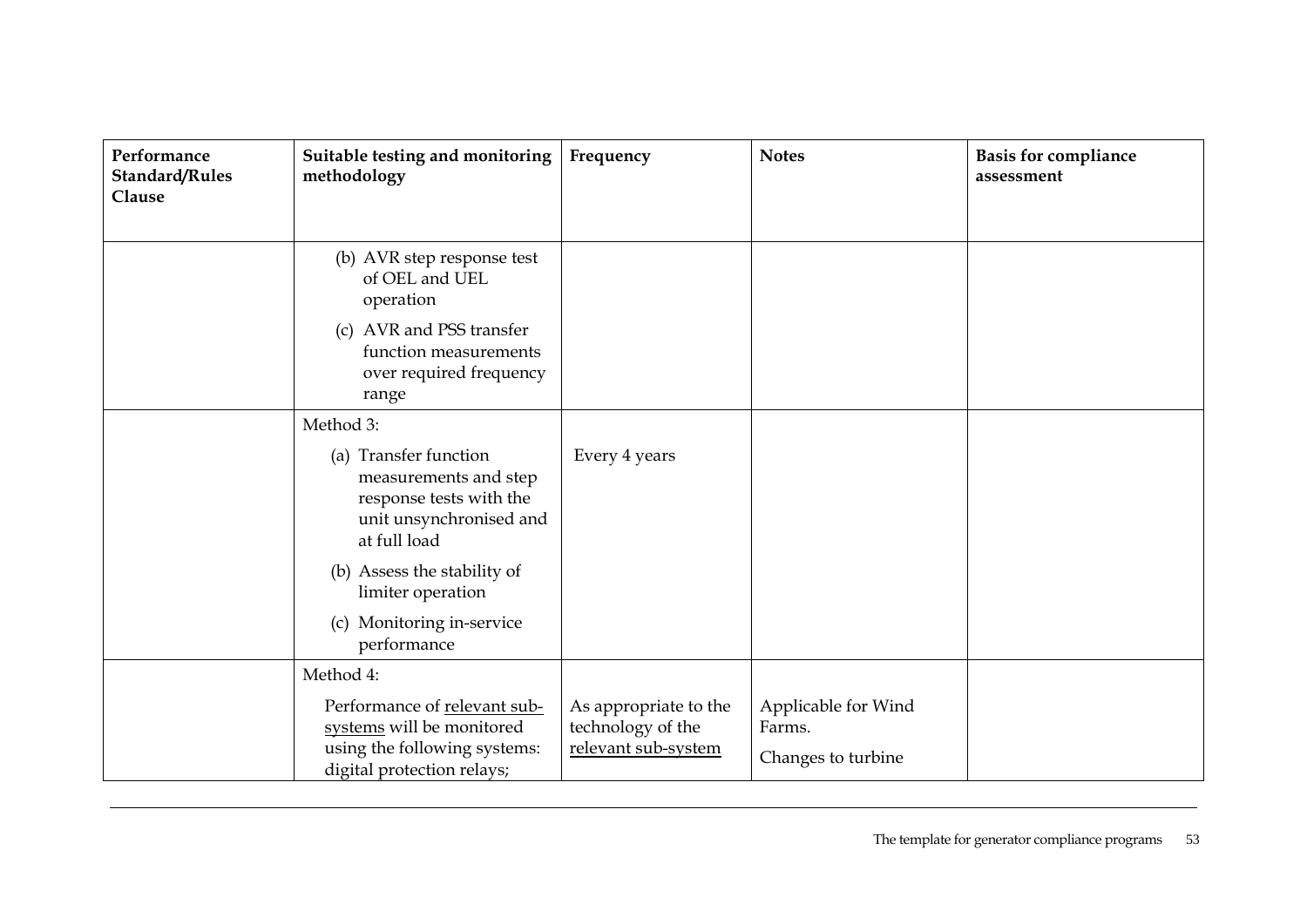| Performance Standard/Rules Clause | Suitable testing and monitoring methodology | Frequency | Notes | Basis for compliance assessment |
|---|---|---|---|---|
| | (b) AVR step response test of OEL and UEL operation<br>(c) AVR and PSS transfer function measurements over required frequency range | | | |
| | Method 3:<br>(a) Transfer function measurements and step response tests with the unit unsynchronised and at full load<br>(b) Assess the stability of limiter operation<br>(c) Monitoring in-service performance | Every 4 years | | |
| | Method 4:<br>Performance of relevant sub-systems will be monitored using the following systems: digital protection relays; | As appropriate to the technology of the relevant sub-system | Applicable for Wind Farms.<br>Changes to turbine | |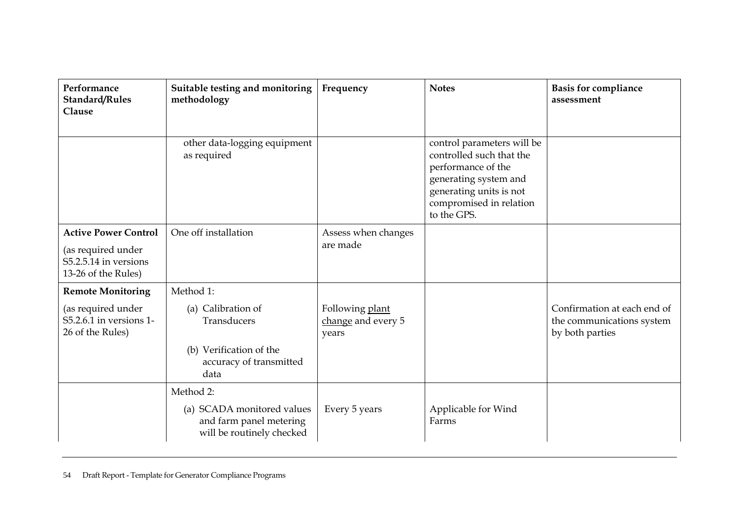| Performance Standard/Rules Clause | Suitable testing and monitoring methodology | Frequency | Notes | Basis for compliance assessment |
| --- | --- | --- | --- | --- |
| | other data-logging equipment as required | | control parameters will be controlled such that the performance of the generating system and generating units is not compromised in relation to the GPS. | |
| **Active Power Control** (as required under S5.2.5.14 in versions 13-26 of the Rules) | One off installation | Assess when changes are made | | |
| **Remote Monitoring** (as required under S5.2.6.1 in versions 1-26 of the Rules) | Method 1: (a) Calibration of Transducers (b) Verification of the accuracy of transmitted data | Following plant change and every 5 years | | Confirmation at each end of the communications system by both parties |
| | Method 2: (a) SCADA monitored values and farm panel metering will be routinely checked | Every 5 years | Applicable for Wind Farms | |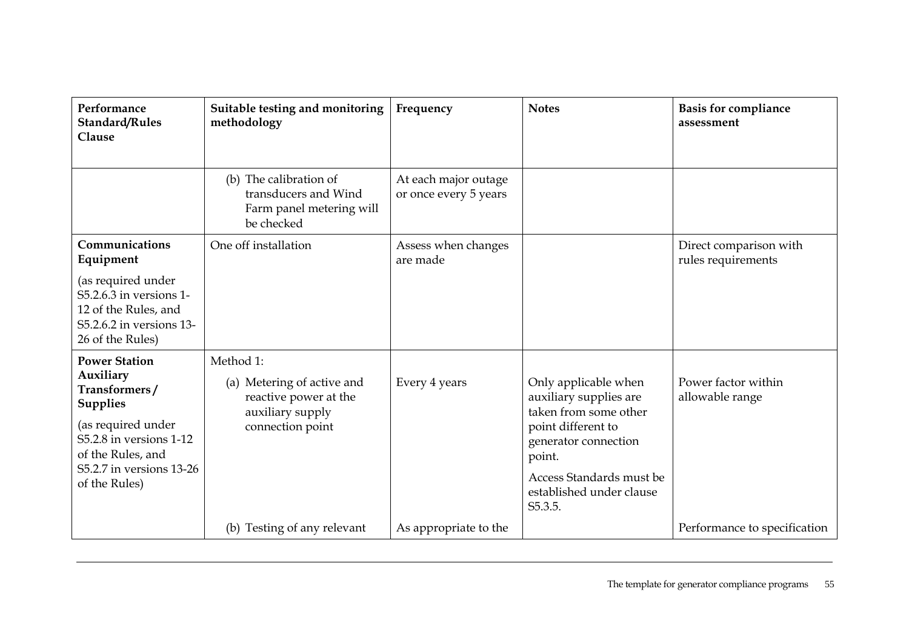| Performance Standard/Rules Clause | Suitable testing and monitoring methodology | Frequency | Notes | Basis for compliance assessment |
|---|---|---|---|---|
| | (b) The calibration of transducers and Wind Farm panel metering will be checked | At each major outage or once every 5 years | | |
| **Communications Equipment** <br> (as required under S5.2.6.3 in versions 1-12 of the Rules, and S5.2.6.2 in versions 13-26 of the Rules) | One off installation | Assess when changes are made | | Direct comparison with rules requirements |
| **Power Station Auxiliary Transformers / Supplies** <br> (as required under S5.2.8 in versions 1-12 of the Rules, and S5.2.7 in versions 13-26 of the Rules) | Method 1: <br> (a) Metering of active and reactive power at the auxiliary supply connection point | Every 4 years | Only applicable when auxiliary supplies are taken from some other point different to generator connection point. <br> Access Standards must be established under clause S5.3.5. | Power factor within allowable range |
| | (b) Testing of any relevant | As appropriate to the | | Performance to specification |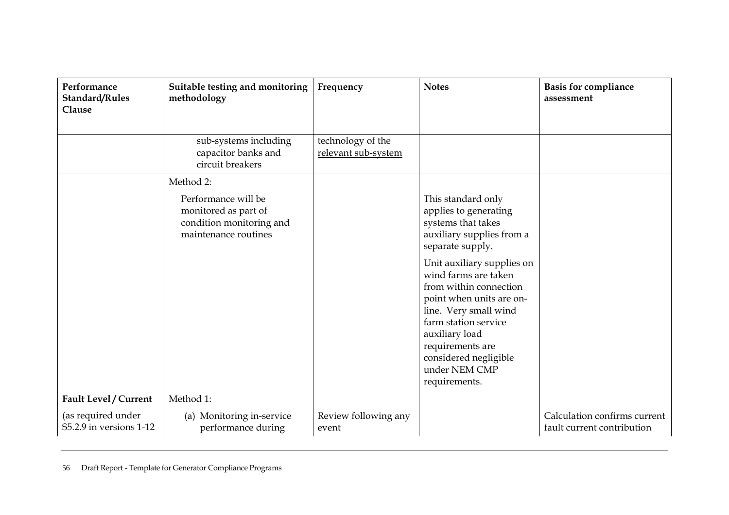| Performance Standard/Rules Clause | Suitable testing and monitoring methodology | Frequency | Notes | Basis for compliance assessment |
|---|---|---|---|---|
| | sub-systems including capacitor banks and circuit breakers | technology of the relevant sub-system | | |
| | Method 2:<br><br>Performance will be monitored as part of condition monitoring and maintenance routines | | This standard only applies to generating systems that takes auxiliary supplies from a separate supply.<br><br>Unit auxiliary supplies on wind farms are taken from within connection point when units are on-line. Very small wind farm station service auxiliary load requirements are considered negligible under NEM CMP requirements. | |
| **Fault Level / Current**<br><br>(as required under S5.2.9 in versions 1-12 | Method 1:<br><br>(a) Monitoring in-service performance during | Review following any event | | Calculation confirms current fault current contribution |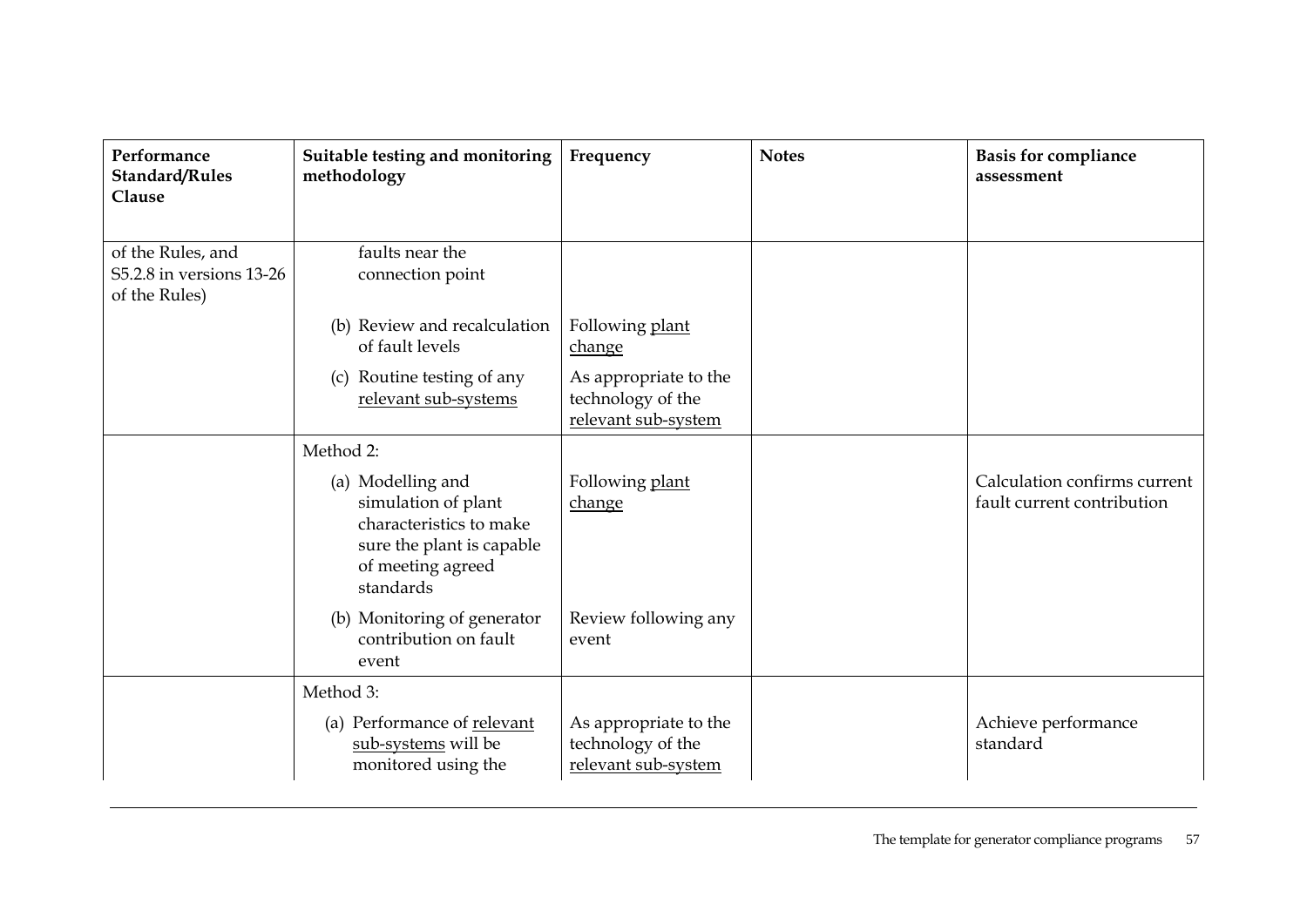| Performance Standard/Rules Clause | Suitable testing and monitoring methodology | Frequency | Notes | Basis for compliance assessment |
|---|---|---|---|---|
| of the Rules, and S5.2.8 in versions 13-26 of the Rules) | faults near the connection point | | | |
| | (b) Review and recalculation of fault levels | Following plant change | | |
| | (c) Routine testing of any relevant sub-systems | As appropriate to the technology of the relevant sub-system | | |
| | Method 2: | | | |
| | (a) Modelling and simulation of plant characteristics to make sure the plant is capable of meeting agreed standards | Following plant change | | Calculation confirms current fault current contribution |
| | (b) Monitoring of generator contribution on fault event | Review following any event | | |
| | Method 3: | | | |
| | (a) Performance of relevant sub-systems will be monitored using the | As appropriate to the technology of the relevant sub-system | | Achieve performance standard |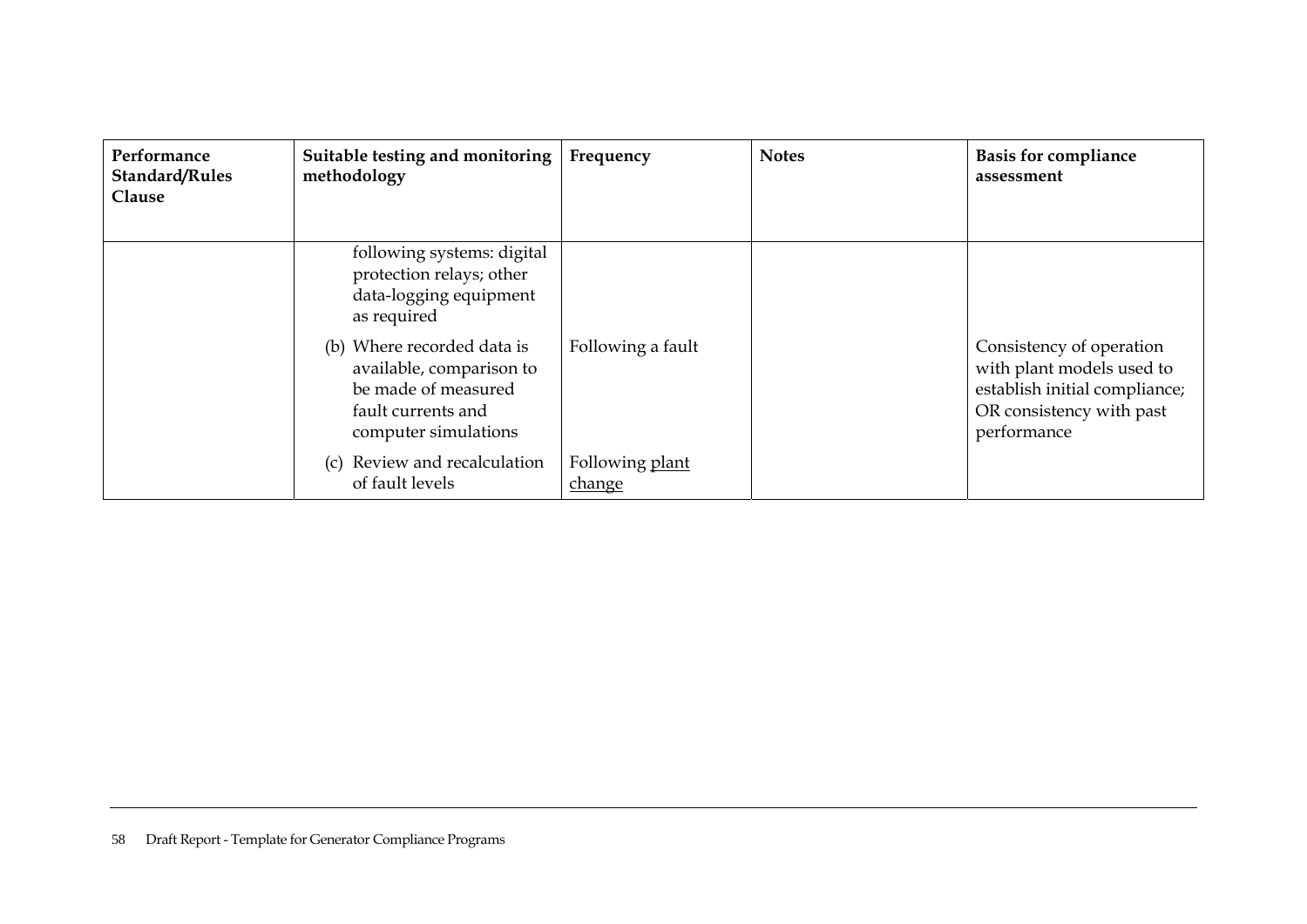| Performance Standard/Rules Clause | Suitable testing and monitoring methodology | Frequency | Notes | Basis for compliance assessment |
|---|---|---|---|---|
| | following systems: digital protection relays; other data-logging equipment as required | | | |
| | (b) Where recorded data is available, comparison to be made of measured fault currents and computer simulations | Following a fault | | Consistency of operation with plant models used to establish initial compliance; OR consistency with past performance |
| | (c) Review and recalculation of fault levels | Following plant change | | |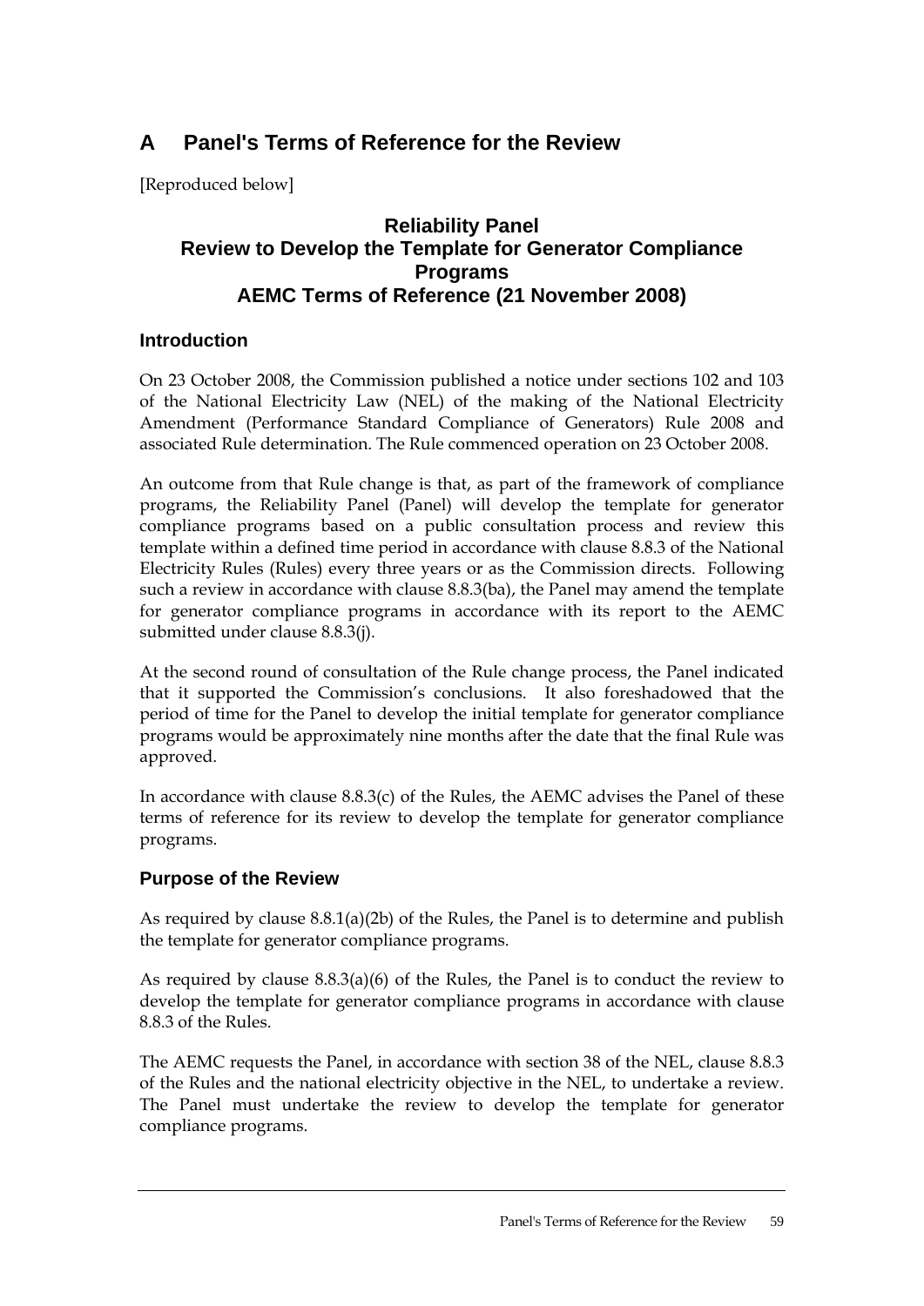# A Panel's Terms of Reference for the Review

[Reproduced below]

## Reliability Panel
## Review to Develop the Template for Generator Compliance Programs
## AEMC Terms of Reference (21 November 2008)

### Introduction

On 23 October 2008, the Commission published a notice under sections 102 and 103 of the National Electricity Law (NEL) of the making of the National Electricity Amendment (Performance Standard Compliance of Generators) Rule 2008 and associated Rule determination. The Rule commenced operation on 23 October 2008.

An outcome from that Rule change is that, as part of the framework of compliance programs, the Reliability Panel (Panel) will develop the template for generator compliance programs based on a public consultation process and review this template within a defined time period in accordance with clause 8.8.3 of the National Electricity Rules (Rules) every three years or as the Commission directs. Following such a review in accordance with clause 8.8.3(ba), the Panel may amend the template for generator compliance programs in accordance with its report to the AEMC submitted under clause 8.8.3(j).

At the second round of consultation of the Rule change process, the Panel indicated that it supported the Commission's conclusions. It also foreshadowed that the period of time for the Panel to develop the initial template for generator compliance programs would be approximately nine months after the date that the final Rule was approved.

In accordance with clause 8.8.3(c) of the Rules, the AEMC advises the Panel of these terms of reference for its review to develop the template for generator compliance programs.

### Purpose of the Review

As required by clause 8.8.1(a)(2b) of the Rules, the Panel is to determine and publish the template for generator compliance programs.

As required by clause 8.8.3(a)(6) of the Rules, the Panel is to conduct the review to develop the template for generator compliance programs in accordance with clause 8.8.3 of the Rules.

The AEMC requests the Panel, in accordance with section 38 of the NEL, clause 8.8.3 of the Rules and the national electricity objective in the NEL, to undertake a review. The Panel must undertake the review to develop the template for generator compliance programs.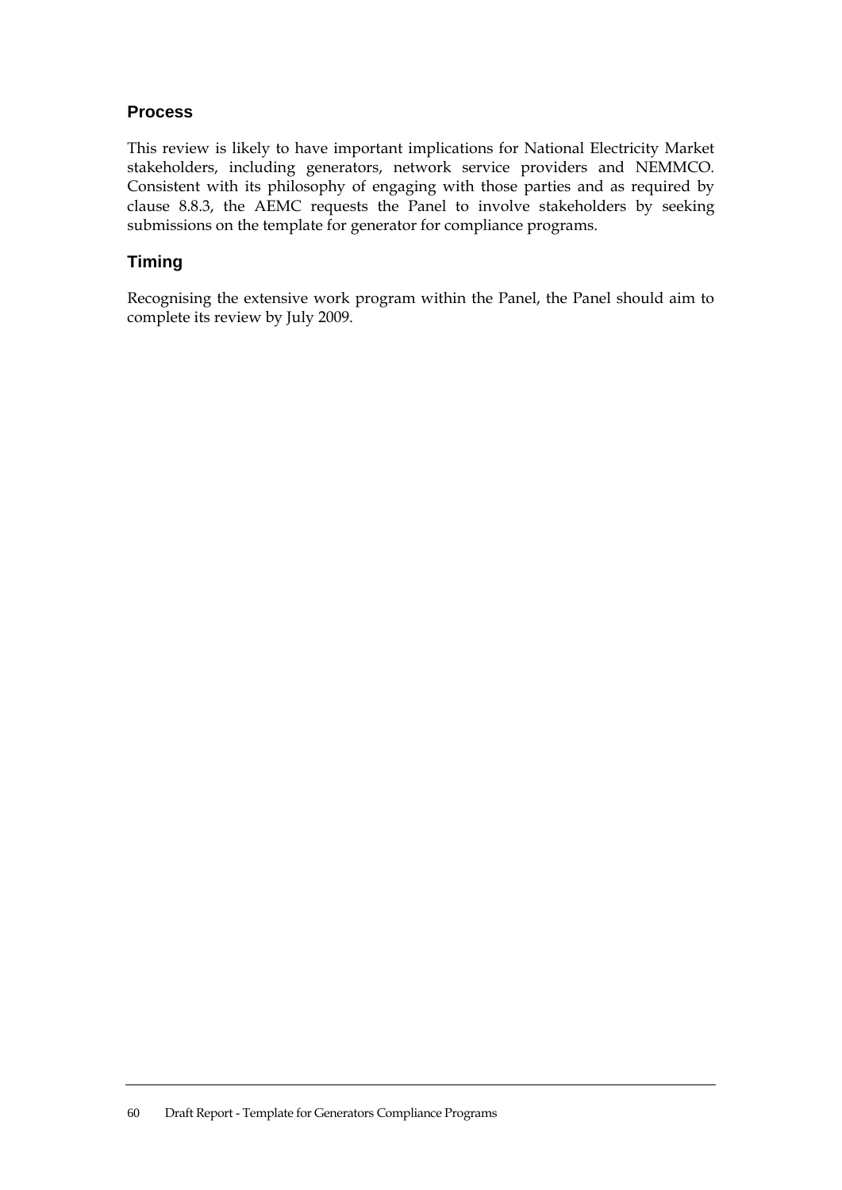## Process

This review is likely to have important implications for National Electricity Market stakeholders, including generators, network service providers and NEMMCO. Consistent with its philosophy of engaging with those parties and as required by clause 8.8.3, the AEMC requests the Panel to involve stakeholders by seeking submissions on the template for generator for compliance programs.

## Timing

Recognising the extensive work program within the Panel, the Panel should aim to complete its review by July 2009.